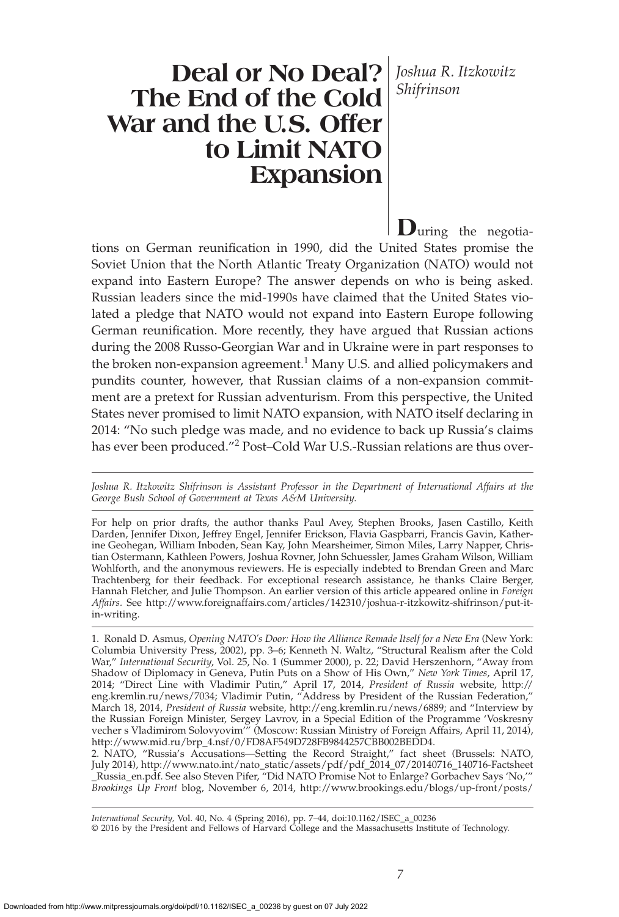# Deal or No Deal? The End of the Cold War and the U.S. Offer to Limit NATO Expansion

*Joshua R. Itzkowitz Shifrinson*

During the negotiations on German reunification in 1990, did the United States promise the Soviet Union that the North Atlantic Treaty Organization (NATO) would not expand into Eastern Europe? The answer depends on who is being asked. Russian leaders since the mid-1990s have claimed that the United States violated a pledge that NATO would not expand into Eastern Europe following German reunification. More recently, they have argued that Russian actions during the 2008 Russo-Georgian War and in Ukraine were in part responses to the broken non-expansion agreement.[1] Many U.S. and allied policymakers and pundits counter, however, that Russian claims of a non-expansion commitment are a pretext for Russian adventurism. From this perspective, the United States never promised to limit NATO expansion, with NATO itself declaring in 2014: "No such pledge was made, and no evidence to back up Russia's claims has ever been produced."[2] Post–Cold War U.S.-Russian relations are thus over-

---

*Joshua R. Itzkowitz Shifrinson is Assistant Professor in the Department of International Affairs at the George Bush School of Government at Texas A&M University.*

For help on prior drafts, the author thanks Paul Avey, Stephen Brooks, Jasen Castillo, Keith Darden, Jennifer Dixon, Jeffrey Engel, Jennifer Erickson, Flavia Gaspbarri, Francis Gavin, Katherine Geohegan, William Inboden, Sean Kay, John Mearsheimer, Simon Miles, Larry Napper, Christian Ostermann, Kathleen Powers, Joshua Rovner, John Schuessler, James Graham Wilson, William Wohlforth, and the anonymous reviewers. He is especially indebted to Brendan Green and Marc Trachtenberg for their feedback. For exceptional research assistance, he thanks Claire Berger, Hannah Fletcher, and Julie Thompson. An earlier version of this article appeared online in *Foreign Affairs*. See http://www.foreignaffairs.com/articles/142310/joshua-r-itzkowitz-shifrinson/put-it-in-writing.

---

1. Ronald D. Asmus, *Opening NATO's Door: How the Alliance Remade Itself for a New Era* (New York: Columbia University Press, 2002), pp. 3–6; Kenneth N. Waltz, "Structural Realism after the Cold War," *International Security*, Vol. 25, No. 1 (Summer 2000), p. 22; David Herszenhorn, "Away from Shadow of Diplomacy in Geneva, Putin Puts on a Show of His Own," *New York Times*, April 17, 2014; "Direct Line with Vladimir Putin," April 17, 2014, *President of Russia* website, http://eng.kremlin.ru/news/7034; Vladimir Putin, "Address by President of the Russian Federation," March 18, 2014, *President of Russia* website, http://eng.kremlin.ru/news/6889; and "Interview by the Russian Foreign Minister, Sergey Lavrov, in a Special Edition of the Programme 'Voskresny vecher s Vladimirom Solovyovim'" (Moscow: Russian Ministry of Foreign Affairs, April 11, 2014), http://www.mid.ru/brp_4.nsf/0/FD8AF549D728FB9844257CBB002BEDD4.

2. NATO, "Russia's Accusations—Setting the Record Straight," fact sheet (Brussels: NATO, July 2014), http://www.nato.int/nato_static/assets/pdf/pdf_2014_07/20140716_140716-Factsheet_Russia_en.pdf. See also Steven Pifer, "Did NATO Promise Not to Enlarge? Gorbachev Says 'No,'" *Brookings Up Front* blog, November 6, 2014, http://www.brookings.edu/blogs/up-front/posts/

---

*International Security*, Vol. 40, No. 4 (Spring 2016), pp. 7–44, doi:10.1162/ISEC_a_00236
© 2016 by the President and Fellows of Harvard College and the Massachusetts Institute of Technology.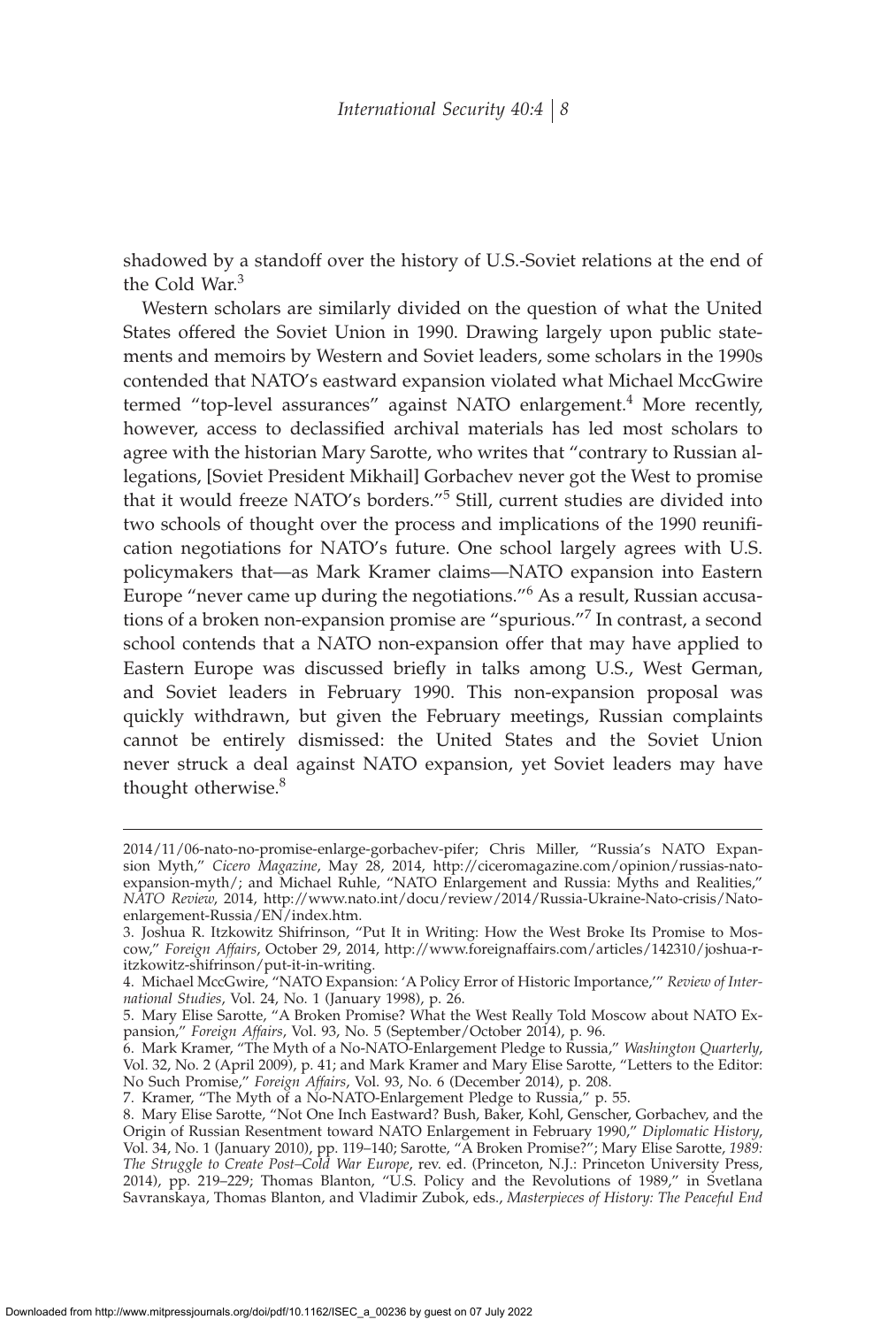shadowed by a standoff over the history of U.S.-Soviet relations at the end of the Cold War.[3]

Western scholars are similarly divided on the question of what the United States offered the Soviet Union in 1990. Drawing largely upon public statements and memoirs by Western and Soviet leaders, some scholars in the 1990s contended that NATO's eastward expansion violated what Michael MccGwire termed "top-level assurances" against NATO enlargement.[4] More recently, however, access to declassified archival materials has led most scholars to agree with the historian Mary Sarotte, who writes that "contrary to Russian allegations, [Soviet President Mikhail] Gorbachev never got the West to promise that it would freeze NATO's borders."[5] Still, current studies are divided into two schools of thought over the process and implications of the 1990 reunification negotiations for NATO's future. One school largely agrees with U.S. policymakers that—as Mark Kramer claims—NATO expansion into Eastern Europe "never came up during the negotiations."[6] As a result, Russian accusations of a broken non-expansion promise are "spurious."[7] In contrast, a second school contends that a NATO non-expansion offer that may have applied to Eastern Europe was discussed briefly in talks among U.S., West German, and Soviet leaders in February 1990. This non-expansion proposal was quickly withdrawn, but given the February meetings, Russian complaints cannot be entirely dismissed: the United States and the Soviet Union never struck a deal against NATO expansion, yet Soviet leaders may have thought otherwise.[8]

---

2014/11/06-nato-no-promise-enlarge-gorbachev-pifer; Chris Miller, "Russia's NATO Expansion Myth," *Cicero Magazine*, May 28, 2014, http://ciceromagazine.com/opinion/russias-nato-expansion-myth/; and Michael Ruhle, "NATO Enlargement and Russia: Myths and Realities," *NATO Review*, 2014, http://www.nato.int/docu/review/2014/Russia-Ukraine-Nato-crisis/Nato-enlargement-Russia/EN/index.htm.

3. Joshua R. Itzkowitz Shifrinson, "Put It in Writing: How the West Broke Its Promise to Moscow," *Foreign Affairs*, October 29, 2014, http://www.foreignaffairs.com/articles/142310/joshua-r-itzkowitz-shifrinson/put-it-in-writing.

4. Michael MccGwire, "NATO Expansion: 'A Policy Error of Historic Importance,'" *Review of International Studies*, Vol. 24, No. 1 (January 1998), p. 26.

5. Mary Elise Sarotte, "A Broken Promise? What the West Really Told Moscow about NATO Expansion," *Foreign Affairs*, Vol. 93, No. 5 (September/October 2014), p. 96.

6. Mark Kramer, "The Myth of a No-NATO-Enlargement Pledge to Russia," *Washington Quarterly*, Vol. 32, No. 2 (April 2009), p. 41; and Mark Kramer and Mary Elise Sarotte, "Letters to the Editor: No Such Promise," *Foreign Affairs*, Vol. 93, No. 6 (December 2014), p. 208.

7. Kramer, "The Myth of a No-NATO-Enlargement Pledge to Russia," p. 55.

8. Mary Elise Sarotte, "Not One Inch Eastward? Bush, Baker, Kohl, Genscher, Gorbachev, and the Origin of Russian Resentment toward NATO Enlargement in February 1990," *Diplomatic History*, Vol. 34, No. 1 (January 2010), pp. 119–140; Sarotte, "A Broken Promise?"; Mary Elise Sarotte, *1989: The Struggle to Create Post–Cold War Europe*, rev. ed. (Princeton, N.J.: Princeton University Press, 2014), pp. 219–229; Thomas Blanton, "U.S. Policy and the Revolutions of 1989," in Svetlana Savranskaya, Thomas Blanton, and Vladimir Zubok, eds., *Masterpieces of History: The Peaceful End*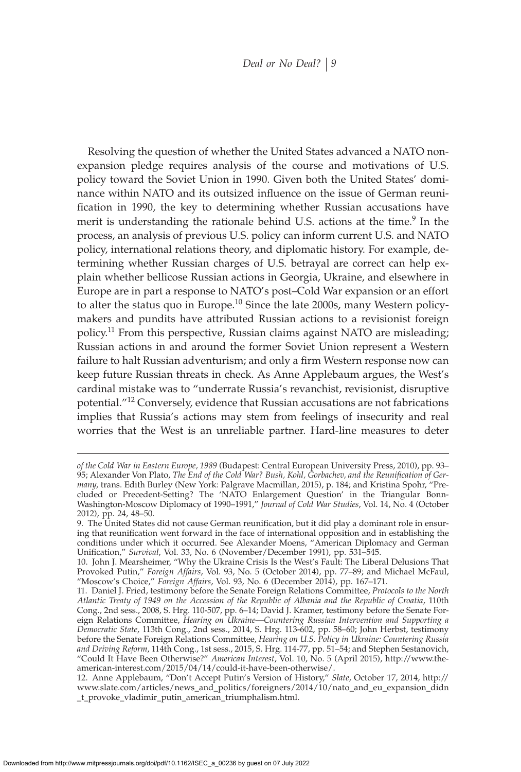Resolving the question of whether the United States advanced a NATO nonexpansion pledge requires analysis of the course and motivations of U.S. policy toward the Soviet Union in 1990. Given both the United States' dominance within NATO and its outsized influence on the issue of German reunification in 1990, the key to determining whether Russian accusations have merit is understanding the rationale behind U.S. actions at the time.[9] In the process, an analysis of previous U.S. policy can inform current U.S. and NATO policy, international relations theory, and diplomatic history. For example, determining whether Russian charges of U.S. betrayal are correct can help explain whether bellicose Russian actions in Georgia, Ukraine, and elsewhere in Europe are in part a response to NATO's post–Cold War expansion or an effort to alter the status quo in Europe.[10] Since the late 2000s, many Western policymakers and pundits have attributed Russian actions to a revisionist foreign policy.[11] From this perspective, Russian claims against NATO are misleading; Russian actions in and around the former Soviet Union represent a Western failure to halt Russian adventurism; and only a firm Western response now can keep future Russian threats in check. As Anne Applebaum argues, the West's cardinal mistake was to "underrate Russia's revanchist, revisionist, disruptive potential."[12] Conversely, evidence that Russian accusations are not fabrications implies that Russia's actions may stem from feelings of insecurity and real worries that the West is an unreliable partner. Hard-line measures to deter

---

*of the Cold War in Eastern Europe, 1989* (Budapest: Central European University Press, 2010), pp. 93–95; Alexander Von Plato, *The End of the Cold War? Bush, Kohl, Gorbachev, and the Reunification of Germany*, trans. Edith Burley (New York: Palgrave Macmillan, 2015), p. 184; and Kristina Spohr, "Precluded or Precedent-Setting? The 'NATO Enlargement Question' in the Triangular Bonn-Washington-Moscow Diplomacy of 1990–1991," *Journal of Cold War Studies*, Vol. 14, No. 4 (October 2012), pp. 24, 48–50.

9. The United States did not cause German reunification, but it did play a dominant role in ensuring that reunification went forward in the face of international opposition and in establishing the conditions under which it occurred. See Alexander Moens, "American Diplomacy and German Unification," *Survival*, Vol. 33, No. 6 (November/December 1991), pp. 531–545.

10. John J. Mearsheimer, "Why the Ukraine Crisis Is the West's Fault: The Liberal Delusions That Provoked Putin," *Foreign Affairs*, Vol. 93, No. 5 (October 2014), pp. 77–89; and Michael McFaul, "Moscow's Choice," *Foreign Affairs*, Vol. 93, No. 6 (December 2014), pp. 167–171.

11. Daniel J. Fried, testimony before the Senate Foreign Relations Committee, *Protocols to the North Atlantic Treaty of 1949 on the Accession of the Republic of Albania and the Republic of Croatia*, 110th Cong., 2nd sess., 2008, S. Hrg. 110-507, pp. 6–14; David J. Kramer, testimony before the Senate Foreign Relations Committee, *Hearing on Ukraine—Countering Russian Intervention and Supporting a Democratic State*, 113th Cong., 2nd sess., 2014, S. Hrg. 113-602, pp. 58–60; John Herbst, testimony before the Senate Foreign Relations Committee, *Hearing on U.S. Policy in Ukraine: Countering Russia and Driving Reform*, 114th Cong., 1st sess., 2015, S. Hrg. 114-77, pp. 51–54; and Stephen Sestanovich, "Could It Have Been Otherwise?" *American Interest*, Vol. 10, No. 5 (April 2015), http://www.the-american-interest.com/2015/04/14/could-it-have-been-otherwise/.

12. Anne Applebaum, "Don't Accept Putin's Version of History," *Slate*, October 17, 2014, http://www.slate.com/articles/news_and_politics/foreigners/2014/10/nato_and_eu_expansion_didn_t_provoke_vladimir_putin_american_triumphalism.html.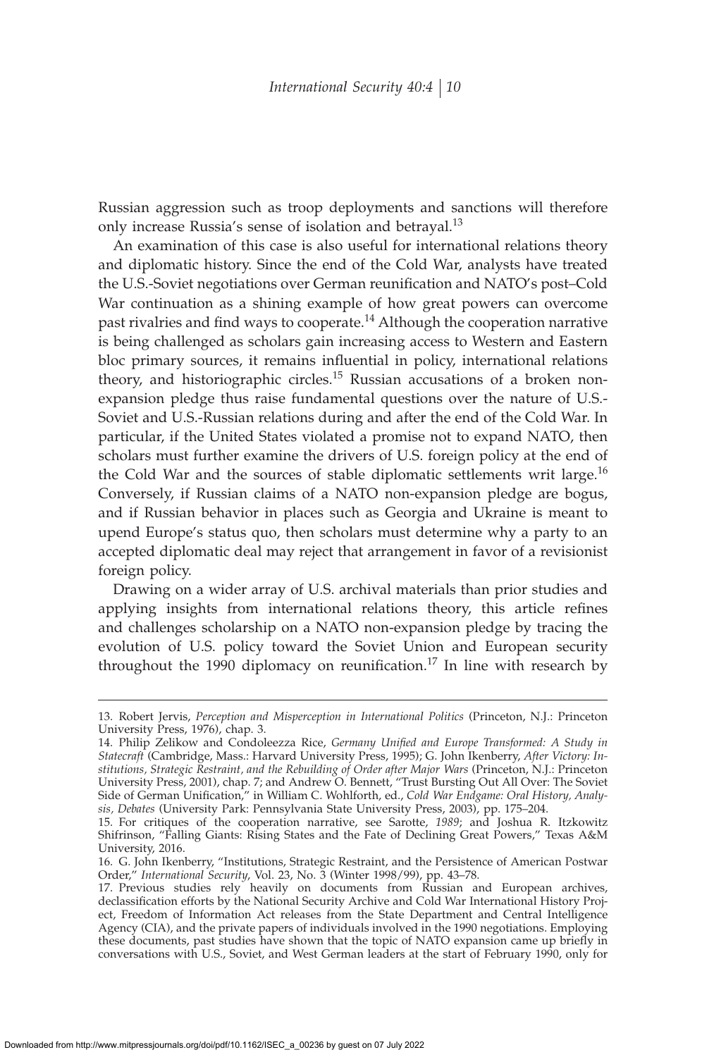Russian aggression such as troop deployments and sanctions will therefore only increase Russia's sense of isolation and betrayal.[13]

An examination of this case is also useful for international relations theory and diplomatic history. Since the end of the Cold War, analysts have treated the U.S.-Soviet negotiations over German reunification and NATO's post–Cold War continuation as a shining example of how great powers can overcome past rivalries and find ways to cooperate.[14] Although the cooperation narrative is being challenged as scholars gain increasing access to Western and Eastern bloc primary sources, it remains influential in policy, international relations theory, and historiographic circles.[15] Russian accusations of a broken non-expansion pledge thus raise fundamental questions over the nature of U.S.-Soviet and U.S.-Russian relations during and after the end of the Cold War. In particular, if the United States violated a promise not to expand NATO, then scholars must further examine the drivers of U.S. foreign policy at the end of the Cold War and the sources of stable diplomatic settlements writ large.[16] Conversely, if Russian claims of a NATO non-expansion pledge are bogus, and if Russian behavior in places such as Georgia and Ukraine is meant to upend Europe's status quo, then scholars must determine why a party to an accepted diplomatic deal may reject that arrangement in favor of a revisionist foreign policy.

Drawing on a wider array of U.S. archival materials than prior studies and applying insights from international relations theory, this article refines and challenges scholarship on a NATO non-expansion pledge by tracing the evolution of U.S. policy toward the Soviet Union and European security throughout the 1990 diplomacy on reunification.[17] In line with research by

---

13. Robert Jervis, *Perception and Misperception in International Politics* (Princeton, N.J.: Princeton University Press, 1976), chap. 3.

14. Philip Zelikow and Condoleezza Rice, *Germany Unified and Europe Transformed: A Study in Statecraft* (Cambridge, Mass.: Harvard University Press, 1995); G. John Ikenberry, *After Victory: Institutions, Strategic Restraint, and the Rebuilding of Order after Major Wars* (Princeton, N.J.: Princeton University Press, 2001), chap. 7; and Andrew O. Bennett, "Trust Bursting Out All Over: The Soviet Side of German Unification," in William C. Wohlforth, ed., *Cold War Endgame: Oral History, Analysis, Debates* (University Park: Pennsylvania State University Press, 2003), pp. 175–204.

15. For critiques of the cooperation narrative, see Sarotte, *1989*; and Joshua R. Itzkowitz Shifrinson, "Falling Giants: Rising States and the Fate of Declining Great Powers," Texas A&M University, 2016.

16. G. John Ikenberry, "Institutions, Strategic Restraint, and the Persistence of American Postwar Order," *International Security*, Vol. 23, No. 3 (Winter 1998/99), pp. 43–78.

17. Previous studies rely heavily on documents from Russian and European archives, declassification efforts by the National Security Archive and Cold War International History Project, Freedom of Information Act releases from the State Department and Central Intelligence Agency (CIA), and the private papers of individuals involved in the 1990 negotiations. Employing these documents, past studies have shown that the topic of NATO expansion came up briefly in conversations with U.S., Soviet, and West German leaders at the start of February 1990, only for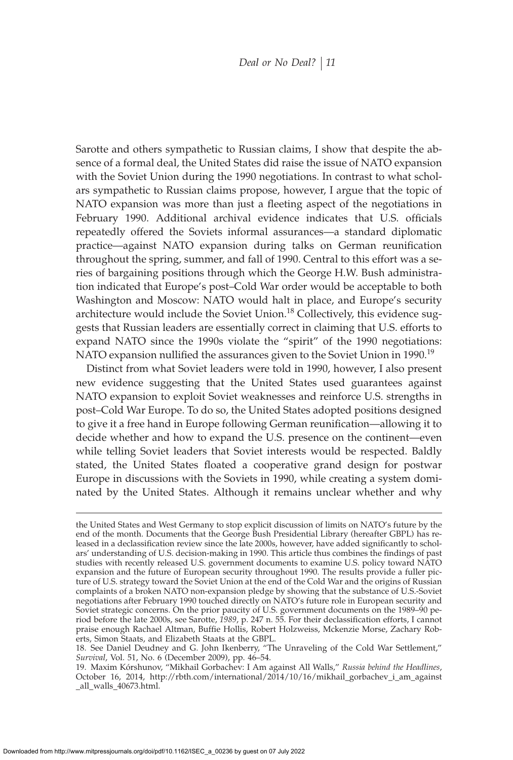Sarotte and others sympathetic to Russian claims, I show that despite the absence of a formal deal, the United States did raise the issue of NATO expansion with the Soviet Union during the 1990 negotiations. In contrast to what scholars sympathetic to Russian claims propose, however, I argue that the topic of NATO expansion was more than just a fleeting aspect of the negotiations in February 1990. Additional archival evidence indicates that U.S. officials repeatedly offered the Soviets informal assurances—a standard diplomatic practice—against NATO expansion during talks on German reunification throughout the spring, summer, and fall of 1990. Central to this effort was a series of bargaining positions through which the George H.W. Bush administration indicated that Europe's post–Cold War order would be acceptable to both Washington and Moscow: NATO would halt in place, and Europe's security architecture would include the Soviet Union.[18] Collectively, this evidence suggests that Russian leaders are essentially correct in claiming that U.S. efforts to expand NATO since the 1990s violate the "spirit" of the 1990 negotiations: NATO expansion nullified the assurances given to the Soviet Union in 1990.[19]

Distinct from what Soviet leaders were told in 1990, however, I also present new evidence suggesting that the United States used guarantees against NATO expansion to exploit Soviet weaknesses and reinforce U.S. strengths in post–Cold War Europe. To do so, the United States adopted positions designed to give it a free hand in Europe following German reunification—allowing it to decide whether and how to expand the U.S. presence on the continent—even while telling Soviet leaders that Soviet interests would be respected. Baldly stated, the United States floated a cooperative grand design for postwar Europe in discussions with the Soviets in 1990, while creating a system dominated by the United States. Although it remains unclear whether and why

---

the United States and West Germany to stop explicit discussion of limits on NATO's future by the end of the month. Documents that the George Bush Presidential Library (hereafter GBPL) has released in a declassification review since the late 2000s, however, have added significantly to scholars' understanding of U.S. decision-making in 1990. This article thus combines the findings of past studies with recently released U.S. government documents to examine U.S. policy toward NATO expansion and the future of European security throughout 1990. The results provide a fuller picture of U.S. strategy toward the Soviet Union at the end of the Cold War and the origins of Russian complaints of a broken NATO non-expansion pledge by showing that the substance of U.S.-Soviet negotiations after February 1990 touched directly on NATO's future role in European security and Soviet strategic concerns. On the prior paucity of U.S. government documents on the 1989–90 period before the late 2000s, see Sarotte, *1989*, p. 247 n. 55. For their declassification efforts, I cannot praise enough Rachael Altman, Buffie Hollis, Robert Holzweiss, Mckenzie Morse, Zachary Roberts, Simon Staats, and Elizabeth Staats at the GBPL.

18. See Daniel Deudney and G. John Ikenberry, "The Unraveling of the Cold War Settlement," *Survival*, Vol. 51, No. 6 (December 2009), pp. 46–54.

19. Maxim Kórshunov, "Mikhail Gorbachev: I Am against All Walls," *Russia behind the Headlines*, October 16, 2014, http://rbth.com/international/2014/10/16/mikhail_gorbachev_i_am_against_all_walls_40673.html.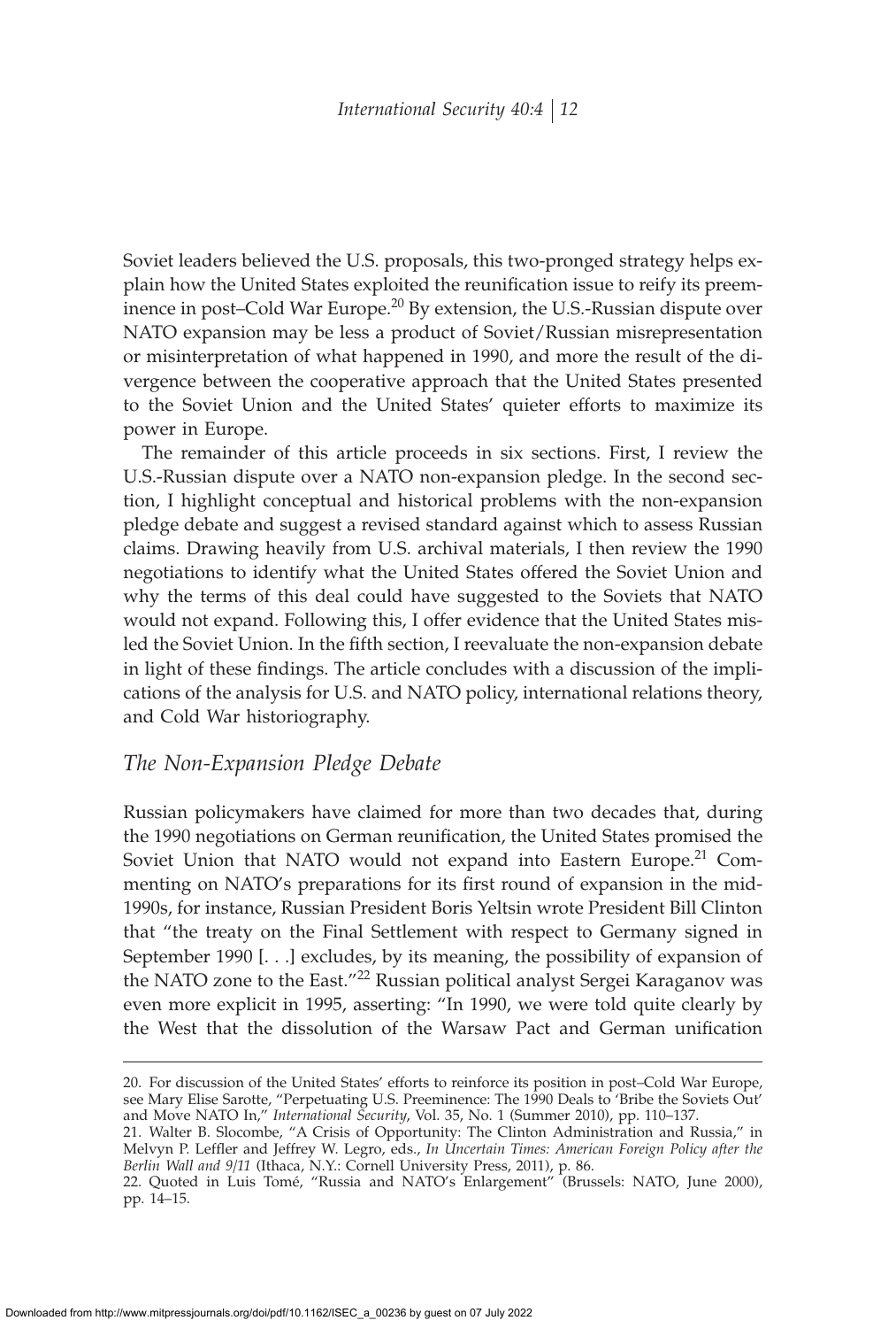Soviet leaders believed the U.S. proposals, this two-pronged strategy helps explain how the United States exploited the reunification issue to reify its preeminence in post–Cold War Europe.[20] By extension, the U.S.-Russian dispute over NATO expansion may be less a product of Soviet/Russian misrepresentation or misinterpretation of what happened in 1990, and more the result of the divergence between the cooperative approach that the United States presented to the Soviet Union and the United States' quieter efforts to maximize its power in Europe.

The remainder of this article proceeds in six sections. First, I review the U.S.-Russian dispute over a NATO non-expansion pledge. In the second section, I highlight conceptual and historical problems with the non-expansion pledge debate and suggest a revised standard against which to assess Russian claims. Drawing heavily from U.S. archival materials, I then review the 1990 negotiations to identify what the United States offered the Soviet Union and why the terms of this deal could have suggested to the Soviets that NATO would not expand. Following this, I offer evidence that the United States misled the Soviet Union. In the fifth section, I reevaluate the non-expansion debate in light of these findings. The article concludes with a discussion of the implications of the analysis for U.S. and NATO policy, international relations theory, and Cold War historiography.

## *The Non-Expansion Pledge Debate*

Russian policymakers have claimed for more than two decades that, during the 1990 negotiations on German reunification, the United States promised the Soviet Union that NATO would not expand into Eastern Europe.[21] Commenting on NATO's preparations for its first round of expansion in the mid-1990s, for instance, Russian President Boris Yeltsin wrote President Bill Clinton that "the treaty on the Final Settlement with respect to Germany signed in September 1990 [. . .] excludes, by its meaning, the possibility of expansion of the NATO zone to the East."[22] Russian political analyst Sergei Karaganov was even more explicit in 1995, asserting: "In 1990, we were told quite clearly by the West that the dissolution of the Warsaw Pact and German unification

---

20. For discussion of the United States' efforts to reinforce its position in post–Cold War Europe, see Mary Elise Sarotte, "Perpetuating U.S. Preeminence: The 1990 Deals to 'Bribe the Soviets Out' and Move NATO In," *International Security*, Vol. 35, No. 1 (Summer 2010), pp. 110–137.

21. Walter B. Slocombe, "A Crisis of Opportunity: The Clinton Administration and Russia," in Melvyn P. Leffler and Jeffrey W. Legro, eds., *In Uncertain Times: American Foreign Policy after the Berlin Wall and 9/11* (Ithaca, N.Y.: Cornell University Press, 2011), p. 86.

22. Quoted in Luis Tomé, "Russia and NATO's Enlargement" (Brussels: NATO, June 2000), pp. 14–15.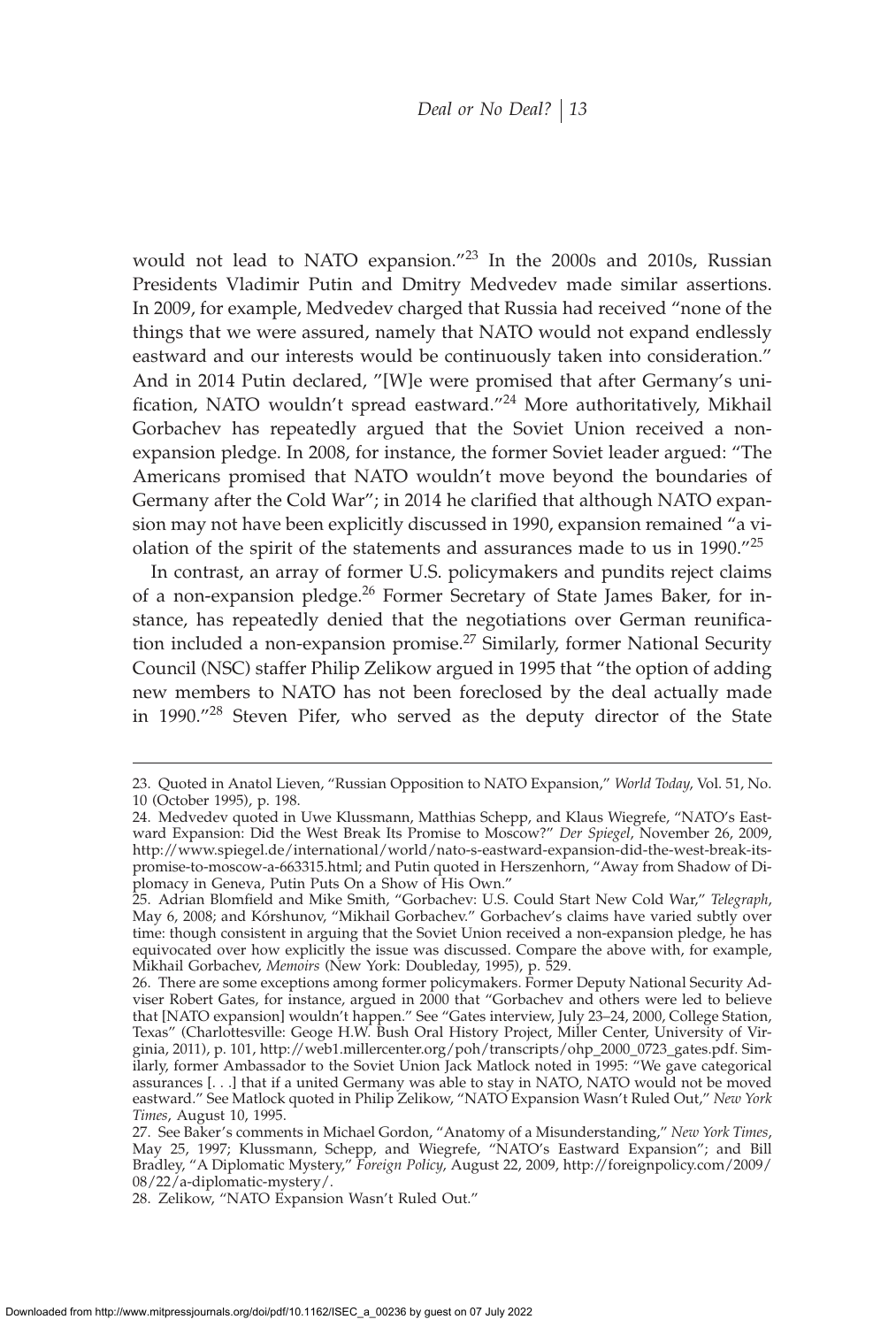would not lead to NATO expansion."[23] In the 2000s and 2010s, Russian Presidents Vladimir Putin and Dmitry Medvedev made similar assertions. In 2009, for example, Medvedev charged that Russia had received "none of the things that we were assured, namely that NATO would not expand endlessly eastward and our interests would be continuously taken into consideration." And in 2014 Putin declared, "[W]e were promised that after Germany's unification, NATO wouldn't spread eastward."[24] More authoritatively, Mikhail Gorbachev has repeatedly argued that the Soviet Union received a non-expansion pledge. In 2008, for instance, the former Soviet leader argued: "The Americans promised that NATO wouldn't move beyond the boundaries of Germany after the Cold War"; in 2014 he clarified that although NATO expansion may not have been explicitly discussed in 1990, expansion remained "a violation of the spirit of the statements and assurances made to us in 1990."[25]

In contrast, an array of former U.S. policymakers and pundits reject claims of a non-expansion pledge.[26] Former Secretary of State James Baker, for instance, has repeatedly denied that the negotiations over German reunification included a non-expansion promise.[27] Similarly, former National Security Council (NSC) staffer Philip Zelikow argued in 1995 that "the option of adding new members to NATO has not been foreclosed by the deal actually made in 1990."[28] Steven Pifer, who served as the deputy director of the State

---

23. Quoted in Anatol Lieven, "Russian Opposition to NATO Expansion," *World Today*, Vol. 51, No. 10 (October 1995), p. 198.

24. Medvedev quoted in Uwe Klussmann, Matthias Schepp, and Klaus Wiegrefe, "NATO's Eastward Expansion: Did the West Break Its Promise to Moscow?" *Der Spiegel*, November 26, 2009, http://www.spiegel.de/international/world/nato-s-eastward-expansion-did-the-west-break-its-promise-to-moscow-a-663315.html; and Putin quoted in Herszenhorn, "Away from Shadow of Diplomacy in Geneva, Putin Puts On a Show of His Own."

25. Adrian Blomfield and Mike Smith, "Gorbachev: U.S. Could Start New Cold War," *Telegraph*, May 6, 2008; and Kórshunov, "Mikhail Gorbachev." Gorbachev's claims have varied subtly over time: though consistent in arguing that the Soviet Union received a non-expansion pledge, he has equivocated over how explicitly the issue was discussed. Compare the above with, for example, Mikhail Gorbachev, *Memoirs* (New York: Doubleday, 1995), p. 529.

26. There are some exceptions among former policymakers. Former Deputy National Security Adviser Robert Gates, for instance, argued in 2000 that "Gorbachev and others were led to believe that [NATO expansion] wouldn't happen." See "Gates interview, July 23–24, 2000, College Station, Texas" (Charlottesville: Geoge H.W. Bush Oral History Project, Miller Center, University of Virginia, 2011), p. 101, http://web1.millercenter.org/poh/transcripts/ohp_2000_0723_gates.pdf. Similarly, former Ambassador to the Soviet Union Jack Matlock noted in 1995: "We gave categorical assurances [. . .] that if a united Germany was able to stay in NATO, NATO would not be moved eastward." See Matlock quoted in Philip Zelikow, "NATO Expansion Wasn't Ruled Out," *New York Times*, August 10, 1995.

27. See Baker's comments in Michael Gordon, "Anatomy of a Misunderstanding," *New York Times*, May 25, 1997; Klussmann, Schepp, and Wiegrefe, "NATO's Eastward Expansion"; and Bill Bradley, "A Diplomatic Mystery," *Foreign Policy*, August 22, 2009, http://foreignpolicy.com/2009/08/22/a-diplomatic-mystery/.

28. Zelikow, "NATO Expansion Wasn't Ruled Out."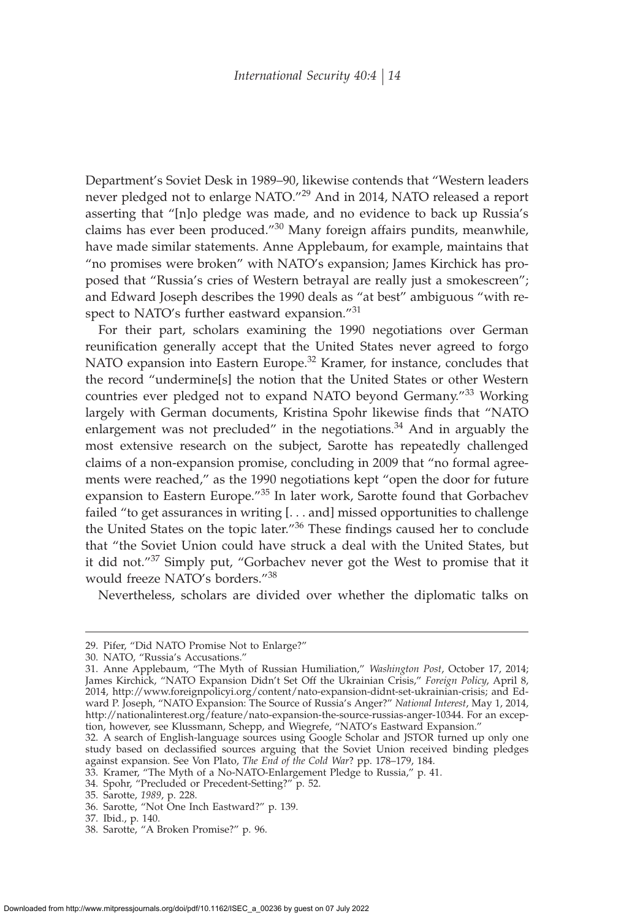Department's Soviet Desk in 1989–90, likewise contends that "Western leaders never pledged not to enlarge NATO."[29] And in 2014, NATO released a report asserting that "[n]o pledge was made, and no evidence to back up Russia's claims has ever been produced."[30] Many foreign affairs pundits, meanwhile, have made similar statements. Anne Applebaum, for example, maintains that "no promises were broken" with NATO's expansion; James Kirchick has proposed that "Russia's cries of Western betrayal are really just a smokescreen"; and Edward Joseph describes the 1990 deals as "at best" ambiguous "with respect to NATO's further eastward expansion."[31]

For their part, scholars examining the 1990 negotiations over German reunification generally accept that the United States never agreed to forgo NATO expansion into Eastern Europe.[32] Kramer, for instance, concludes that the record "undermine[s] the notion that the United States or other Western countries ever pledged not to expand NATO beyond Germany."[33] Working largely with German documents, Kristina Spohr likewise finds that "NATO enlargement was not precluded" in the negotiations.[34] And in arguably the most extensive research on the subject, Sarotte has repeatedly challenged claims of a non-expansion promise, concluding in 2009 that "no formal agreements were reached," as the 1990 negotiations kept "open the door for future expansion to Eastern Europe."[35] In later work, Sarotte found that Gorbachev failed "to get assurances in writing [. . . and] missed opportunities to challenge the United States on the topic later."[36] These findings caused her to conclude that "the Soviet Union could have struck a deal with the United States, but it did not."[37] Simply put, "Gorbachev never got the West to promise that it would freeze NATO's borders."[38]

Nevertheless, scholars are divided over whether the diplomatic talks on

---

29. Pifer, "Did NATO Promise Not to Enlarge?"

30. NATO, "Russia's Accusations."

31. Anne Applebaum, "The Myth of Russian Humiliation," *Washington Post*, October 17, 2014; James Kirchick, "NATO Expansion Didn't Set Off the Ukrainian Crisis," *Foreign Policy*, April 8, 2014, http://www.foreignpolicyi.org/content/nato-expansion-didnt-set-ukrainian-crisis; and Edward P. Joseph, "NATO Expansion: The Source of Russia's Anger?" *National Interest*, May 1, 2014, http://nationalinterest.org/feature/nato-expansion-the-source-russias-anger-10344. For an exception, however, see Klussmann, Schepp, and Wiegrefe, "NATO's Eastward Expansion."

32. A search of English-language sources using Google Scholar and JSTOR turned up only one study based on declassified sources arguing that the Soviet Union received binding pledges against expansion. See Von Plato, *The End of the Cold War?* pp. 178–179, 184.

33. Kramer, "The Myth of a No-NATO-Enlargement Pledge to Russia," p. 41.

34. Spohr, "Precluded or Precedent-Setting?" p. 52.

35. Sarotte, *1989*, p. 228.

36. Sarotte, "Not One Inch Eastward?" p. 139.

37. Ibid., p. 140.

38. Sarotte, "A Broken Promise?" p. 96.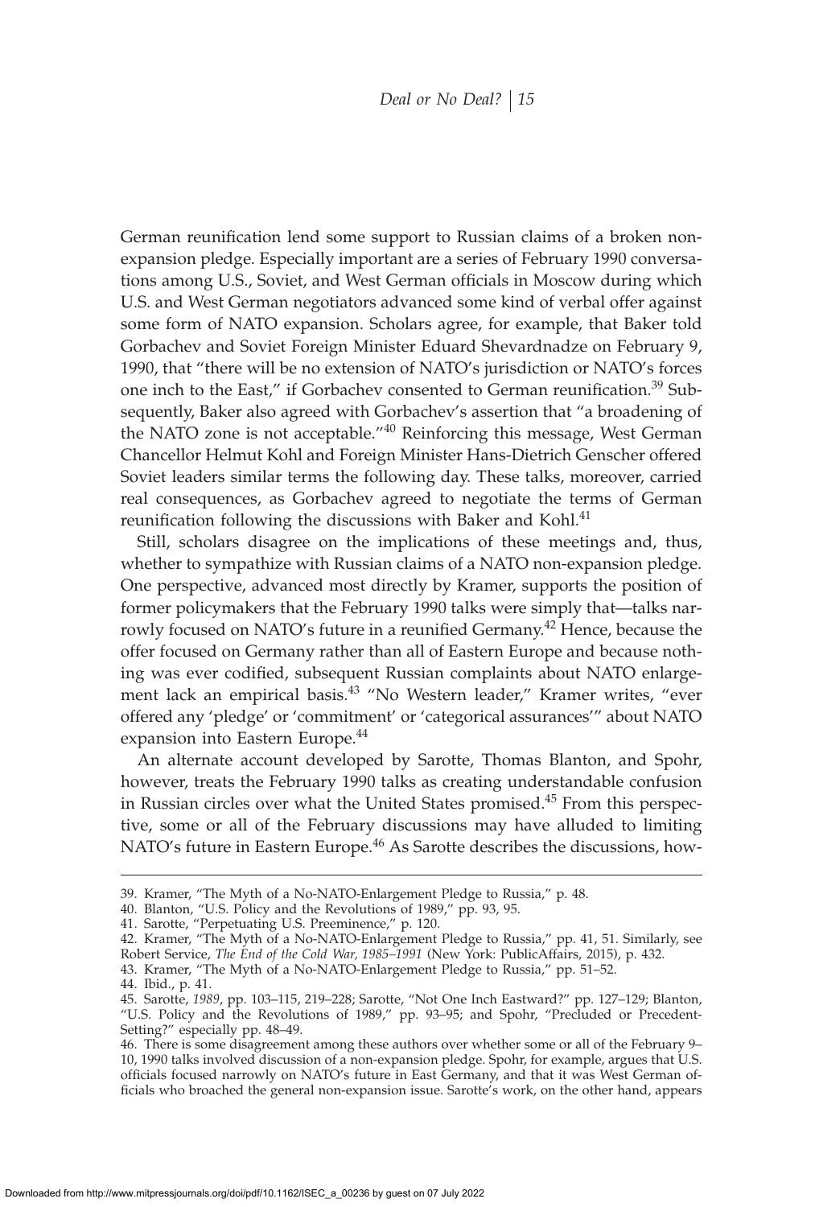German reunification lend some support to Russian claims of a broken non-expansion pledge. Especially important are a series of February 1990 conversations among U.S., Soviet, and West German officials in Moscow during which U.S. and West German negotiators advanced some kind of verbal offer against some form of NATO expansion. Scholars agree, for example, that Baker told Gorbachev and Soviet Foreign Minister Eduard Shevardnadze on February 9, 1990, that "there will be no extension of NATO's jurisdiction or NATO's forces one inch to the East," if Gorbachev consented to German reunification.[39] Subsequently, Baker also agreed with Gorbachev's assertion that "a broadening of the NATO zone is not acceptable."[40] Reinforcing this message, West German Chancellor Helmut Kohl and Foreign Minister Hans-Dietrich Genscher offered Soviet leaders similar terms the following day. These talks, moreover, carried real consequences, as Gorbachev agreed to negotiate the terms of German reunification following the discussions with Baker and Kohl.[41]

Still, scholars disagree on the implications of these meetings and, thus, whether to sympathize with Russian claims of a NATO non-expansion pledge. One perspective, advanced most directly by Kramer, supports the position of former policymakers that the February 1990 talks were simply that—talks narrowly focused on NATO's future in a reunified Germany.[42] Hence, because the offer focused on Germany rather than all of Eastern Europe and because nothing was ever codified, subsequent Russian complaints about NATO enlargement lack an empirical basis.[43] "No Western leader," Kramer writes, "ever offered any 'pledge' or 'commitment' or 'categorical assurances'" about NATO expansion into Eastern Europe.[44]

An alternate account developed by Sarotte, Thomas Blanton, and Spohr, however, treats the February 1990 talks as creating understandable confusion in Russian circles over what the United States promised.[45] From this perspective, some or all of the February discussions may have alluded to limiting NATO's future in Eastern Europe.[46] As Sarotte describes the discussions, how-

---

39. Kramer, "The Myth of a No-NATO-Enlargement Pledge to Russia," p. 48.

40. Blanton, "U.S. Policy and the Revolutions of 1989," pp. 93, 95.

41. Sarotte, "Perpetuating U.S. Preeminence," p. 120.

42. Kramer, "The Myth of a No-NATO-Enlargement Pledge to Russia," pp. 41, 51. Similarly, see Robert Service, *The End of the Cold War, 1985–1991* (New York: PublicAffairs, 2015), p. 432.

43. Kramer, "The Myth of a No-NATO-Enlargement Pledge to Russia," pp. 51–52.

44. Ibid., p. 41.

45. Sarotte, *1989*, pp. 103–115, 219–228; Sarotte, "Not One Inch Eastward?" pp. 127–129; Blanton, "U.S. Policy and the Revolutions of 1989," pp. 93–95; and Spohr, "Precluded or Precedent-Setting?" especially pp. 48–49.

46. There is some disagreement among these authors over whether some or all of the February 9–10, 1990 talks involved discussion of a non-expansion pledge. Spohr, for example, argues that U.S. officials focused narrowly on NATO's future in East Germany, and that it was West German officials who broached the general non-expansion issue. Sarotte's work, on the other hand, appears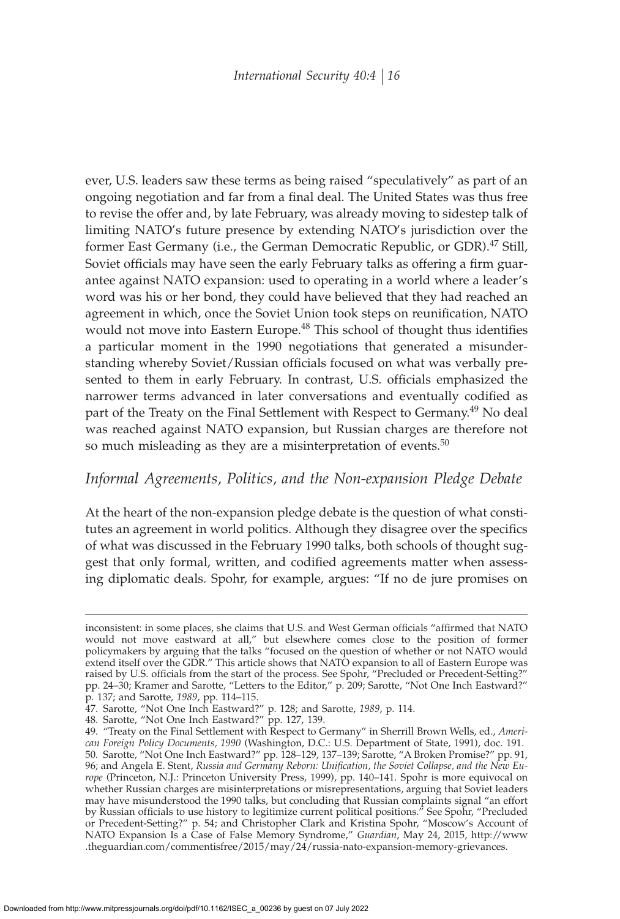ever, U.S. leaders saw these terms as being raised "speculatively" as part of an ongoing negotiation and far from a final deal. The United States was thus free to revise the offer and, by late February, was already moving to sidestep talk of limiting NATO's future presence by extending NATO's jurisdiction over the former East Germany (i.e., the German Democratic Republic, or GDR).[47] Still, Soviet officials may have seen the early February talks as offering a firm guarantee against NATO expansion: used to operating in a world where a leader's word was his or her bond, they could have believed that they had reached an agreement in which, once the Soviet Union took steps on reunification, NATO would not move into Eastern Europe.[48] This school of thought thus identifies a particular moment in the 1990 negotiations that generated a misunderstanding whereby Soviet/Russian officials focused on what was verbally presented to them in early February. In contrast, U.S. officials emphasized the narrower terms advanced in later conversations and eventually codified as part of the Treaty on the Final Settlement with Respect to Germany.[49] No deal was reached against NATO expansion, but Russian charges are therefore not so much misleading as they are a misinterpretation of events.[50]

## *Informal Agreements, Politics, and the Non-expansion Pledge Debate*

At the heart of the non-expansion pledge debate is the question of what constitutes an agreement in world politics. Although they disagree over the specifics of what was discussed in the February 1990 talks, both schools of thought suggest that only formal, written, and codified agreements matter when assessing diplomatic deals. Spohr, for example, argues: "If no de jure promises on

---

inconsistent: in some places, she claims that U.S. and West German officials "affirmed that NATO would not move eastward at all," but elsewhere comes close to the position of former policymakers by arguing that the talks "focused on the question of whether or not NATO would extend itself over the GDR." This article shows that NATO expansion to all of Eastern Europe was raised by U.S. officials from the start of the process. See Spohr, "Precluded or Precedent-Setting?" pp. 24–30; Kramer and Sarotte, "Letters to the Editor," p. 209; Sarotte, "Not One Inch Eastward?" p. 137; and Sarotte, *1989*, pp. 114–115.

47. Sarotte, "Not One Inch Eastward?" p. 128; and Sarotte, *1989*, p. 114.

48. Sarotte, "Not One Inch Eastward?" pp. 127, 139.

49. "Treaty on the Final Settlement with Respect to Germany" in Sherrill Brown Wells, ed., *American Foreign Policy Documents, 1990* (Washington, D.C.: U.S. Department of State, 1991), doc. 191.

50. Sarotte, "Not One Inch Eastward?" pp. 128–129, 137–139; Sarotte, "A Broken Promise?" pp. 91, 96; and Angela E. Stent, *Russia and Germany Reborn: Unification, the Soviet Collapse, and the New Europe* (Princeton, N.J.: Princeton University Press, 1999), pp. 140–141. Spohr is more equivocal on whether Russian charges are misinterpretations or misrepresentations, arguing that Soviet leaders may have misunderstood the 1990 talks, but concluding that Russian complaints signal "an effort by Russian officials to use history to legitimize current political positions." See Spohr, "Precluded or Precedent-Setting?" p. 54; and Christopher Clark and Kristina Spohr, "Moscow's Account of NATO Expansion Is a Case of False Memory Syndrome," *Guardian*, May 24, 2015, http://www.theguardian.com/commentisfree/2015/may/24/russia-nato-expansion-memory-grievances.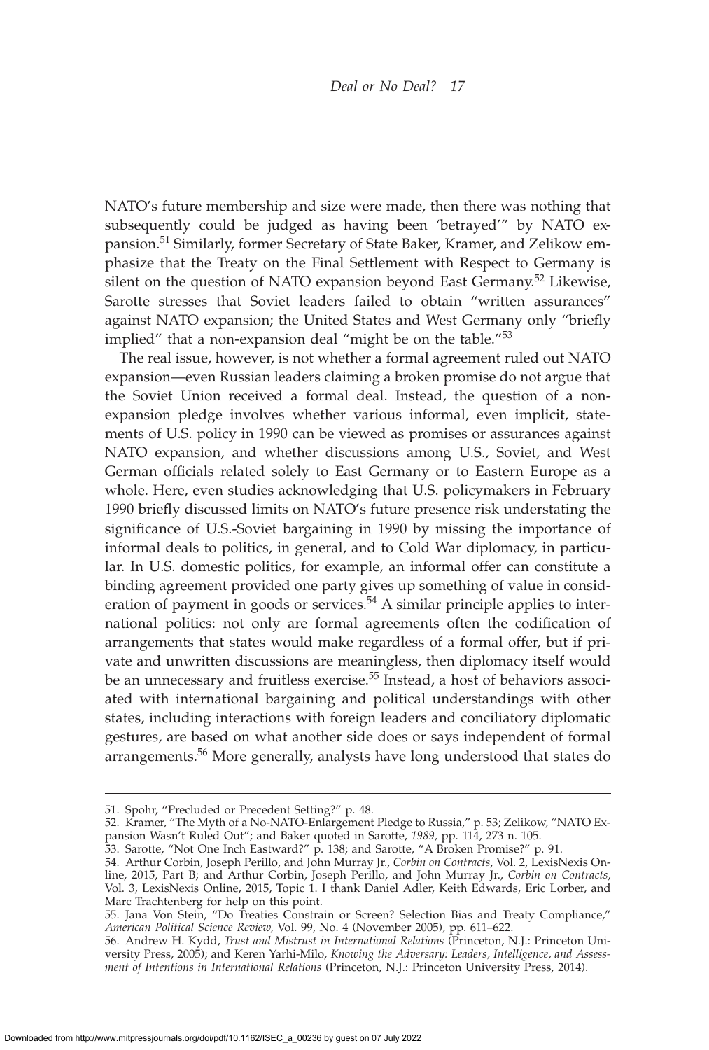NATO's future membership and size were made, then there was nothing that subsequently could be judged as having been 'betrayed'" by NATO expansion.[51] Similarly, former Secretary of State Baker, Kramer, and Zelikow emphasize that the Treaty on the Final Settlement with Respect to Germany is silent on the question of NATO expansion beyond East Germany.[52] Likewise, Sarotte stresses that Soviet leaders failed to obtain "written assurances" against NATO expansion; the United States and West Germany only "briefly implied" that a non-expansion deal "might be on the table."[53]

The real issue, however, is not whether a formal agreement ruled out NATO expansion—even Russian leaders claiming a broken promise do not argue that the Soviet Union received a formal deal. Instead, the question of a non-expansion pledge involves whether various informal, even implicit, statements of U.S. policy in 1990 can be viewed as promises or assurances against NATO expansion, and whether discussions among U.S., Soviet, and West German officials related solely to East Germany or to Eastern Europe as a whole. Here, even studies acknowledging that U.S. policymakers in February 1990 briefly discussed limits on NATO's future presence risk understating the significance of U.S.-Soviet bargaining in 1990 by missing the importance of informal deals to politics, in general, and to Cold War diplomacy, in particular. In U.S. domestic politics, for example, an informal offer can constitute a binding agreement provided one party gives up something of value in consideration of payment in goods or services.[54] A similar principle applies to international politics: not only are formal agreements often the codification of arrangements that states would make regardless of a formal offer, but if private and unwritten discussions are meaningless, then diplomacy itself would be an unnecessary and fruitless exercise.[55] Instead, a host of behaviors associated with international bargaining and political understandings with other states, including interactions with foreign leaders and conciliatory diplomatic gestures, are based on what another side does or says independent of formal arrangements.[56] More generally, analysts have long understood that states do

---

51. Spohr, "Precluded or Precedent Setting?" p. 48.

52. Kramer, "The Myth of a No-NATO-Enlargement Pledge to Russia," p. 53; Zelikow, "NATO Expansion Wasn't Ruled Out"; and Baker quoted in Sarotte, *1989*, pp. 114, 273 n. 105.

53. Sarotte, "Not One Inch Eastward?" p. 138; and Sarotte, "A Broken Promise?" p. 91.

54. Arthur Corbin, Joseph Perillo, and John Murray Jr., *Corbin on Contracts*, Vol. 2, LexisNexis Online, 2015, Part B; and Arthur Corbin, Joseph Perillo, and John Murray Jr., *Corbin on Contracts*, Vol. 3, LexisNexis Online, 2015, Topic 1. I thank Daniel Adler, Keith Edwards, Eric Lorber, and Marc Trachtenberg for help on this point.

55. Jana Von Stein, "Do Treaties Constrain or Screen? Selection Bias and Treaty Compliance," *American Political Science Review*, Vol. 99, No. 4 (November 2005), pp. 611–622.

56. Andrew H. Kydd, *Trust and Mistrust in International Relations* (Princeton, N.J.: Princeton University Press, 2005); and Keren Yarhi-Milo, *Knowing the Adversary: Leaders, Intelligence, and Assessment of Intentions in International Relations* (Princeton, N.J.: Princeton University Press, 2014).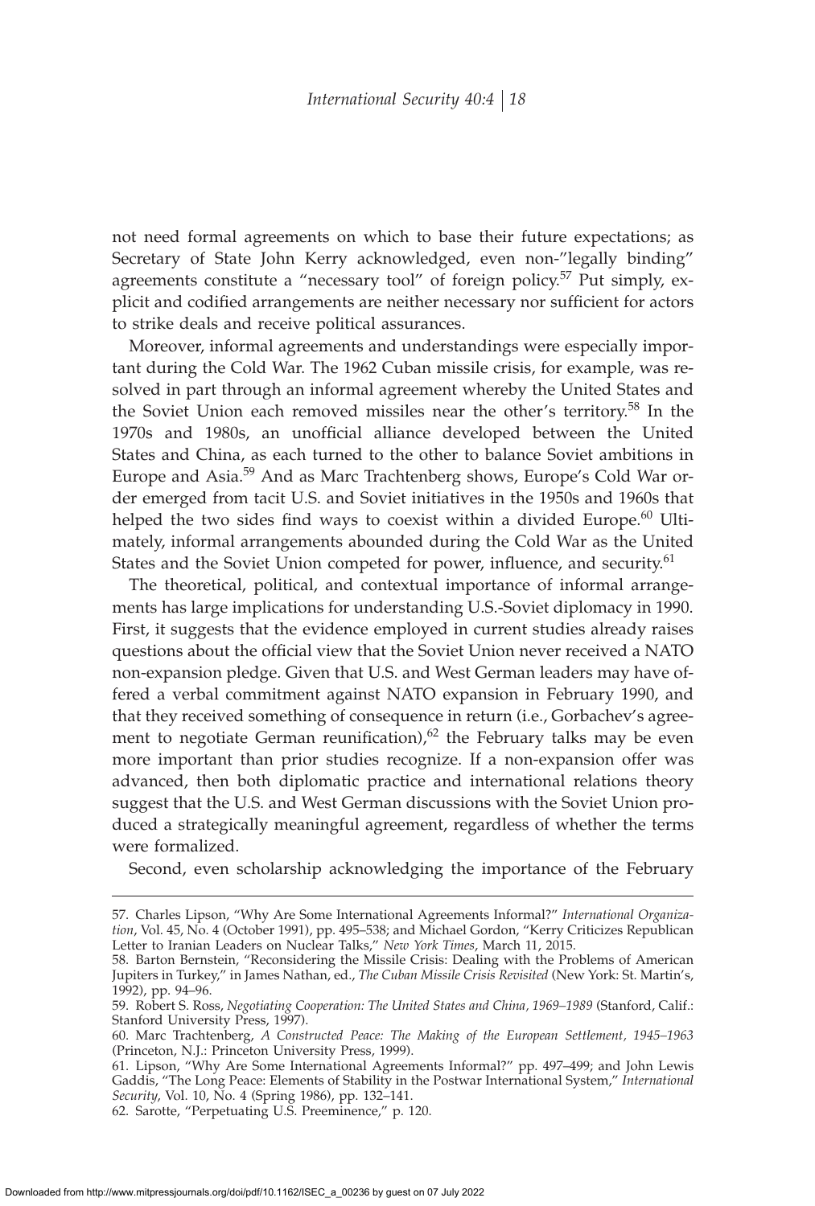not need formal agreements on which to base their future expectations; as Secretary of State John Kerry acknowledged, even non-"legally binding" agreements constitute a "necessary tool" of foreign policy.[57] Put simply, explicit and codified arrangements are neither necessary nor sufficient for actors to strike deals and receive political assurances.

Moreover, informal agreements and understandings were especially important during the Cold War. The 1962 Cuban missile crisis, for example, was resolved in part through an informal agreement whereby the United States and the Soviet Union each removed missiles near the other's territory.[58] In the 1970s and 1980s, an unofficial alliance developed between the United States and China, as each turned to the other to balance Soviet ambitions in Europe and Asia.[59] And as Marc Trachtenberg shows, Europe's Cold War order emerged from tacit U.S. and Soviet initiatives in the 1950s and 1960s that helped the two sides find ways to coexist within a divided Europe.[60] Ultimately, informal arrangements abounded during the Cold War as the United States and the Soviet Union competed for power, influence, and security.[61]

The theoretical, political, and contextual importance of informal arrangements has large implications for understanding U.S.-Soviet diplomacy in 1990. First, it suggests that the evidence employed in current studies already raises questions about the official view that the Soviet Union never received a NATO non-expansion pledge. Given that U.S. and West German leaders may have offered a verbal commitment against NATO expansion in February 1990, and that they received something of consequence in return (i.e., Gorbachev's agreement to negotiate German reunification),[62] the February talks may be even more important than prior studies recognize. If a non-expansion offer was advanced, then both diplomatic practice and international relations theory suggest that the U.S. and West German discussions with the Soviet Union produced a strategically meaningful agreement, regardless of whether the terms were formalized.

Second, even scholarship acknowledging the importance of the February

---

57. Charles Lipson, "Why Are Some International Agreements Informal?" *International Organization*, Vol. 45, No. 4 (October 1991), pp. 495–538; and Michael Gordon, "Kerry Criticizes Republican Letter to Iranian Leaders on Nuclear Talks," *New York Times*, March 11, 2015.

58. Barton Bernstein, "Reconsidering the Missile Crisis: Dealing with the Problems of American Jupiters in Turkey," in James Nathan, ed., *The Cuban Missile Crisis Revisited* (New York: St. Martin's, 1992), pp. 94–96.

59. Robert S. Ross, *Negotiating Cooperation: The United States and China, 1969–1989* (Stanford, Calif.: Stanford University Press, 1997).

60. Marc Trachtenberg, *A Constructed Peace: The Making of the European Settlement, 1945–1963* (Princeton, N.J.: Princeton University Press, 1999).

61. Lipson, "Why Are Some International Agreements Informal?" pp. 497–499; and John Lewis Gaddis, "The Long Peace: Elements of Stability in the Postwar International System," *International Security*, Vol. 10, No. 4 (Spring 1986), pp. 132–141.

62. Sarotte, "Perpetuating U.S. Preeminence," p. 120.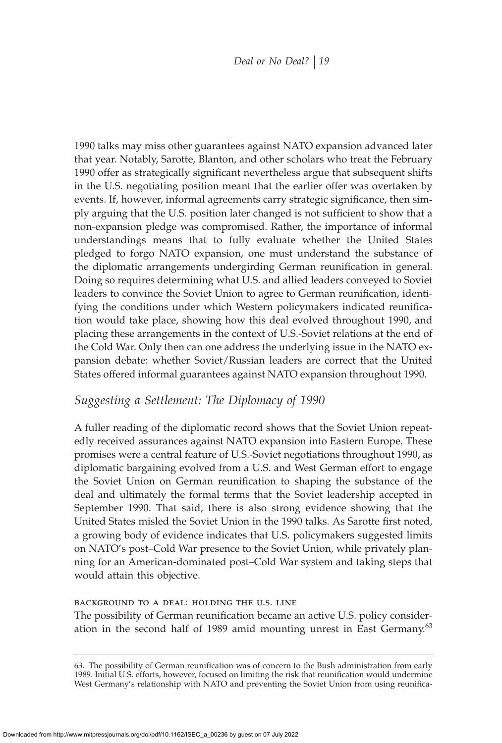1990 talks may miss other guarantees against NATO expansion advanced later that year. Notably, Sarotte, Blanton, and other scholars who treat the February 1990 offer as strategically significant nevertheless argue that subsequent shifts in the U.S. negotiating position meant that the earlier offer was overtaken by events. If, however, informal agreements carry strategic significance, then simply arguing that the U.S. position later changed is not sufficient to show that a non-expansion pledge was compromised. Rather, the importance of informal understandings means that to fully evaluate whether the United States pledged to forgo NATO expansion, one must understand the substance of the diplomatic arrangements undergirding German reunification in general. Doing so requires determining what U.S. and allied leaders conveyed to Soviet leaders to convince the Soviet Union to agree to German reunification, identifying the conditions under which Western policymakers indicated reunification would take place, showing how this deal evolved throughout 1990, and placing these arrangements in the context of U.S.-Soviet relations at the end of the Cold War. Only then can one address the underlying issue in the NATO expansion debate: whether Soviet/Russian leaders are correct that the United States offered informal guarantees against NATO expansion throughout 1990.

## *Suggesting a Settlement: The Diplomacy of 1990*

A fuller reading of the diplomatic record shows that the Soviet Union repeatedly received assurances against NATO expansion into Eastern Europe. These promises were a central feature of U.S.-Soviet negotiations throughout 1990, as diplomatic bargaining evolved from a U.S. and West German effort to engage the Soviet Union on German reunification to shaping the substance of the deal and ultimately the formal terms that the Soviet leadership accepted in September 1990. That said, there is also strong evidence showing that the United States misled the Soviet Union in the 1990 talks. As Sarotte first noted, a growing body of evidence indicates that U.S. policymakers suggested limits on NATO's post–Cold War presence to the Soviet Union, while privately planning for an American-dominated post–Cold War system and taking steps that would attain this objective.

### BACKGROUND TO A DEAL: HOLDING THE U.S. LINE

The possibility of German reunification became an active U.S. policy consideration in the second half of 1989 amid mounting unrest in East Germany.[63]

63. The possibility of German reunification was of concern to the Bush administration from early 1989. Initial U.S. efforts, however, focused on limiting the risk that reunification would undermine West Germany's relationship with NATO and preventing the Soviet Union from using reunifica-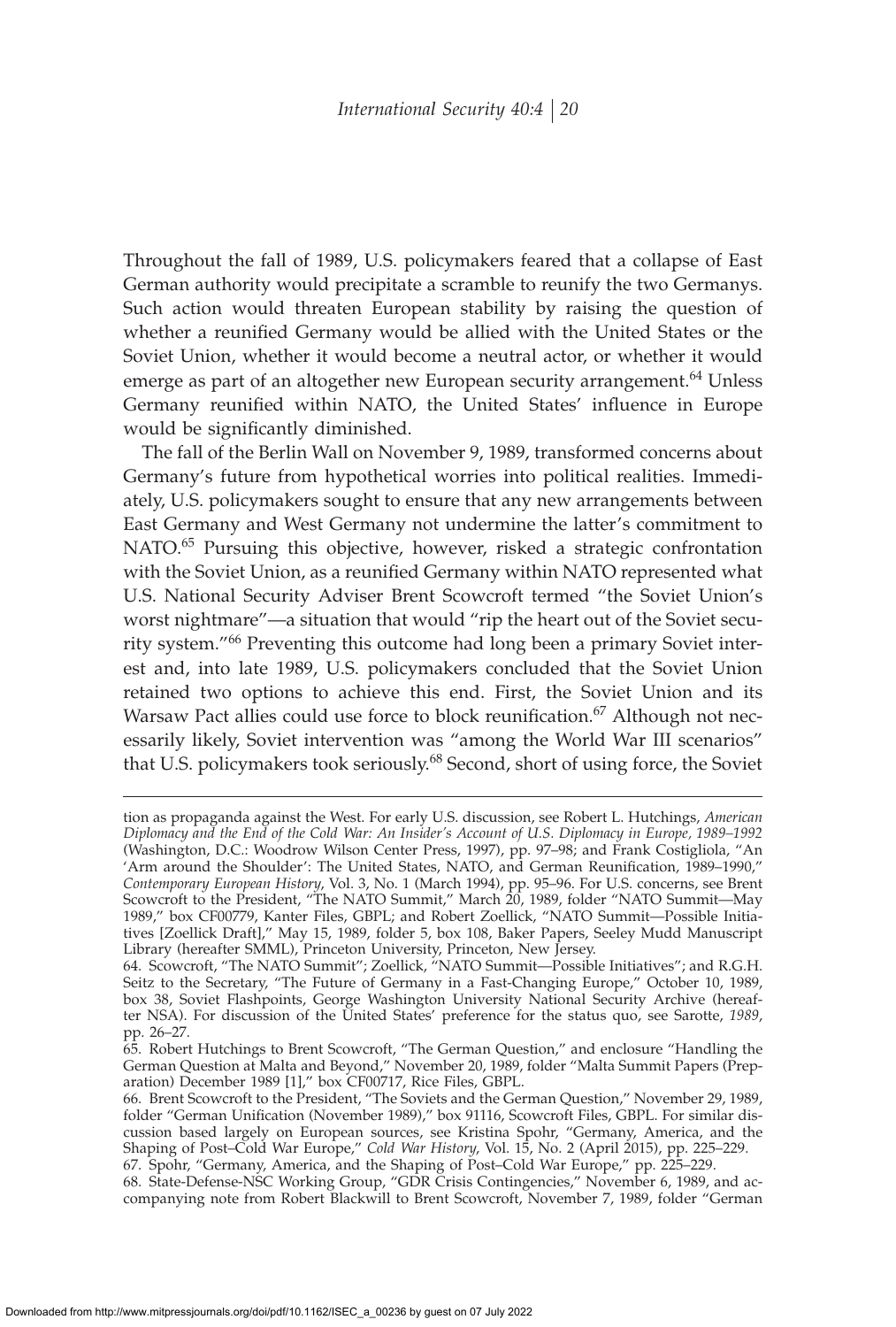Throughout the fall of 1989, U.S. policymakers feared that a collapse of East German authority would precipitate a scramble to reunify the two Germanys. Such action would threaten European stability by raising the question of whether a reunified Germany would be allied with the United States or the Soviet Union, whether it would become a neutral actor, or whether it would emerge as part of an altogether new European security arrangement.[64] Unless Germany reunified within NATO, the United States' influence in Europe would be significantly diminished.

The fall of the Berlin Wall on November 9, 1989, transformed concerns about Germany's future from hypothetical worries into political realities. Immediately, U.S. policymakers sought to ensure that any new arrangements between East Germany and West Germany not undermine the latter's commitment to NATO.[65] Pursuing this objective, however, risked a strategic confrontation with the Soviet Union, as a reunified Germany within NATO represented what U.S. National Security Adviser Brent Scowcroft termed "the Soviet Union's worst nightmare"—a situation that would "rip the heart out of the Soviet security system."[66] Preventing this outcome had long been a primary Soviet interest and, into late 1989, U.S. policymakers concluded that the Soviet Union retained two options to achieve this end. First, the Soviet Union and its Warsaw Pact allies could use force to block reunification.[67] Although not necessarily likely, Soviet intervention was "among the World War III scenarios" that U.S. policymakers took seriously.[68] Second, short of using force, the Soviet

---

tion as propaganda against the West. For early U.S. discussion, see Robert L. Hutchings, *American Diplomacy and the End of the Cold War: An Insider's Account of U.S. Diplomacy in Europe, 1989–1992* (Washington, D.C.: Woodrow Wilson Center Press, 1997), pp. 97–98; and Frank Costigliola, "An 'Arm around the Shoulder': The United States, NATO, and German Reunification, 1989–1990," *Contemporary European History*, Vol. 3, No. 1 (March 1994), pp. 95–96. For U.S. concerns, see Brent Scowcroft to the President, "The NATO Summit," March 20, 1989, folder "NATO Summit—May 1989," box CF00779, Kanter Files, GBPL; and Robert Zoellick, "NATO Summit—Possible Initiatives [Zoellick Draft]," May 15, 1989, folder 5, box 108, Baker Papers, Seeley Mudd Manuscript Library (hereafter SMML), Princeton University, Princeton, New Jersey.

64. Scowcroft, "The NATO Summit"; Zoellick, "NATO Summit—Possible Initiatives"; and R.G.H. Seitz to the Secretary, "The Future of Germany in a Fast-Changing Europe," October 10, 1989, box 38, Soviet Flashpoints, George Washington University National Security Archive (hereafter NSA). For discussion of the United States' preference for the status quo, see Sarotte, *1989*, pp. 26–27.

65. Robert Hutchings to Brent Scowcroft, "The German Question," and enclosure "Handling the German Question at Malta and Beyond," November 20, 1989, folder "Malta Summit Papers (Preparation) December 1989 [1]," box CF00717, Rice Files, GBPL.

66. Brent Scowcroft to the President, "The Soviets and the German Question," November 29, 1989, folder "German Unification (November 1989)," box 91116, Scowcroft Files, GBPL. For similar discussion based largely on European sources, see Kristina Spohr, "Germany, America, and the Shaping of Post–Cold War Europe," *Cold War History*, Vol. 15, No. 2 (April 2015), pp. 225–229.

67. Spohr, "Germany, America, and the Shaping of Post–Cold War Europe," pp. 225–229.

68. State-Defense-NSC Working Group, "GDR Crisis Contingencies," November 6, 1989, and accompanying note from Robert Blackwill to Brent Scowcroft, November 7, 1989, folder "German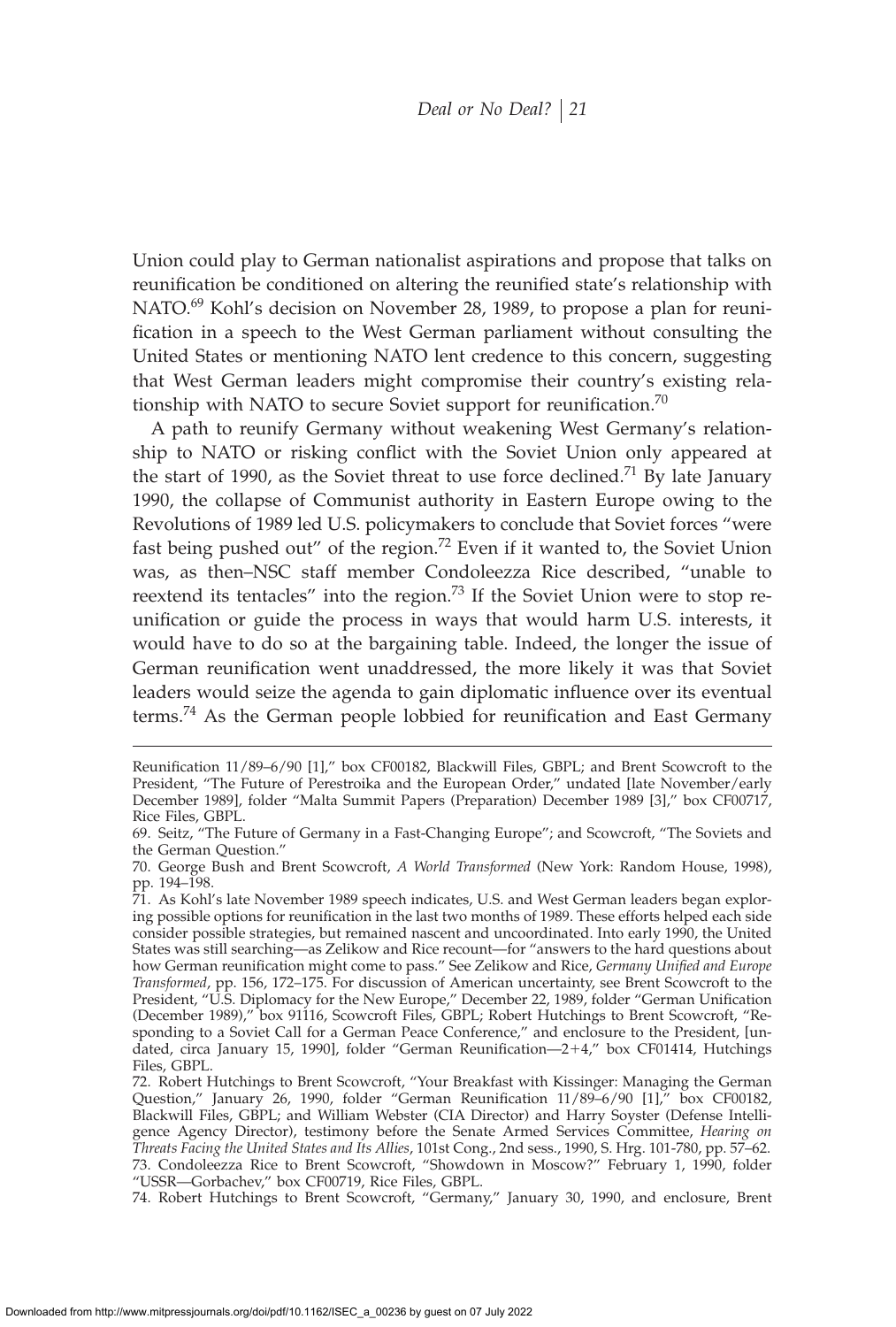Union could play to German nationalist aspirations and propose that talks on reunification be conditioned on altering the reunified state's relationship with NATO.[69] Kohl's decision on November 28, 1989, to propose a plan for reunification in a speech to the West German parliament without consulting the United States or mentioning NATO lent credence to this concern, suggesting that West German leaders might compromise their country's existing relationship with NATO to secure Soviet support for reunification.[70]

A path to reunify Germany without weakening West Germany's relationship to NATO or risking conflict with the Soviet Union only appeared at the start of 1990, as the Soviet threat to use force declined.[71] By late January 1990, the collapse of Communist authority in Eastern Europe owing to the Revolutions of 1989 led U.S. policymakers to conclude that Soviet forces "were fast being pushed out" of the region.[72] Even if it wanted to, the Soviet Union was, as then–NSC staff member Condoleezza Rice described, "unable to reextend its tentacles" into the region.[73] If the Soviet Union were to stop reunification or guide the process in ways that would harm U.S. interests, it would have to do so at the bargaining table. Indeed, the longer the issue of German reunification went unaddressed, the more likely it was that Soviet leaders would seize the agenda to gain diplomatic influence over its eventual terms.[74] As the German people lobbied for reunification and East Germany

---

Reunification 11/89–6/90 [1]," box CF00182, Blackwill Files, GBPL; and Brent Scowcroft to the President, "The Future of Perestroika and the European Order," undated [late November/early December 1989], folder "Malta Summit Papers (Preparation) December 1989 [3]," box CF00717, Rice Files, GBPL.

69. Seitz, "The Future of Germany in a Fast-Changing Europe"; and Scowcroft, "The Soviets and the German Question."

70. George Bush and Brent Scowcroft, *A World Transformed* (New York: Random House, 1998), pp. 194–198.

71. As Kohl's late November 1989 speech indicates, U.S. and West German leaders began exploring possible options for reunification in the last two months of 1989. These efforts helped each side consider possible strategies, but remained nascent and uncoordinated. Into early 1990, the United States was still searching—as Zelikow and Rice recount—for "answers to the hard questions about how German reunification might come to pass." See Zelikow and Rice, *Germany Unified and Europe Transformed*, pp. 156, 172–175. For discussion of American uncertainty, see Brent Scowcroft to the President, "U.S. Diplomacy for the New Europe," December 22, 1989, folder "German Unification (December 1989)," box 91116, Scowcroft Files, GBPL; Robert Hutchings to Brent Scowcroft, "Responding to a Soviet Call for a German Peace Conference," and enclosure to the President, [undated, circa January 15, 1990], folder "German Reunification—2+4," box CF01414, Hutchings Files, GBPL.

72. Robert Hutchings to Brent Scowcroft, "Your Breakfast with Kissinger: Managing the German Question," January 26, 1990, folder "German Reunification 11/89–6/90 [1]," box CF00182, Blackwill Files, GBPL; and William Webster (CIA Director) and Harry Soyster (Defense Intelligence Agency Director), testimony before the Senate Armed Services Committee, *Hearing on Threats Facing the United States and Its Allies*, 101st Cong., 2nd sess., 1990, S. Hrg. 101-780, pp. 57–62.

73. Condoleezza Rice to Brent Scowcroft, "Showdown in Moscow?" February 1, 1990, folder "USSR—Gorbachev," box CF00719, Rice Files, GBPL.

74. Robert Hutchings to Brent Scowcroft, "Germany," January 30, 1990, and enclosure, Brent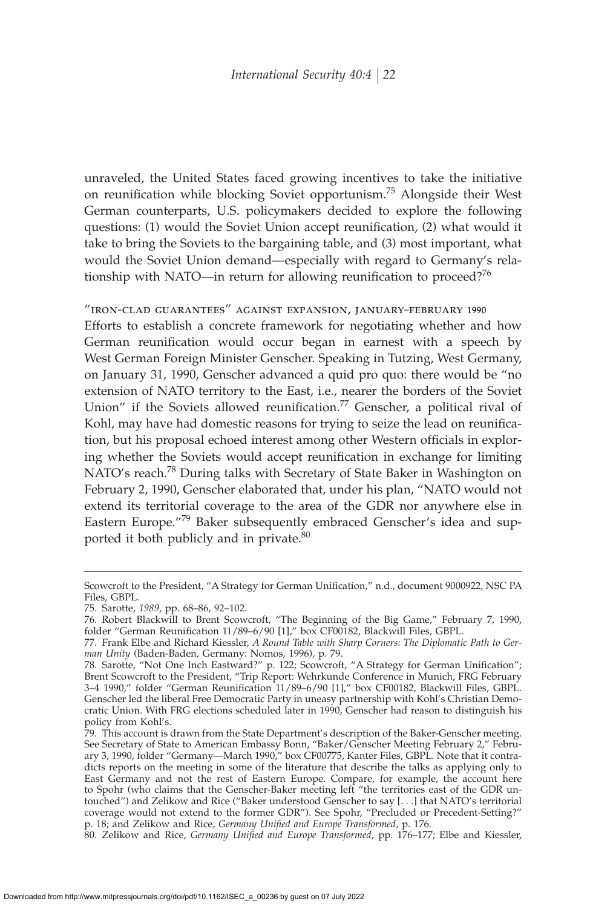unraveled, the United States faced growing incentives to take the initiative on reunification while blocking Soviet opportunism.[75] Alongside their West German counterparts, U.S. policymakers decided to explore the following questions: (1) would the Soviet Union accept reunification, (2) what would it take to bring the Soviets to the bargaining table, and (3) most important, what would the Soviet Union demand—especially with regard to Germany's relationship with NATO—in return for allowing reunification to proceed?[76]

### "IRON-CLAD GUARANTEES" AGAINST EXPANSION, JANUARY–FEBRUARY 1990

Efforts to establish a concrete framework for negotiating whether and how German reunification would occur began in earnest with a speech by West German Foreign Minister Genscher. Speaking in Tutzing, West Germany, on January 31, 1990, Genscher advanced a quid pro quo: there would be "no extension of NATO territory to the East, i.e., nearer the borders of the Soviet Union" if the Soviets allowed reunification.[77] Genscher, a political rival of Kohl, may have had domestic reasons for trying to seize the lead on reunification, but his proposal echoed interest among other Western officials in exploring whether the Soviets would accept reunification in exchange for limiting NATO's reach.[78] During talks with Secretary of State Baker in Washington on February 2, 1990, Genscher elaborated that, under his plan, "NATO would not extend its territorial coverage to the area of the GDR nor anywhere else in Eastern Europe."[79] Baker subsequently embraced Genscher's idea and supported it both publicly and in private.[80]

---

Scowcroft to the President, "A Strategy for German Unification," n.d., document 9000922, NSC PA Files, GBPL.

75. Sarotte, *1989*, pp. 68–86, 92–102.

76. Robert Blackwill to Brent Scowcroft, "The Beginning of the Big Game," February 7, 1990, folder "German Reunification 11/89–6/90 [1]," box CF00182, Blackwill Files, GBPL.

77. Frank Elbe and Richard Kiessler, *A Round Table with Sharp Corners: The Diplomatic Path to German Unity* (Baden-Baden, Germany: Nomos, 1996), p. 79.

78. Sarotte, "Not One Inch Eastward?" p. 122; Scowcroft, "A Strategy for German Unification"; Brent Scowcroft to the President, "Trip Report: Wehrkunde Conference in Munich, FRG February 3–4 1990," folder "German Reunification 11/89–6/90 [1]," box CF00182, Blackwill Files, GBPL. Genscher led the liberal Free Democratic Party in uneasy partnership with Kohl's Christian Democratic Union. With FRG elections scheduled later in 1990, Genscher had reason to distinguish his policy from Kohl's.

79. This account is drawn from the State Department's description of the Baker-Genscher meeting. See Secretary of State to American Embassy Bonn, "Baker/Genscher Meeting February 2," February 3, 1990, folder "Germany—March 1990," box CF00775, Kanter Files, GBPL. Note that it contradicts reports on the meeting in some of the literature that describe the talks as applying only to East Germany and not the rest of Eastern Europe. Compare, for example, the account here to Spohr (who claims that the Genscher-Baker meeting left "the territories east of the GDR untouched") and Zelikow and Rice ("Baker understood Genscher to say [. . .] that NATO's territorial coverage would not extend to the former GDR"). See Spohr, "Precluded or Precedent-Setting?" p. 18; and Zelikow and Rice, *Germany Unified and Europe Transformed*, p. 176.

80. Zelikow and Rice, *Germany Unified and Europe Transformed*, pp. 176–177; Elbe and Kiessler,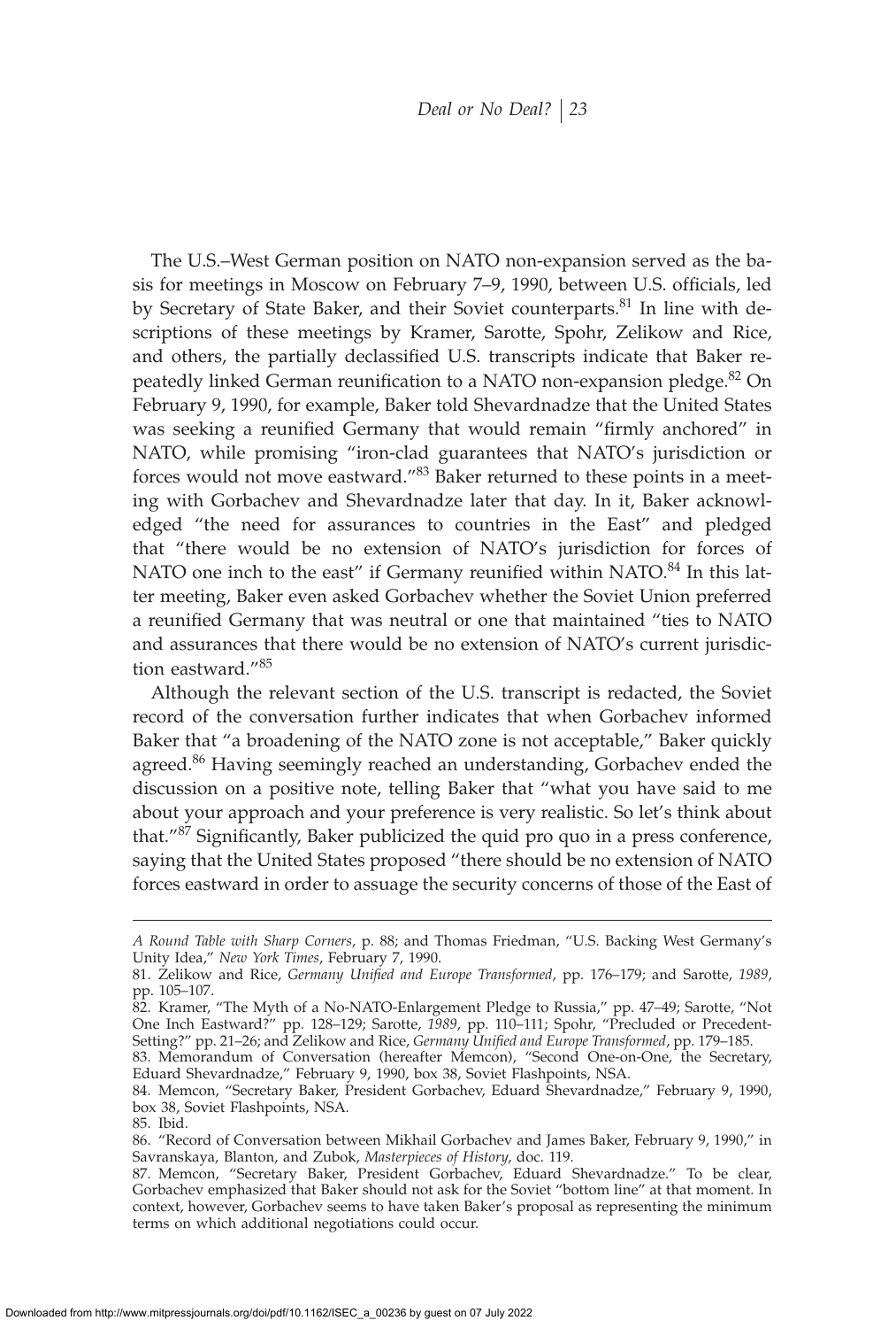The U.S.–West German position on NATO non-expansion served as the basis for meetings in Moscow on February 7–9, 1990, between U.S. officials, led by Secretary of State Baker, and their Soviet counterparts.[81] In line with descriptions of these meetings by Kramer, Sarotte, Spohr, Zelikow and Rice, and others, the partially declassified U.S. transcripts indicate that Baker repeatedly linked German reunification to a NATO non-expansion pledge.[82] On February 9, 1990, for example, Baker told Shevardnadze that the United States was seeking a reunified Germany that would remain "firmly anchored" in NATO, while promising "iron-clad guarantees that NATO's jurisdiction or forces would not move eastward."[83] Baker returned to these points in a meeting with Gorbachev and Shevardnadze later that day. In it, Baker acknowledged "the need for assurances to countries in the East" and pledged that "there would be no extension of NATO's jurisdiction for forces of NATO one inch to the east" if Germany reunified within NATO.[84] In this latter meeting, Baker even asked Gorbachev whether the Soviet Union preferred a reunified Germany that was neutral or one that maintained "ties to NATO and assurances that there would be no extension of NATO's current jurisdiction eastward."[85]

Although the relevant section of the U.S. transcript is redacted, the Soviet record of the conversation further indicates that when Gorbachev informed Baker that "a broadening of the NATO zone is not acceptable," Baker quickly agreed.[86] Having seemingly reached an understanding, Gorbachev ended the discussion on a positive note, telling Baker that "what you have said to me about your approach and your preference is very realistic. So let's think about that."[87] Significantly, Baker publicized the quid pro quo in a press conference, saying that the United States proposed "there should be no extension of NATO forces eastward in order to assuage the security concerns of those of the East of

---

*A Round Table with Sharp Corners*, p. 88; and Thomas Friedman, "U.S. Backing West Germany's Unity Idea," *New York Times*, February 7, 1990.

81. Zelikow and Rice, *Germany Unified and Europe Transformed*, pp. 176–179; and Sarotte, *1989*, pp. 105–107.

82. Kramer, "The Myth of a No-NATO-Enlargement Pledge to Russia," pp. 47–49; Sarotte, "Not One Inch Eastward?" pp. 128–129; Sarotte, *1989*, pp. 110–111; Spohr, "Precluded or Precedent-Setting?" pp. 21–26; and Zelikow and Rice, *Germany Unified and Europe Transformed*, pp. 179–185.

83. Memorandum of Conversation (hereafter Memcon), "Second One-on-One, the Secretary, Eduard Shevardnadze," February 9, 1990, box 38, Soviet Flashpoints, NSA.

84. Memcon, "Secretary Baker, President Gorbachev, Eduard Shevardnadze," February 9, 1990, box 38, Soviet Flashpoints, NSA.

85. Ibid.

86. "Record of Conversation between Mikhail Gorbachev and James Baker, February 9, 1990," in Savranskaya, Blanton, and Zubok, *Masterpieces of History*, doc. 119.

87. Memcon, "Secretary Baker, President Gorbachev, Eduard Shevardnadze." To be clear, Gorbachev emphasized that Baker should not ask for the Soviet "bottom line" at that moment. In context, however, Gorbachev seems to have taken Baker's proposal as representing the minimum terms on which additional negotiations could occur.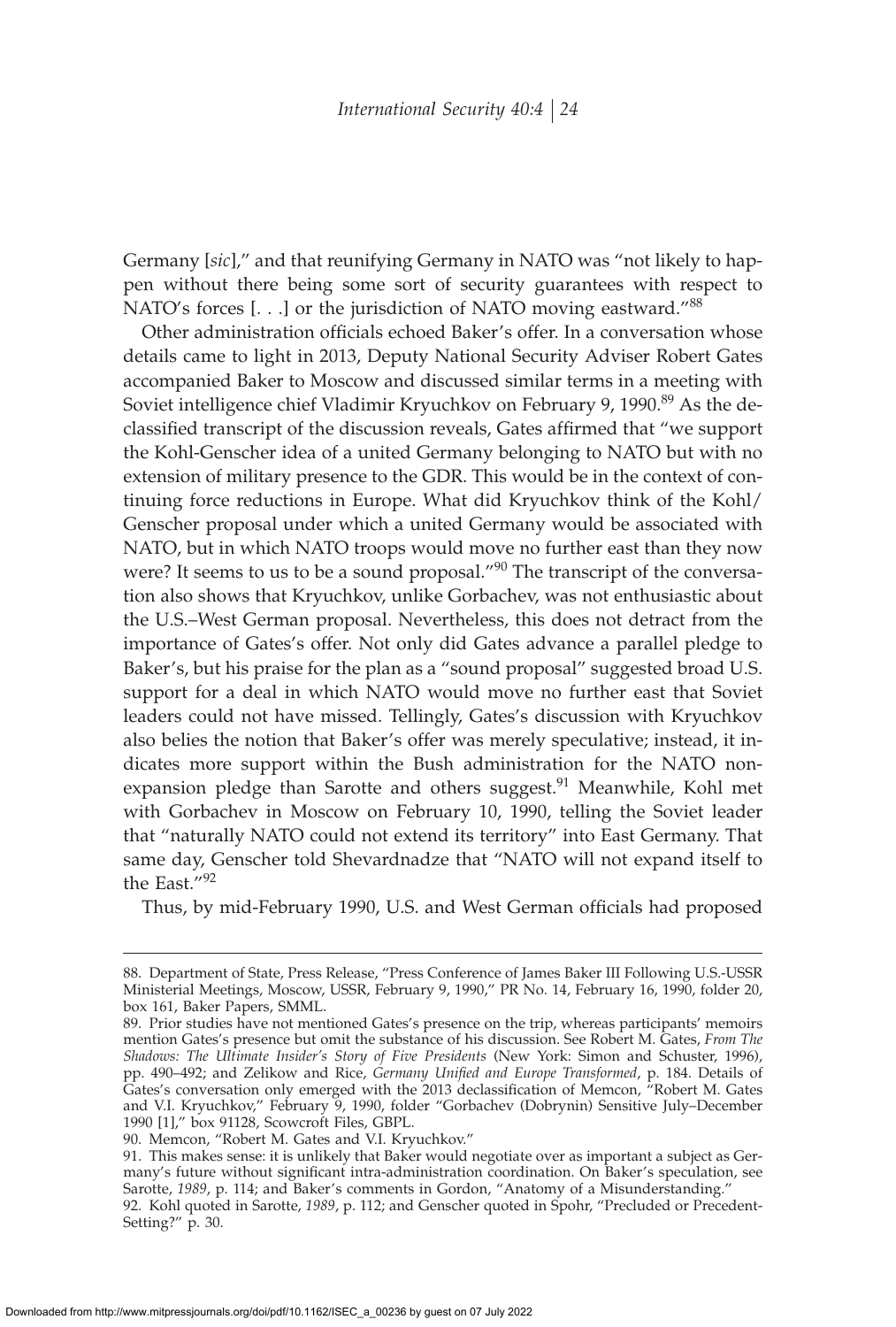Germany [*sic*]," and that reunifying Germany in NATO was "not likely to happen without there being some sort of security guarantees with respect to NATO's forces [. . .] or the jurisdiction of NATO moving eastward."[88]

Other administration officials echoed Baker's offer. In a conversation whose details came to light in 2013, Deputy National Security Adviser Robert Gates accompanied Baker to Moscow and discussed similar terms in a meeting with Soviet intelligence chief Vladimir Kryuchkov on February 9, 1990.[89] As the declassified transcript of the discussion reveals, Gates affirmed that "we support the Kohl-Genscher idea of a united Germany belonging to NATO but with no extension of military presence to the GDR. This would be in the context of continuing force reductions in Europe. What did Kryuchkov think of the Kohl/Genscher proposal under which a united Germany would be associated with NATO, but in which NATO troops would move no further east than they now were? It seems to us to be a sound proposal."[90] The transcript of the conversation also shows that Kryuchkov, unlike Gorbachev, was not enthusiastic about the U.S.–West German proposal. Nevertheless, this does not detract from the importance of Gates's offer. Not only did Gates advance a parallel pledge to Baker's, but his praise for the plan as a "sound proposal" suggested broad U.S. support for a deal in which NATO would move no further east that Soviet leaders could not have missed. Tellingly, Gates's discussion with Kryuchkov also belies the notion that Baker's offer was merely speculative; instead, it indicates more support within the Bush administration for the NATO nonexpansion pledge than Sarotte and others suggest.[91] Meanwhile, Kohl met with Gorbachev in Moscow on February 10, 1990, telling the Soviet leader that "naturally NATO could not extend its territory" into East Germany. That same day, Genscher told Shevardnadze that "NATO will not expand itself to the East."[92]

Thus, by mid-February 1990, U.S. and West German officials had proposed

---

88. Department of State, Press Release, "Press Conference of James Baker III Following U.S.-USSR Ministerial Meetings, Moscow, USSR, February 9, 1990," PR No. 14, February 16, 1990, folder 20, box 161, Baker Papers, SMML.

89. Prior studies have not mentioned Gates's presence on the trip, whereas participants' memoirs mention Gates's presence but omit the substance of his discussion. See Robert M. Gates, *From The Shadows: The Ultimate Insider's Story of Five Presidents* (New York: Simon and Schuster, 1996), pp. 490–492; and Zelikow and Rice, *Germany Unified and Europe Transformed*, p. 184. Details of Gates's conversation only emerged with the 2013 declassification of Memcon, "Robert M. Gates and V.I. Kryuchkov," February 9, 1990, folder "Gorbachev (Dobrynin) Sensitive July–December 1990 [1]," box 91128, Scowcroft Files, GBPL.

90. Memcon, "Robert M. Gates and V.I. Kryuchkov."

91. This makes sense: it is unlikely that Baker would negotiate over as important a subject as Germany's future without significant intra-administration coordination. On Baker's speculation, see Sarotte, *1989*, p. 114; and Baker's comments in Gordon, "Anatomy of a Misunderstanding."

92. Kohl quoted in Sarotte, *1989*, p. 112; and Genscher quoted in Spohr, "Precluded or Precedent-Setting?" p. 30.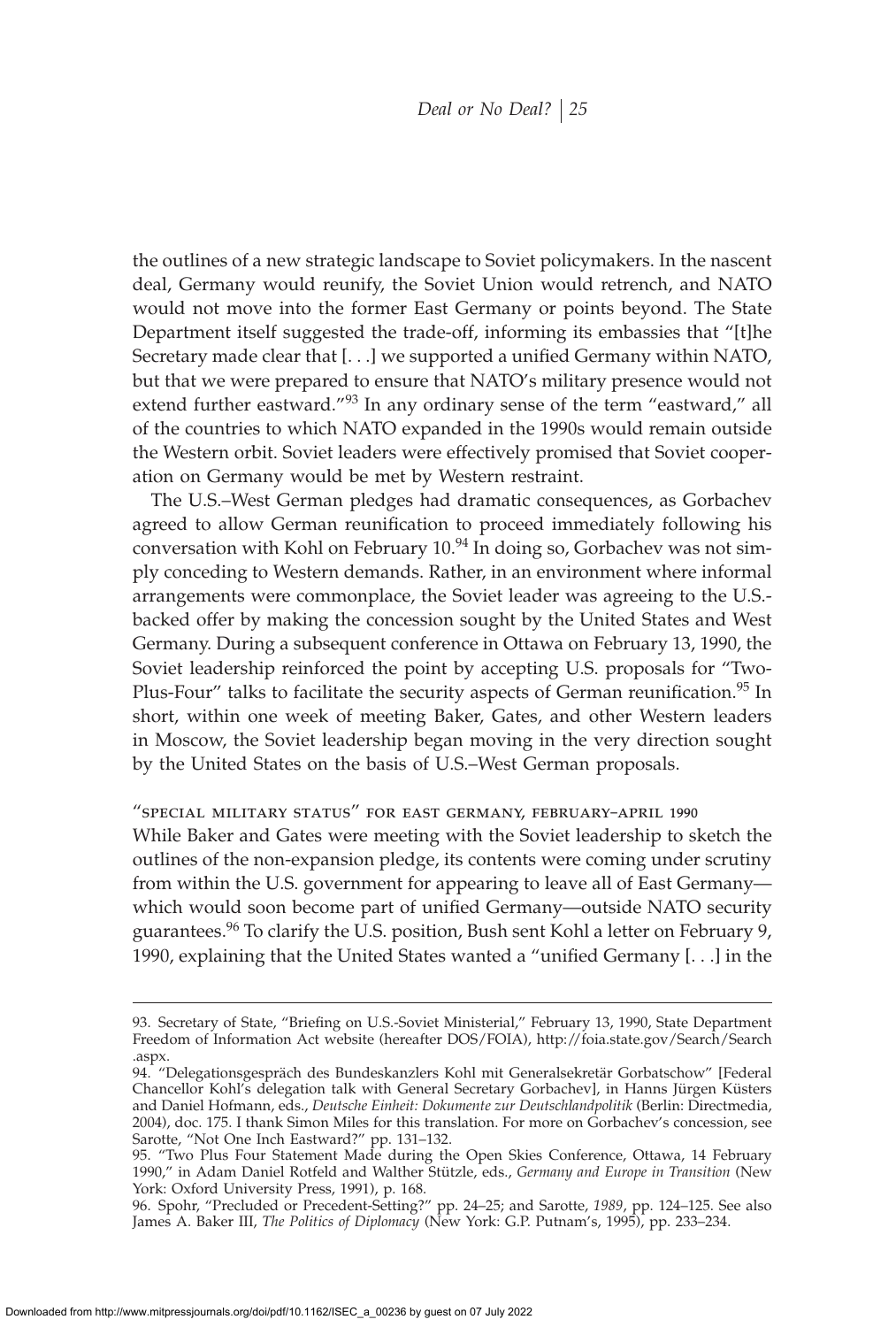the outlines of a new strategic landscape to Soviet policymakers. In the nascent deal, Germany would reunify, the Soviet Union would retrench, and NATO would not move into the former East Germany or points beyond. The State Department itself suggested the trade-off, informing its embassies that "[t]he Secretary made clear that [. . .] we supported a unified Germany within NATO, but that we were prepared to ensure that NATO's military presence would not extend further eastward."[93] In any ordinary sense of the term "eastward," all of the countries to which NATO expanded in the 1990s would remain outside the Western orbit. Soviet leaders were effectively promised that Soviet cooperation on Germany would be met by Western restraint.

The U.S.–West German pledges had dramatic consequences, as Gorbachev agreed to allow German reunification to proceed immediately following his conversation with Kohl on February 10.[94] In doing so, Gorbachev was not simply conceding to Western demands. Rather, in an environment where informal arrangements were commonplace, the Soviet leader was agreeing to the U.S.-backed offer by making the concession sought by the United States and West Germany. During a subsequent conference in Ottawa on February 13, 1990, the Soviet leadership reinforced the point by accepting U.S. proposals for "Two-Plus-Four" talks to facilitate the security aspects of German reunification.[95] In short, within one week of meeting Baker, Gates, and other Western leaders in Moscow, the Soviet leadership began moving in the very direction sought by the United States on the basis of U.S.–West German proposals.

### "special military status" for east germany, february–april 1990

While Baker and Gates were meeting with the Soviet leadership to sketch the outlines of the non-expansion pledge, its contents were coming under scrutiny from within the U.S. government for appearing to leave all of East Germany—which would soon become part of unified Germany—outside NATO security guarantees.[96] To clarify the U.S. position, Bush sent Kohl a letter on February 9, 1990, explaining that the United States wanted a "unified Germany [. . .] in the

---

93. Secretary of State, "Briefing on U.S.-Soviet Ministerial," February 13, 1990, State Department Freedom of Information Act website (hereafter DOS/FOIA), http://foia.state.gov/Search/Search.aspx.

94. "Delegationsgespräch des Bundeskanzlers Kohl mit Generalsekretär Gorbatschow" [Federal Chancellor Kohl's delegation talk with General Secretary Gorbachev], in Hanns Jürgen Küsters and Daniel Hofmann, eds., *Deutsche Einheit: Dokumente zur Deutschlandpolitik* (Berlin: Directmedia, 2004), doc. 175. I thank Simon Miles for this translation. For more on Gorbachev's concession, see Sarotte, "Not One Inch Eastward?" pp. 131–132.

95. "Two Plus Four Statement Made during the Open Skies Conference, Ottawa, 14 February 1990," in Adam Daniel Rotfeld and Walther Stützle, eds., *Germany and Europe in Transition* (New York: Oxford University Press, 1991), p. 168.

96. Spohr, "Precluded or Precedent-Setting?" pp. 24–25; and Sarotte, *1989*, pp. 124–125. See also James A. Baker III, *The Politics of Diplomacy* (New York: G.P. Putnam's, 1995), pp. 233–234.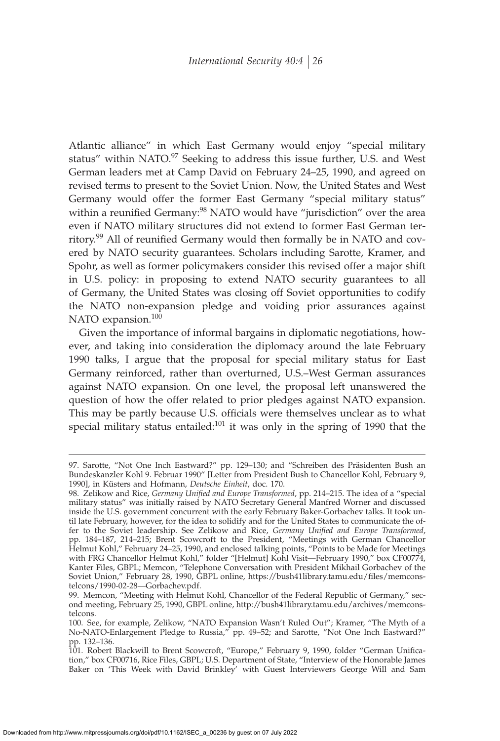Atlantic alliance" in which East Germany would enjoy "special military status" within NATO.[97] Seeking to address this issue further, U.S. and West German leaders met at Camp David on February 24–25, 1990, and agreed on revised terms to present to the Soviet Union. Now, the United States and West Germany would offer the former East Germany "special military status" within a reunified Germany:[98] NATO would have "jurisdiction" over the area even if NATO military structures did not extend to former East German territory.[99] All of reunified Germany would then formally be in NATO and covered by NATO security guarantees. Scholars including Sarotte, Kramer, and Spohr, as well as former policymakers consider this revised offer a major shift in U.S. policy: in proposing to extend NATO security guarantees to all of Germany, the United States was closing off Soviet opportunities to codify the NATO non-expansion pledge and voiding prior assurances against NATO expansion.[100]

Given the importance of informal bargains in diplomatic negotiations, however, and taking into consideration the diplomacy around the late February 1990 talks, I argue that the proposal for special military status for East Germany reinforced, rather than overturned, U.S.–West German assurances against NATO expansion. On one level, the proposal left unanswered the question of how the offer related to prior pledges against NATO expansion. This may be partly because U.S. officials were themselves unclear as to what special military status entailed:[101] it was only in the spring of 1990 that the

---

97. Sarotte, "Not One Inch Eastward?" pp. 129–130; and "Schreiben des Präsidenten Bush an Bundeskanzler Kohl 9. Februar 1990" [Letter from President Bush to Chancellor Kohl, February 9, 1990], in Küsters and Hofmann, *Deutsche Einheit*, doc. 170.

98. Zelikow and Rice, *Germany Unified and Europe Transformed*, pp. 214–215. The idea of a "special military status" was initially raised by NATO Secretary General Manfred Worner and discussed inside the U.S. government concurrent with the early February Baker-Gorbachev talks. It took until late February, however, for the idea to solidify and for the United States to communicate the offer to the Soviet leadership. See Zelikow and Rice, *Germany Unified and Europe Transformed*, pp. 184–187, 214–215; Brent Scowcroft to the President, "Meetings with German Chancellor Helmut Kohl," February 24–25, 1990, and enclosed talking points, "Points to be Made for Meetings with FRG Chancellor Helmut Kohl," folder "[Helmut] Kohl Visit—February 1990," box CF00774, Kanter Files, GBPL; Memcon, "Telephone Conversation with President Mikhail Gorbachev of the Soviet Union," February 28, 1990, GBPL online, https://bush41library.tamu.edu/files/memcons-telcons/1990-02-28—Gorbachev.pdf.

99. Memcon, "Meeting with Helmut Kohl, Chancellor of the Federal Republic of Germany," second meeting, February 25, 1990, GBPL online, http://bush41library.tamu.edu/archives/memcons-telcons.

100. See, for example, Zelikow, "NATO Expansion Wasn't Ruled Out"; Kramer, "The Myth of a No-NATO-Enlargement Pledge to Russia," pp. 49–52; and Sarotte, "Not One Inch Eastward?" pp. 132–136.

101. Robert Blackwill to Brent Scowcroft, "Europe," February 9, 1990, folder "German Unification," box CF00716, Rice Files, GBPL; U.S. Department of State, "Interview of the Honorable James Baker on 'This Week with David Brinkley' with Guest Interviewers George Will and Sam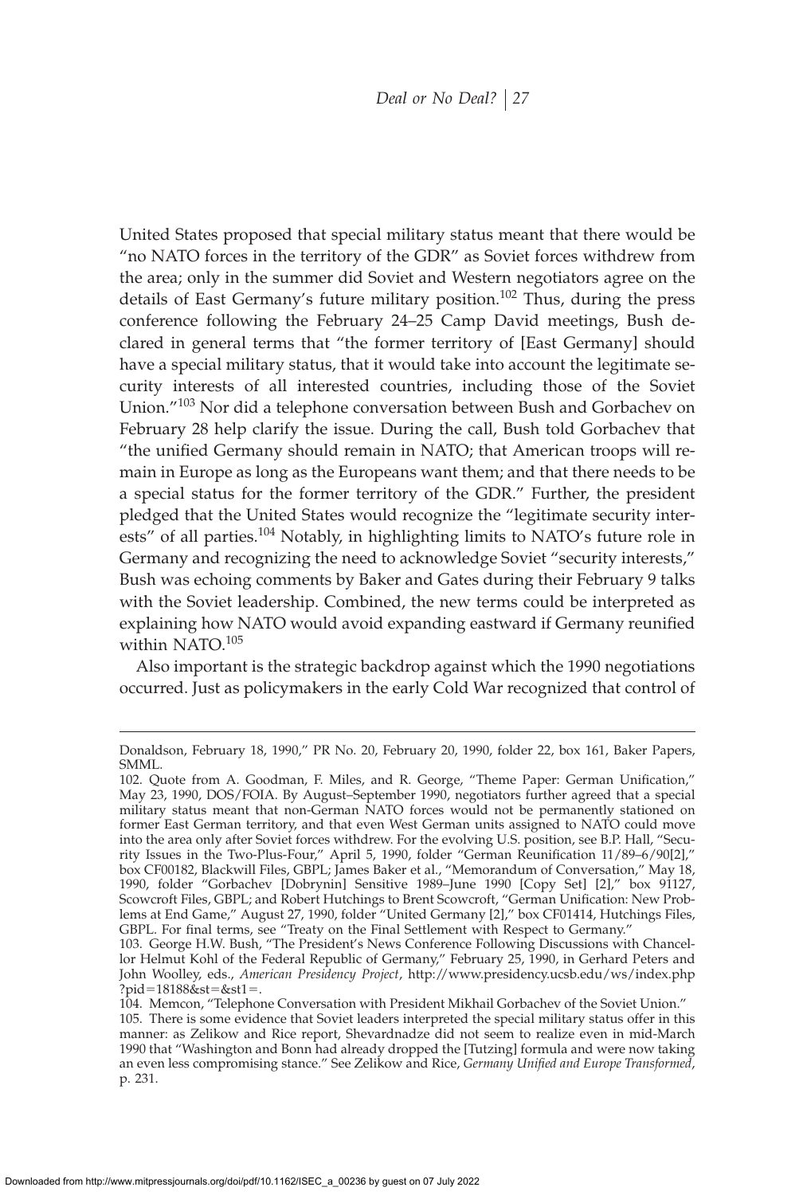United States proposed that special military status meant that there would be "no NATO forces in the territory of the GDR" as Soviet forces withdrew from the area; only in the summer did Soviet and Western negotiators agree on the details of East Germany's future military position.[102] Thus, during the press conference following the February 24–25 Camp David meetings, Bush declared in general terms that "the former territory of [East Germany] should have a special military status, that it would take into account the legitimate security interests of all interested countries, including those of the Soviet Union."[103] Nor did a telephone conversation between Bush and Gorbachev on February 28 help clarify the issue. During the call, Bush told Gorbachev that "the unified Germany should remain in NATO; that American troops will remain in Europe as long as the Europeans want them; and that there needs to be a special status for the former territory of the GDR." Further, the president pledged that the United States would recognize the "legitimate security interests" of all parties.[104] Notably, in highlighting limits to NATO's future role in Germany and recognizing the need to acknowledge Soviet "security interests," Bush was echoing comments by Baker and Gates during their February 9 talks with the Soviet leadership. Combined, the new terms could be interpreted as explaining how NATO would avoid expanding eastward if Germany reunified within NATO.[105]

Also important is the strategic backdrop against which the 1990 negotiations occurred. Just as policymakers in the early Cold War recognized that control of

---

Donaldson, February 18, 1990," PR No. 20, February 20, 1990, folder 22, box 161, Baker Papers, SMML.

102. Quote from A. Goodman, F. Miles, and R. George, "Theme Paper: German Unification," May 23, 1990, DOS/FOIA. By August–September 1990, negotiators further agreed that a special military status meant that non-German NATO forces would not be permanently stationed on former East German territory, and that even West German units assigned to NATO could move into the area only after Soviet forces withdrew. For the evolving U.S. position, see B.P. Hall, "Security Issues in the Two-Plus-Four," April 5, 1990, folder "German Reunification 11/89–6/90[2]," box CF00182, Blackwill Files, GBPL; James Baker et al., "Memorandum of Conversation," May 18, 1990, folder "Gorbachev [Dobrynin] Sensitive 1989–June 1990 [Copy Set] [2]," box 91127, Scowcroft Files, GBPL; and Robert Hutchings to Brent Scowcroft, "German Unification: New Problems at End Game," August 27, 1990, folder "United Germany [2]," box CF01414, Hutchings Files, GBPL. For final terms, see "Treaty on the Final Settlement with Respect to Germany."

103. George H.W. Bush, "The President's News Conference Following Discussions with Chancellor Helmut Kohl of the Federal Republic of Germany," February 25, 1990, in Gerhard Peters and John Woolley, eds., *American Presidency Project*, http://www.presidency.ucsb.edu/ws/index.php?pid=18188&st=&st1=.

104. Memcon, "Telephone Conversation with President Mikhail Gorbachev of the Soviet Union."

105. There is some evidence that Soviet leaders interpreted the special military status offer in this manner: as Zelikow and Rice report, Shevardnadze did not seem to realize even in mid-March 1990 that "Washington and Bonn had already dropped the [Tutzing] formula and were now taking an even less compromising stance." See Zelikow and Rice, *Germany Unified and Europe Transformed*, p. 231.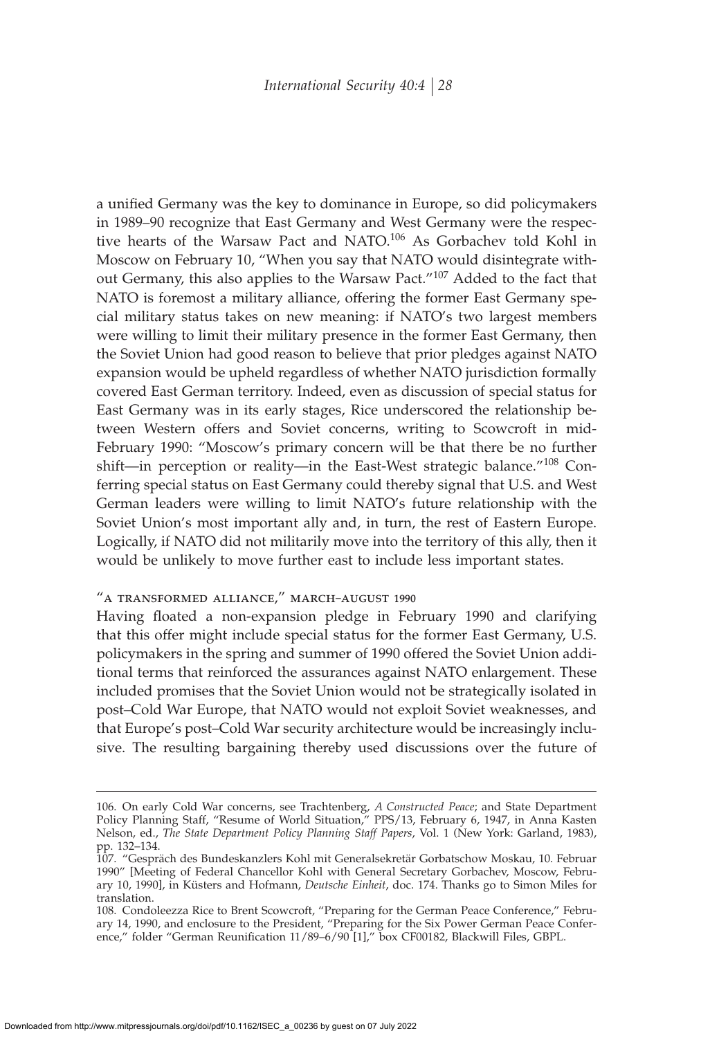a unified Germany was the key to dominance in Europe, so did policymakers in 1989–90 recognize that East Germany and West Germany were the respective hearts of the Warsaw Pact and NATO.[106] As Gorbachev told Kohl in Moscow on February 10, "When you say that NATO would disintegrate without Germany, this also applies to the Warsaw Pact."[107] Added to the fact that NATO is foremost a military alliance, offering the former East Germany special military status takes on new meaning: if NATO's two largest members were willing to limit their military presence in the former East Germany, then the Soviet Union had good reason to believe that prior pledges against NATO expansion would be upheld regardless of whether NATO jurisdiction formally covered East German territory. Indeed, even as discussion of special status for East Germany was in its early stages, Rice underscored the relationship between Western offers and Soviet concerns, writing to Scowcroft in mid-February 1990: "Moscow's primary concern will be that there be no further shift—in perception or reality—in the East-West strategic balance."[108] Conferring special status on East Germany could thereby signal that U.S. and West German leaders were willing to limit NATO's future relationship with the Soviet Union's most important ally and, in turn, the rest of Eastern Europe. Logically, if NATO did not militarily move into the territory of this ally, then it would be unlikely to move further east to include less important states.

### "A TRANSFORMED ALLIANCE," MARCH–AUGUST 1990

Having floated a non-expansion pledge in February 1990 and clarifying that this offer might include special status for the former East Germany, U.S. policymakers in the spring and summer of 1990 offered the Soviet Union additional terms that reinforced the assurances against NATO enlargement. These included promises that the Soviet Union would not be strategically isolated in post–Cold War Europe, that NATO would not exploit Soviet weaknesses, and that Europe's post–Cold War security architecture would be increasingly inclusive. The resulting bargaining thereby used discussions over the future of

---

106. On early Cold War concerns, see Trachtenberg, *A Constructed Peace*; and State Department Policy Planning Staff, "Resume of World Situation," PPS/13, February 6, 1947, in Anna Kasten Nelson, ed., *The State Department Policy Planning Staff Papers*, Vol. 1 (New York: Garland, 1983), pp. 132–134.

107. "Gespräch des Bundeskanzlers Kohl mit Generalsekretär Gorbatschow Moskau, 10. Februar 1990" [Meeting of Federal Chancellor Kohl with General Secretary Gorbachev, Moscow, February 10, 1990], in Küsters and Hofmann, *Deutsche Einheit*, doc. 174. Thanks go to Simon Miles for translation.

108. Condoleezza Rice to Brent Scowcroft, "Preparing for the German Peace Conference," February 14, 1990, and enclosure to the President, "Preparing for the Six Power German Peace Conference," folder "German Reunification 11/89–6/90 [1]," box CF00182, Blackwill Files, GBPL.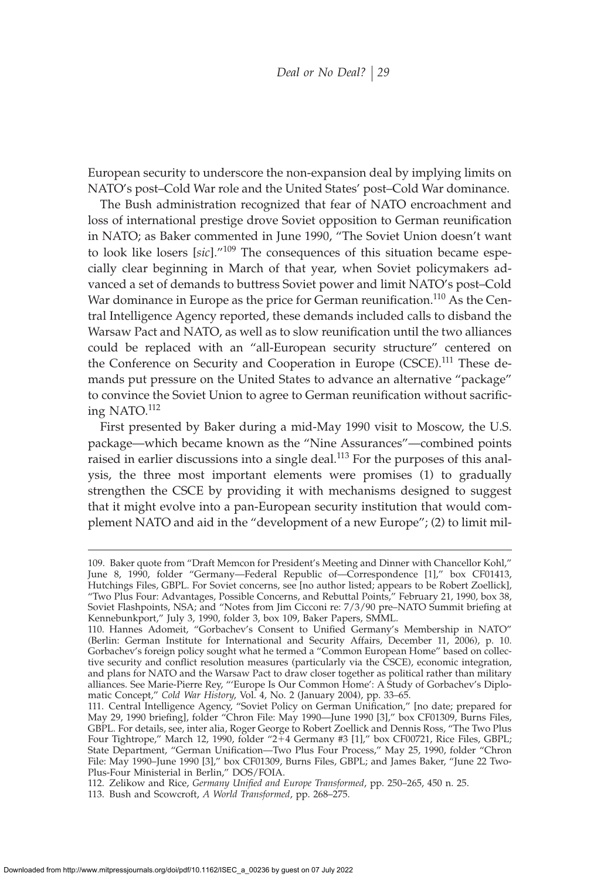European security to underscore the non-expansion deal by implying limits on NATO's post–Cold War role and the United States' post–Cold War dominance.

The Bush administration recognized that fear of NATO encroachment and loss of international prestige drove Soviet opposition to German reunification in NATO; as Baker commented in June 1990, "The Soviet Union doesn't want to look like losers [*sic*]."[109] The consequences of this situation became especially clear beginning in March of that year, when Soviet policymakers advanced a set of demands to buttress Soviet power and limit NATO's post–Cold War dominance in Europe as the price for German reunification.[110] As the Central Intelligence Agency reported, these demands included calls to disband the Warsaw Pact and NATO, as well as to slow reunification until the two alliances could be replaced with an "all-European security structure" centered on the Conference on Security and Cooperation in Europe (CSCE).[111] These demands put pressure on the United States to advance an alternative "package" to convince the Soviet Union to agree to German reunification without sacrificing NATO.[112]

First presented by Baker during a mid-May 1990 visit to Moscow, the U.S. package—which became known as the "Nine Assurances"—combined points raised in earlier discussions into a single deal.[113] For the purposes of this analysis, the three most important elements were promises (1) to gradually strengthen the CSCE by providing it with mechanisms designed to suggest that it might evolve into a pan-European security institution that would complement NATO and aid in the "development of a new Europe"; (2) to limit mil-

---

109. Baker quote from "Draft Memcon for President's Meeting and Dinner with Chancellor Kohl," June 8, 1990, folder "Germany—Federal Republic of—Correspondence [1]," box CF01413, Hutchings Files, GBPL. For Soviet concerns, see [no author listed; appears to be Robert Zoellick], "Two Plus Four: Advantages, Possible Concerns, and Rebuttal Points," February 21, 1990, box 38, Soviet Flashpoints, NSA; and "Notes from Jim Cicconi re: 7/3/90 pre–NATO Summit briefing at Kennebunkport," July 3, 1990, folder 3, box 109, Baker Papers, SMML.

110. Hannes Adomeit, "Gorbachev's Consent to Unified Germany's Membership in NATO" (Berlin: German Institute for International and Security Affairs, December 11, 2006), p. 10. Gorbachev's foreign policy sought what he termed a "Common European Home" based on collective security and conflict resolution measures (particularly via the CSCE), economic integration, and plans for NATO and the Warsaw Pact to draw closer together as political rather than military alliances. See Marie-Pierre Rey, "'Europe Is Our Common Home': A Study of Gorbachev's Diplomatic Concept," *Cold War History*, Vol. 4, No. 2 (January 2004), pp. 33–65.

111. Central Intelligence Agency, "Soviet Policy on German Unification," [no date; prepared for May 29, 1990 briefing], folder "Chron File: May 1990—June 1990 [3]," box CF01309, Burns Files, GBPL. For details, see, inter alia, Roger George to Robert Zoellick and Dennis Ross, "The Two Plus Four Tightrope," March 12, 1990, folder "2+4 Germany #3 [1]," box CF00721, Rice Files, GBPL; State Department, "German Unification—Two Plus Four Process," May 25, 1990, folder "Chron File: May 1990–June 1990 [3]," box CF01309, Burns Files, GBPL; and James Baker, "June 22 Two-Plus-Four Ministerial in Berlin," DOS/FOIA.

112. Zelikow and Rice, *Germany Unified and Europe Transformed*, pp. 250–265, 450 n. 25.

113. Bush and Scowcroft, *A World Transformed*, pp. 268–275.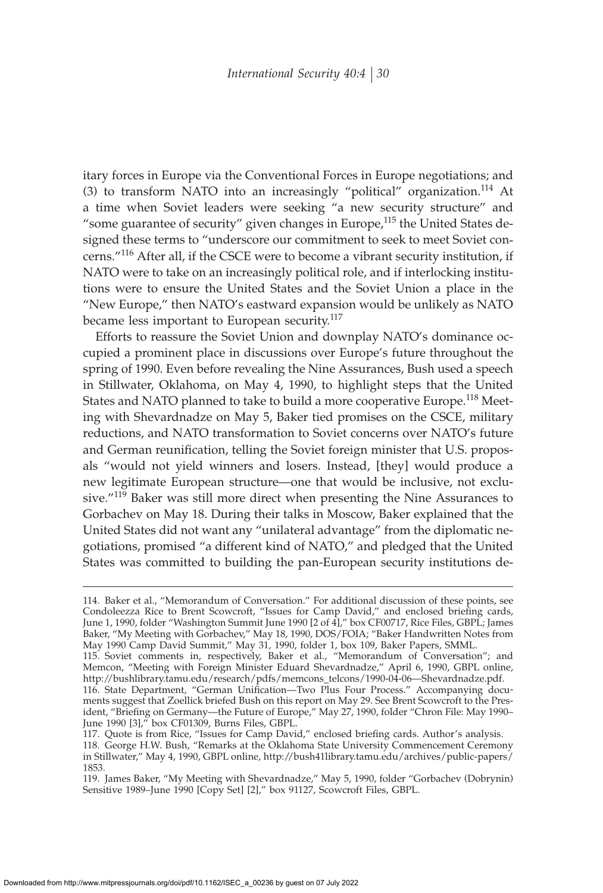itary forces in Europe via the Conventional Forces in Europe negotiations; and (3) to transform NATO into an increasingly "political" organization.[114] At a time when Soviet leaders were seeking "a new security structure" and "some guarantee of security" given changes in Europe,[115] the United States designed these terms to "underscore our commitment to seek to meet Soviet concerns."[116] After all, if the CSCE were to become a vibrant security institution, if NATO were to take on an increasingly political role, and if interlocking institutions were to ensure the United States and the Soviet Union a place in the "New Europe," then NATO's eastward expansion would be unlikely as NATO became less important to European security.[117]

Efforts to reassure the Soviet Union and downplay NATO's dominance occupied a prominent place in discussions over Europe's future throughout the spring of 1990. Even before revealing the Nine Assurances, Bush used a speech in Stillwater, Oklahoma, on May 4, 1990, to highlight steps that the United States and NATO planned to take to build a more cooperative Europe.[118] Meeting with Shevardnadze on May 5, Baker tied promises on the CSCE, military reductions, and NATO transformation to Soviet concerns over NATO's future and German reunification, telling the Soviet foreign minister that U.S. proposals "would not yield winners and losers. Instead, [they] would produce a new legitimate European structure—one that would be inclusive, not exclusive."[119] Baker was still more direct when presenting the Nine Assurances to Gorbachev on May 18. During their talks in Moscow, Baker explained that the United States did not want any "unilateral advantage" from the diplomatic negotiations, promised "a different kind of NATO," and pledged that the United States was committed to building the pan-European security institutions de-

---

114. Baker et al., "Memorandum of Conversation." For additional discussion of these points, see Condoleezza Rice to Brent Scowcroft, "Issues for Camp David," and enclosed briefing cards, June 1, 1990, folder "Washington Summit June 1990 [2 of 4]," box CF00717, Rice Files, GBPL; James Baker, "My Meeting with Gorbachev," May 18, 1990, DOS/FOIA; "Baker Handwritten Notes from May 1990 Camp David Summit," May 31, 1990, folder 1, box 109, Baker Papers, SMML.

115. Soviet comments in, respectively, Baker et al., "Memorandum of Conversation"; and Memcon, "Meeting with Foreign Minister Eduard Shevardnadze," April 6, 1990, GBPL online, http://bushlibrary.tamu.edu/research/pdfs/memcons_telcons/1990-04-06—Shevardnadze.pdf.

116. State Department, "German Unification—Two Plus Four Process." Accompanying documents suggest that Zoellick briefed Bush on this report on May 29. See Brent Scowcroft to the President, "Briefing on Germany—the Future of Europe," May 27, 1990, folder "Chron File: May 1990–June 1990 [3]," box CF01309, Burns Files, GBPL.

117. Quote is from Rice, "Issues for Camp David," enclosed briefing cards. Author's analysis.

118. George H.W. Bush, "Remarks at the Oklahoma State University Commencement Ceremony in Stillwater," May 4, 1990, GBPL online, http://bush41library.tamu.edu/archives/public-papers/1853.

119. James Baker, "My Meeting with Shevardnadze," May 5, 1990, folder "Gorbachev (Dobrynin) Sensitive 1989–June 1990 [Copy Set] [2]," box 91127, Scowcroft Files, GBPL.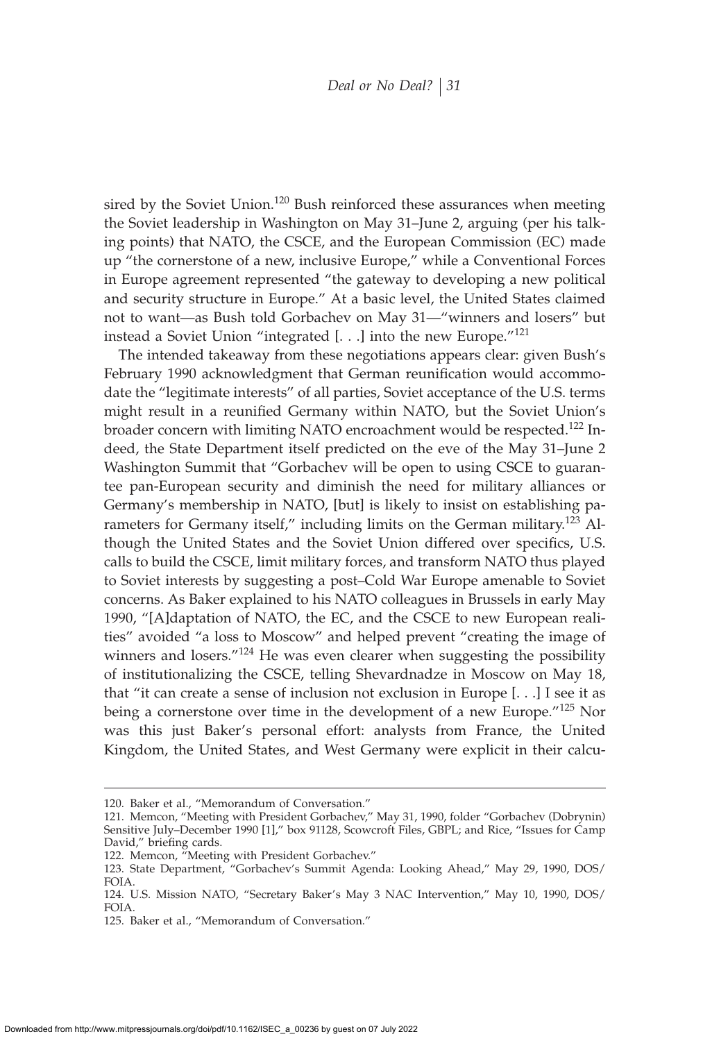sired by the Soviet Union.[120] Bush reinforced these assurances when meeting the Soviet leadership in Washington on May 31–June 2, arguing (per his talking points) that NATO, the CSCE, and the European Commission (EC) made up "the cornerstone of a new, inclusive Europe," while a Conventional Forces in Europe agreement represented "the gateway to developing a new political and security structure in Europe." At a basic level, the United States claimed not to want—as Bush told Gorbachev on May 31—"winners and losers" but instead a Soviet Union "integrated [. . .] into the new Europe."[121]

The intended takeaway from these negotiations appears clear: given Bush's February 1990 acknowledgment that German reunification would accommodate the "legitimate interests" of all parties, Soviet acceptance of the U.S. terms might result in a reunified Germany within NATO, but the Soviet Union's broader concern with limiting NATO encroachment would be respected.[122] Indeed, the State Department itself predicted on the eve of the May 31–June 2 Washington Summit that "Gorbachev will be open to using CSCE to guarantee pan-European security and diminish the need for military alliances or Germany's membership in NATO, [but] is likely to insist on establishing parameters for Germany itself," including limits on the German military.[123] Although the United States and the Soviet Union differed over specifics, U.S. calls to build the CSCE, limit military forces, and transform NATO thus played to Soviet interests by suggesting a post–Cold War Europe amenable to Soviet concerns. As Baker explained to his NATO colleagues in Brussels in early May 1990, "[A]daptation of NATO, the EC, and the CSCE to new European realities" avoided "a loss to Moscow" and helped prevent "creating the image of winners and losers."[124] He was even clearer when suggesting the possibility of institutionalizing the CSCE, telling Shevardnadze in Moscow on May 18, that "it can create a sense of inclusion not exclusion in Europe [. . .] I see it as being a cornerstone over time in the development of a new Europe."[125] Nor was this just Baker's personal effort: analysts from France, the United Kingdom, the United States, and West Germany were explicit in their calcu-

---

120. Baker et al., "Memorandum of Conversation."

121. Memcon, "Meeting with President Gorbachev," May 31, 1990, folder "Gorbachev (Dobrynin) Sensitive July–December 1990 [1]," box 91128, Scowcroft Files, GBPL; and Rice, "Issues for Camp David," briefing cards.

122. Memcon, "Meeting with President Gorbachev."

123. State Department, "Gorbachev's Summit Agenda: Looking Ahead," May 29, 1990, DOS/FOIA.

124. U.S. Mission NATO, "Secretary Baker's May 3 NAC Intervention," May 10, 1990, DOS/FOIA.

125. Baker et al., "Memorandum of Conversation."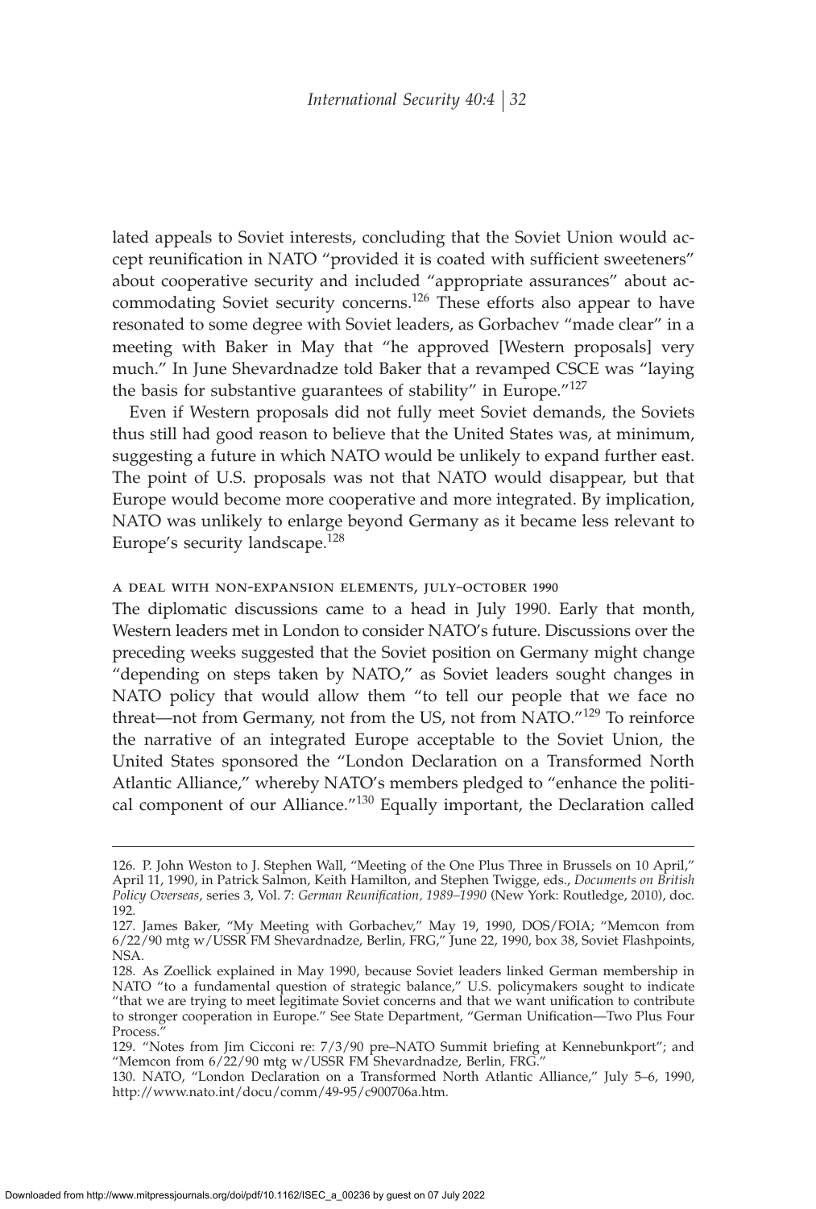lated appeals to Soviet interests, concluding that the Soviet Union would accept reunification in NATO "provided it is coated with sufficient sweeteners" about cooperative security and included "appropriate assurances" about accommodating Soviet security concerns.[126] These efforts also appear to have resonated to some degree with Soviet leaders, as Gorbachev "made clear" in a meeting with Baker in May that "he approved [Western proposals] very much." In June Shevardnadze told Baker that a revamped CSCE was "laying the basis for substantive guarantees of stability" in Europe."[127]

Even if Western proposals did not fully meet Soviet demands, the Soviets thus still had good reason to believe that the United States was, at minimum, suggesting a future in which NATO would be unlikely to expand further east. The point of U.S. proposals was not that NATO would disappear, but that Europe would become more cooperative and more integrated. By implication, NATO was unlikely to enlarge beyond Germany as it became less relevant to Europe's security landscape.[128]

### A DEAL WITH NON-EXPANSION ELEMENTS, JULY–OCTOBER 1990

The diplomatic discussions came to a head in July 1990. Early that month, Western leaders met in London to consider NATO's future. Discussions over the preceding weeks suggested that the Soviet position on Germany might change "depending on steps taken by NATO," as Soviet leaders sought changes in NATO policy that would allow them "to tell our people that we face no threat—not from Germany, not from the US, not from NATO."[129] To reinforce the narrative of an integrated Europe acceptable to the Soviet Union, the United States sponsored the "London Declaration on a Transformed North Atlantic Alliance," whereby NATO's members pledged to "enhance the political component of our Alliance."[130] Equally important, the Declaration called

---

126. P. John Weston to J. Stephen Wall, "Meeting of the One Plus Three in Brussels on 10 April," April 11, 1990, in Patrick Salmon, Keith Hamilton, and Stephen Twigge, eds., *Documents on British Policy Overseas*, series 3, Vol. 7: *German Reunification, 1989–1990* (New York: Routledge, 2010), doc. 192.

127. James Baker, "My Meeting with Gorbachev," May 19, 1990, DOS/FOIA; "Memcon from 6/22/90 mtg w/USSR FM Shevardnadze, Berlin, FRG," June 22, 1990, box 38, Soviet Flashpoints, NSA.

128. As Zoellick explained in May 1990, because Soviet leaders linked German membership in NATO "to a fundamental question of strategic balance," U.S. policymakers sought to indicate "that we are trying to meet legitimate Soviet concerns and that we want unification to contribute to stronger cooperation in Europe." See State Department, "German Unification—Two Plus Four Process."

129. "Notes from Jim Cicconi re: 7/3/90 pre–NATO Summit briefing at Kennebunkport"; and "Memcon from 6/22/90 mtg w/USSR FM Shevardnadze, Berlin, FRG."

130. NATO, "London Declaration on a Transformed North Atlantic Alliance," July 5–6, 1990, http://www.nato.int/docu/comm/49-95/c900706a.htm.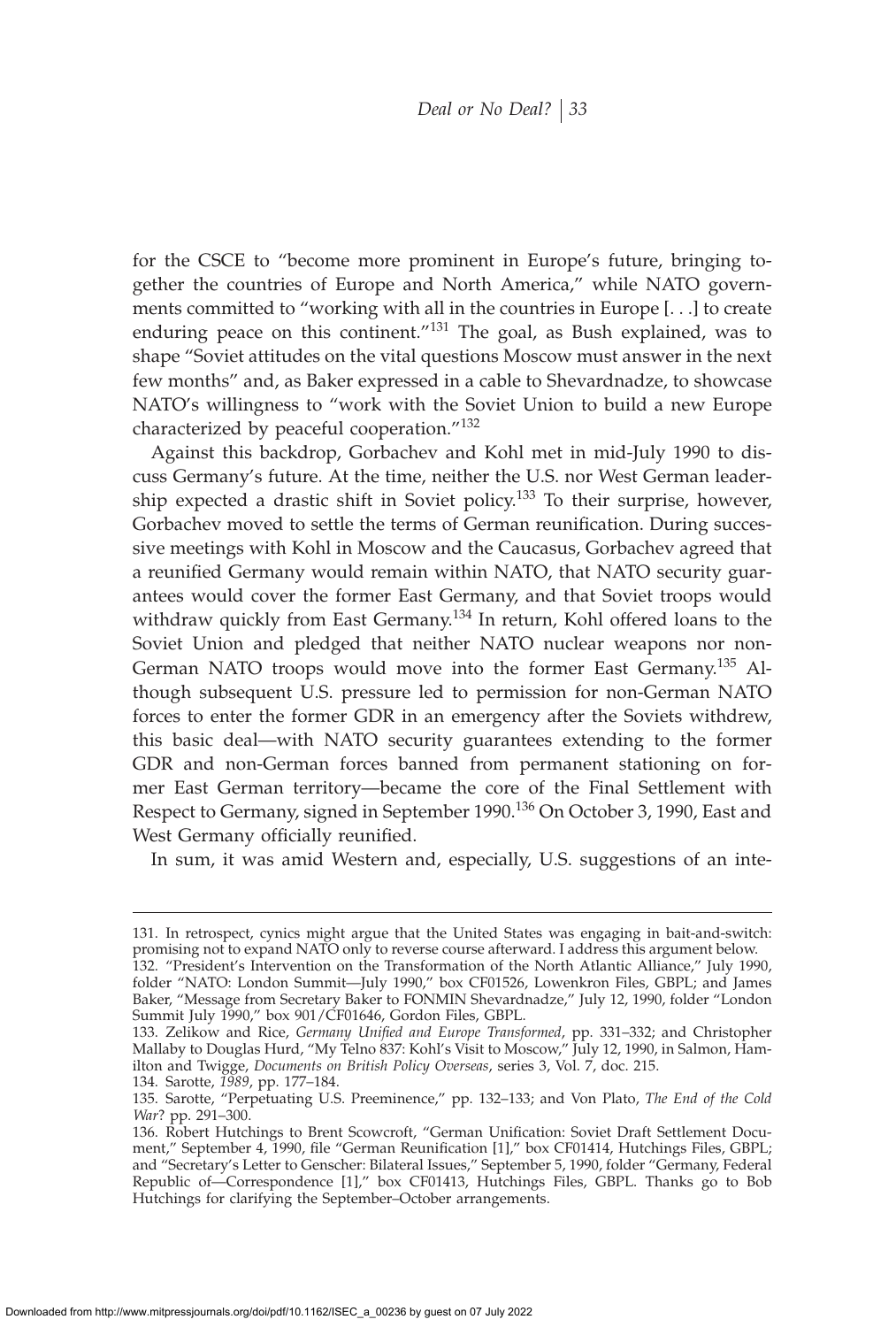for the CSCE to "become more prominent in Europe's future, bringing together the countries of Europe and North America," while NATO governments committed to "working with all in the countries in Europe [. . .] to create enduring peace on this continent."[131] The goal, as Bush explained, was to shape "Soviet attitudes on the vital questions Moscow must answer in the next few months" and, as Baker expressed in a cable to Shevardnadze, to showcase NATO's willingness to "work with the Soviet Union to build a new Europe characterized by peaceful cooperation."[132]

Against this backdrop, Gorbachev and Kohl met in mid-July 1990 to discuss Germany's future. At the time, neither the U.S. nor West German leadership expected a drastic shift in Soviet policy.[133] To their surprise, however, Gorbachev moved to settle the terms of German reunification. During successive meetings with Kohl in Moscow and the Caucasus, Gorbachev agreed that a reunified Germany would remain within NATO, that NATO security guarantees would cover the former East Germany, and that Soviet troops would withdraw quickly from East Germany.[134] In return, Kohl offered loans to the Soviet Union and pledged that neither NATO nuclear weapons nor non-German NATO troops would move into the former East Germany.[135] Although subsequent U.S. pressure led to permission for non-German NATO forces to enter the former GDR in an emergency after the Soviets withdrew, this basic deal—with NATO security guarantees extending to the former GDR and non-German forces banned from permanent stationing on former East German territory—became the core of the Final Settlement with Respect to Germany, signed in September 1990.[136] On October 3, 1990, East and West Germany officially reunified.

In sum, it was amid Western and, especially, U.S. suggestions of an inte-

---

131. In retrospect, cynics might argue that the United States was engaging in bait-and-switch: promising not to expand NATO only to reverse course afterward. I address this argument below.

132. "President's Intervention on the Transformation of the North Atlantic Alliance," July 1990, folder "NATO: London Summit—July 1990," box CF01526, Lowenkron Files, GBPL; and James Baker, "Message from Secretary Baker to FONMIN Shevardnadze," July 12, 1990, folder "London Summit July 1990," box 901/CF01646, Gordon Files, GBPL.

133. Zelikow and Rice, *Germany Unified and Europe Transformed*, pp. 331–332; and Christopher Mallaby to Douglas Hurd, "My Telno 837: Kohl's Visit to Moscow," July 12, 1990, in Salmon, Hamilton and Twigge, *Documents on British Policy Overseas*, series 3, Vol. 7, doc. 215.

134. Sarotte, *1989*, pp. 177–184.

135. Sarotte, "Perpetuating U.S. Preeminence," pp. 132–133; and Von Plato, *The End of the Cold War?* pp. 291–300.

136. Robert Hutchings to Brent Scowcroft, "German Unification: Soviet Draft Settlement Document," September 4, 1990, file "German Reunification [1]," box CF01414, Hutchings Files, GBPL; and "Secretary's Letter to Genscher: Bilateral Issues," September 5, 1990, folder "Germany, Federal Republic of—Correspondence [1]," box CF01413, Hutchings Files, GBPL. Thanks go to Bob Hutchings for clarifying the September–October arrangements.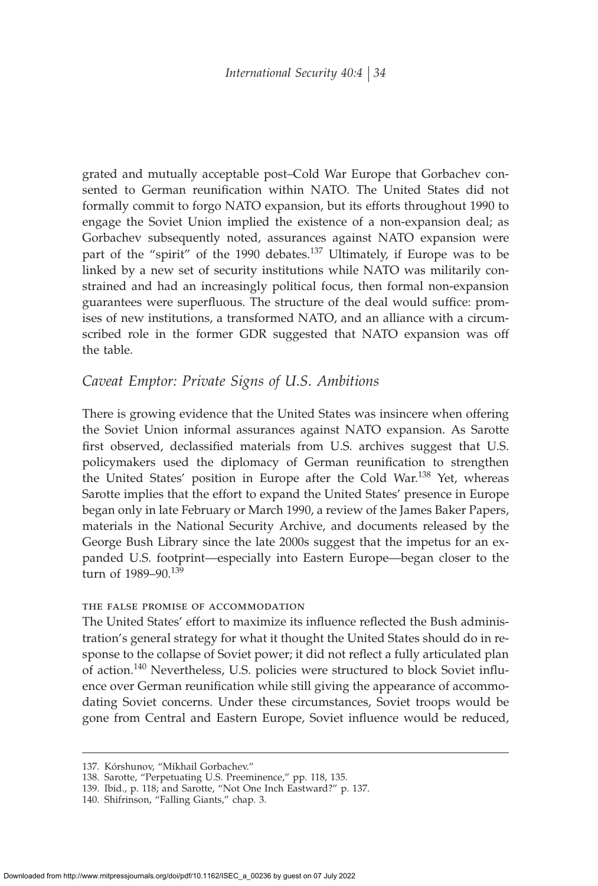grated and mutually acceptable post–Cold War Europe that Gorbachev consented to German reunification within NATO. The United States did not formally commit to forgo NATO expansion, but its efforts throughout 1990 to engage the Soviet Union implied the existence of a non-expansion deal; as Gorbachev subsequently noted, assurances against NATO expansion were part of the "spirit" of the 1990 debates.[137] Ultimately, if Europe was to be linked by a new set of security institutions while NATO was militarily constrained and had an increasingly political focus, then formal non-expansion guarantees were superfluous. The structure of the deal would suffice: promises of new institutions, a transformed NATO, and an alliance with a circumscribed role in the former GDR suggested that NATO expansion was off the table.

## *Caveat Emptor: Private Signs of U.S. Ambitions*

There is growing evidence that the United States was insincere when offering the Soviet Union informal assurances against NATO expansion. As Sarotte first observed, declassified materials from U.S. archives suggest that U.S. policymakers used the diplomacy of German reunification to strengthen the United States' position in Europe after the Cold War.[138] Yet, whereas Sarotte implies that the effort to expand the United States' presence in Europe began only in late February or March 1990, a review of the James Baker Papers, materials in the National Security Archive, and documents released by the George Bush Library since the late 2000s suggest that the impetus for an expanded U.S. footprint—especially into Eastern Europe—began closer to the turn of 1989–90.[139]

### THE FALSE PROMISE OF ACCOMMODATION

The United States' effort to maximize its influence reflected the Bush administration's general strategy for what it thought the United States should do in response to the collapse of Soviet power; it did not reflect a fully articulated plan of action.[140] Nevertheless, U.S. policies were structured to block Soviet influence over German reunification while still giving the appearance of accommodating Soviet concerns. Under these circumstances, Soviet troops would be gone from Central and Eastern Europe, Soviet influence would be reduced,

137. Kórshunov, "Mikhail Gorbachev."

138. Sarotte, "Perpetuating U.S. Preeminence," pp. 118, 135.

139. Ibid., p. 118; and Sarotte, "Not One Inch Eastward?" p. 137.

140. Shifrinson, "Falling Giants," chap. 3.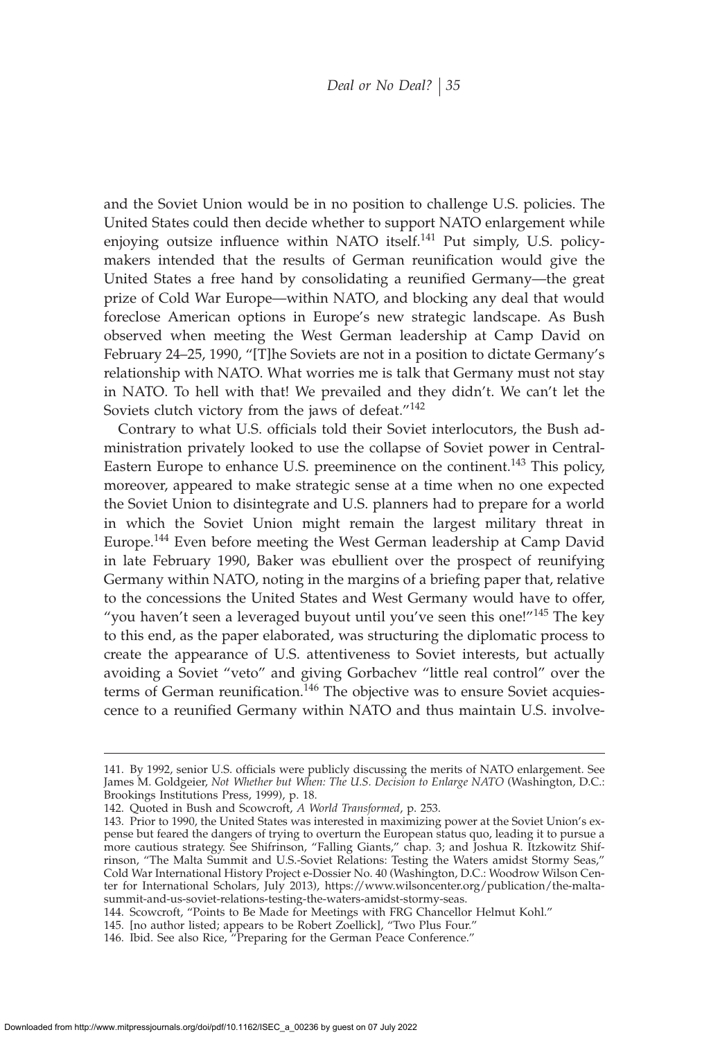and the Soviet Union would be in no position to challenge U.S. policies. The United States could then decide whether to support NATO enlargement while enjoying outsize influence within NATO itself.[141] Put simply, U.S. policymakers intended that the results of German reunification would give the United States a free hand by consolidating a reunified Germany—the great prize of Cold War Europe—within NATO, and blocking any deal that would foreclose American options in Europe's new strategic landscape. As Bush observed when meeting the West German leadership at Camp David on February 24–25, 1990, "[T]he Soviets are not in a position to dictate Germany's relationship with NATO. What worries me is talk that Germany must not stay in NATO. To hell with that! We prevailed and they didn't. We can't let the Soviets clutch victory from the jaws of defeat."[142]

Contrary to what U.S. officials told their Soviet interlocutors, the Bush administration privately looked to use the collapse of Soviet power in Central-Eastern Europe to enhance U.S. preeminence on the continent.[143] This policy, moreover, appeared to make strategic sense at a time when no one expected the Soviet Union to disintegrate and U.S. planners had to prepare for a world in which the Soviet Union might remain the largest military threat in Europe.[144] Even before meeting the West German leadership at Camp David in late February 1990, Baker was ebullient over the prospect of reunifying Germany within NATO, noting in the margins of a briefing paper that, relative to the concessions the United States and West Germany would have to offer, "you haven't seen a leveraged buyout until you've seen this one!"[145] The key to this end, as the paper elaborated, was structuring the diplomatic process to create the appearance of U.S. attentiveness to Soviet interests, but actually avoiding a Soviet "veto" and giving Gorbachev "little real control" over the terms of German reunification.[146] The objective was to ensure Soviet acquiescence to a reunified Germany within NATO and thus maintain U.S. involve-

141. By 1992, senior U.S. officials were publicly discussing the merits of NATO enlargement. See James M. Goldgeier, *Not Whether but When: The U.S. Decision to Enlarge NATO* (Washington, D.C.: Brookings Institutions Press, 1999), p. 18.

142. Quoted in Bush and Scowcroft, *A World Transformed*, p. 253.

143. Prior to 1990, the United States was interested in maximizing power at the Soviet Union's expense but feared the dangers of trying to overturn the European status quo, leading it to pursue a more cautious strategy. See Shifrinson, "Falling Giants," chap. 3; and Joshua R. Itzkowitz Shifrinson, "The Malta Summit and U.S.-Soviet Relations: Testing the Waters amidst Stormy Seas," Cold War International History Project e-Dossier No. 40 (Washington, D.C.: Woodrow Wilson Center for International Scholars, July 2013), https://www.wilsoncenter.org/publication/the-malta-summit-and-us-soviet-relations-testing-the-waters-amidst-stormy-seas.

144. Scowcroft, "Points to Be Made for Meetings with FRG Chancellor Helmut Kohl."

145. [no author listed; appears to be Robert Zoellick], "Two Plus Four."

146. Ibid. See also Rice, "Preparing for the German Peace Conference."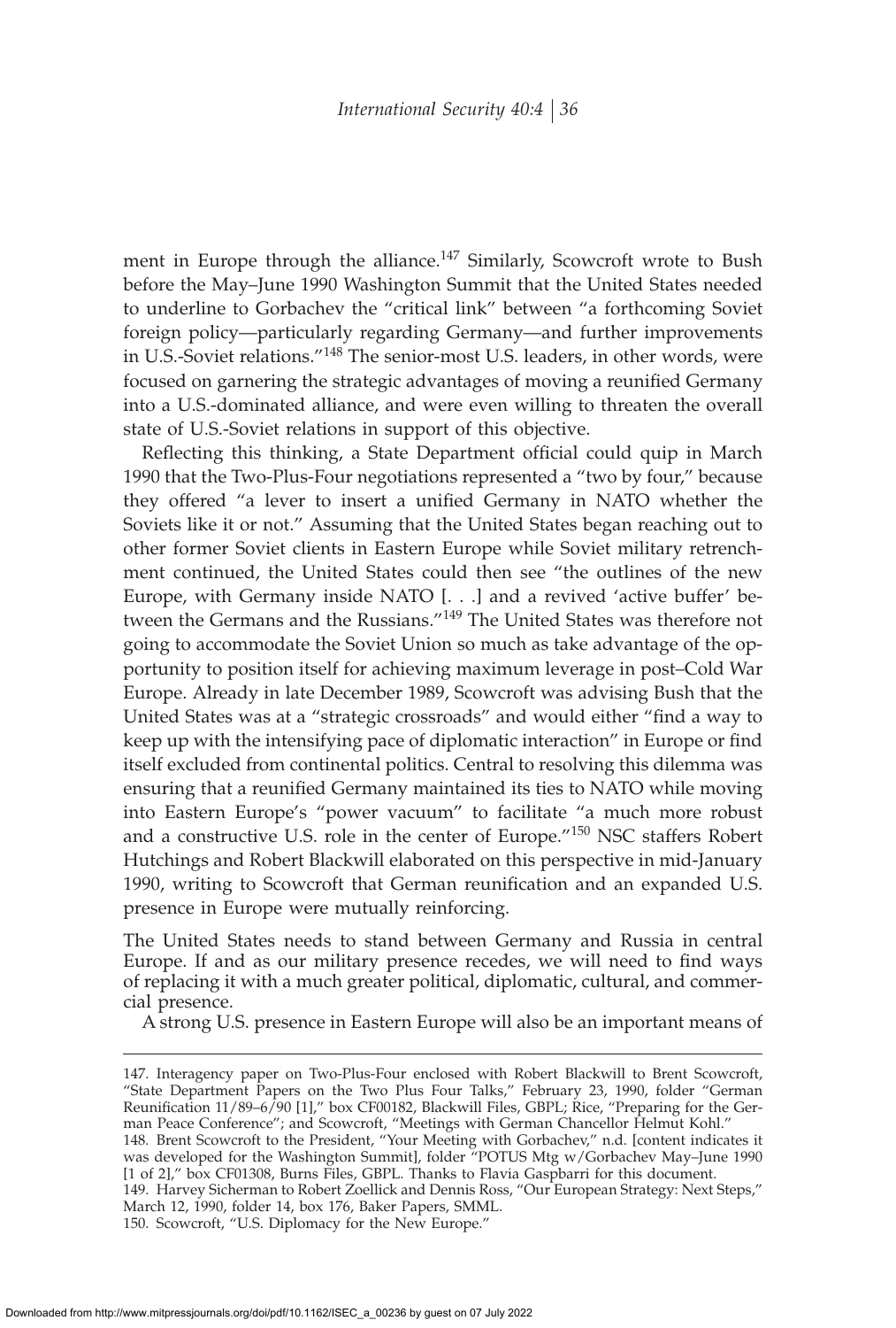ment in Europe through the alliance.[147] Similarly, Scowcroft wrote to Bush before the May–June 1990 Washington Summit that the United States needed to underline to Gorbachev the "critical link" between "a forthcoming Soviet foreign policy—particularly regarding Germany—and further improvements in U.S.-Soviet relations."[148] The senior-most U.S. leaders, in other words, were focused on garnering the strategic advantages of moving a reunified Germany into a U.S.-dominated alliance, and were even willing to threaten the overall state of U.S.-Soviet relations in support of this objective.

Reflecting this thinking, a State Department official could quip in March 1990 that the Two-Plus-Four negotiations represented a "two by four," because they offered "a lever to insert a unified Germany in NATO whether the Soviets like it or not." Assuming that the United States began reaching out to other former Soviet clients in Eastern Europe while Soviet military retrenchment continued, the United States could then see "the outlines of the new Europe, with Germany inside NATO [. . .] and a revived 'active buffer' between the Germans and the Russians."[149] The United States was therefore not going to accommodate the Soviet Union so much as take advantage of the opportunity to position itself for achieving maximum leverage in post–Cold War Europe. Already in late December 1989, Scowcroft was advising Bush that the United States was at a "strategic crossroads" and would either "find a way to keep up with the intensifying pace of diplomatic interaction" in Europe or find itself excluded from continental politics. Central to resolving this dilemma was ensuring that a reunified Germany maintained its ties to NATO while moving into Eastern Europe's "power vacuum" to facilitate "a much more robust and a constructive U.S. role in the center of Europe."[150] NSC staffers Robert Hutchings and Robert Blackwill elaborated on this perspective in mid-January 1990, writing to Scowcroft that German reunification and an expanded U.S. presence in Europe were mutually reinforcing.

> The United States needs to stand between Germany and Russia in central Europe. If and as our military presence recedes, we will need to find ways of replacing it with a much greater political, diplomatic, cultural, and commercial presence.
>
> A strong U.S. presence in Eastern Europe will also be an important means of

---

147. Interagency paper on Two-Plus-Four enclosed with Robert Blackwill to Brent Scowcroft, "State Department Papers on the Two Plus Four Talks," February 23, 1990, folder "German Reunification 11/89–6/90 [1]," box CF00182, Blackwill Files, GBPL; Rice, "Preparing for the German Peace Conference"; and Scowcroft, "Meetings with German Chancellor Helmut Kohl."

148. Brent Scowcroft to the President, "Your Meeting with Gorbachev," n.d. [content indicates it was developed for the Washington Summit], folder "POTUS Mtg w/Gorbachev May–June 1990 [1 of 2]," box CF01308, Burns Files, GBPL. Thanks to Flavia Gaspbarri for this document.

149. Harvey Sicherman to Robert Zoellick and Dennis Ross, "Our European Strategy: Next Steps," March 12, 1990, folder 14, box 176, Baker Papers, SMML.

150. Scowcroft, "U.S. Diplomacy for the New Europe."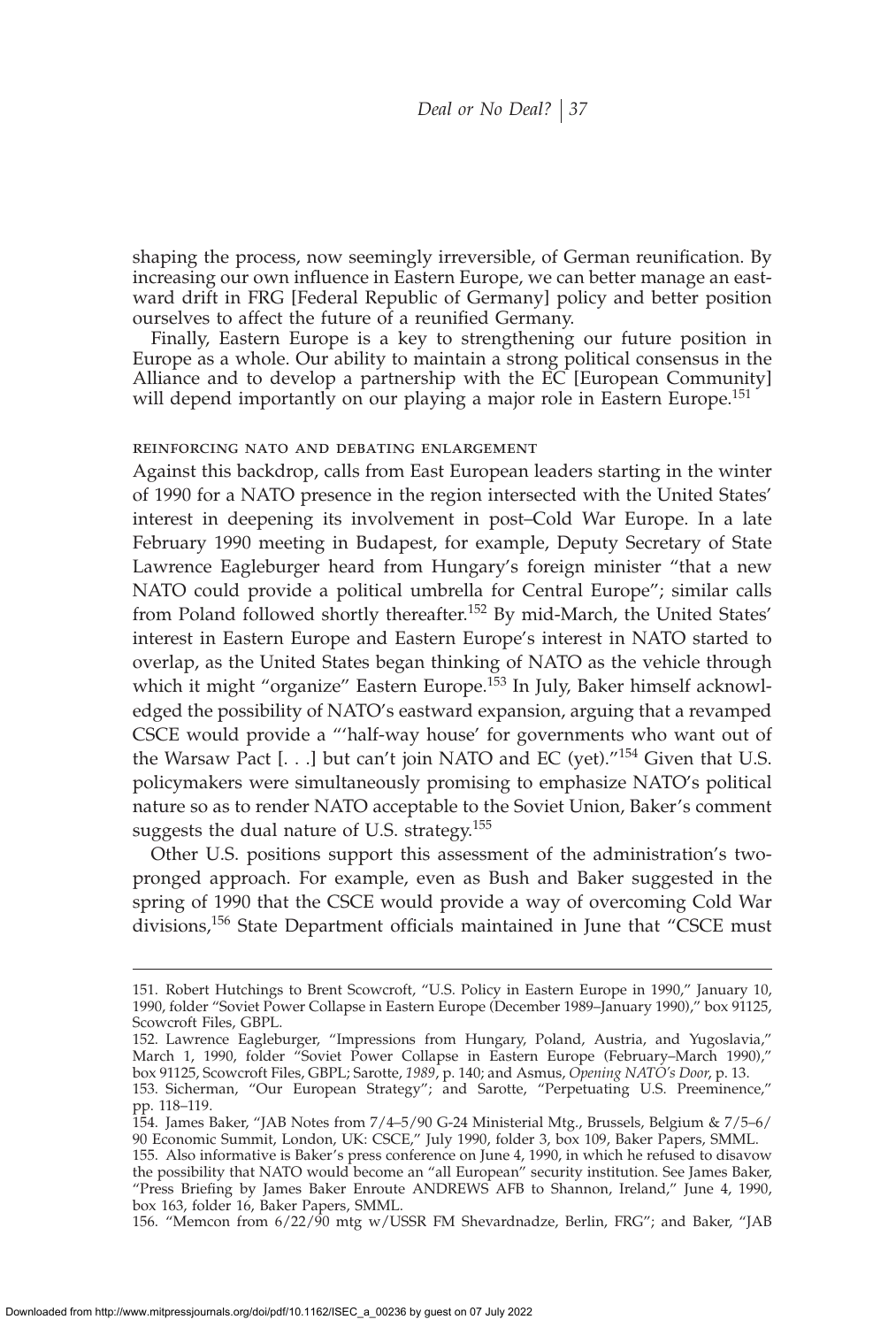shaping the process, now seemingly irreversible, of German reunification. By increasing our own influence in Eastern Europe, we can better manage an eastward drift in FRG [Federal Republic of Germany] policy and better position ourselves to affect the future of a reunified Germany.

Finally, Eastern Europe is a key to strengthening our future position in Europe as a whole. Our ability to maintain a strong political consensus in the Alliance and to develop a partnership with the EC [European Community] will depend importantly on our playing a major role in Eastern Europe.[151]

### reinforcing nato and debating enlargement

Against this backdrop, calls from East European leaders starting in the winter of 1990 for a NATO presence in the region intersected with the United States' interest in deepening its involvement in post–Cold War Europe. In a late February 1990 meeting in Budapest, for example, Deputy Secretary of State Lawrence Eagleburger heard from Hungary's foreign minister "that a new NATO could provide a political umbrella for Central Europe"; similar calls from Poland followed shortly thereafter.[152] By mid-March, the United States' interest in Eastern Europe and Eastern Europe's interest in NATO started to overlap, as the United States began thinking of NATO as the vehicle through which it might "organize" Eastern Europe.[153] In July, Baker himself acknowledged the possibility of NATO's eastward expansion, arguing that a revamped CSCE would provide a "'half-way house' for governments who want out of the Warsaw Pact [. . .] but can't join NATO and EC (yet)."[154] Given that U.S. policymakers were simultaneously promising to emphasize NATO's political nature so as to render NATO acceptable to the Soviet Union, Baker's comment suggests the dual nature of U.S. strategy.[155]

Other U.S. positions support this assessment of the administration's two-pronged approach. For example, even as Bush and Baker suggested in the spring of 1990 that the CSCE would provide a way of overcoming Cold War divisions,[156] State Department officials maintained in June that "CSCE must

---

151. Robert Hutchings to Brent Scowcroft, "U.S. Policy in Eastern Europe in 1990," January 10, 1990, folder "Soviet Power Collapse in Eastern Europe (December 1989–January 1990)," box 91125, Scowcroft Files, GBPL.

152. Lawrence Eagleburger, "Impressions from Hungary, Poland, Austria, and Yugoslavia," March 1, 1990, folder "Soviet Power Collapse in Eastern Europe (February–March 1990)," box 91125, Scowcroft Files, GBPL; Sarotte, *1989*, p. 140; and Asmus, *Opening NATO's Door*, p. 13.

153. Sicherman, "Our European Strategy"; and Sarotte, "Perpetuating U.S. Preeminence," pp. 118–119.

154. James Baker, "JAB Notes from 7/4–5/90 G-24 Ministerial Mtg., Brussels, Belgium & 7/5–6/90 Economic Summit, London, UK: CSCE," July 1990, folder 3, box 109, Baker Papers, SMML.

155. Also informative is Baker's press conference on June 4, 1990, in which he refused to disavow the possibility that NATO would become an "all European" security institution. See James Baker, "Press Briefing by James Baker Enroute ANDREWS AFB to Shannon, Ireland," June 4, 1990, box 163, folder 16, Baker Papers, SMML.

156. "Memcon from 6/22/90 mtg w/USSR FM Shevardnadze, Berlin, FRG"; and Baker, "JAB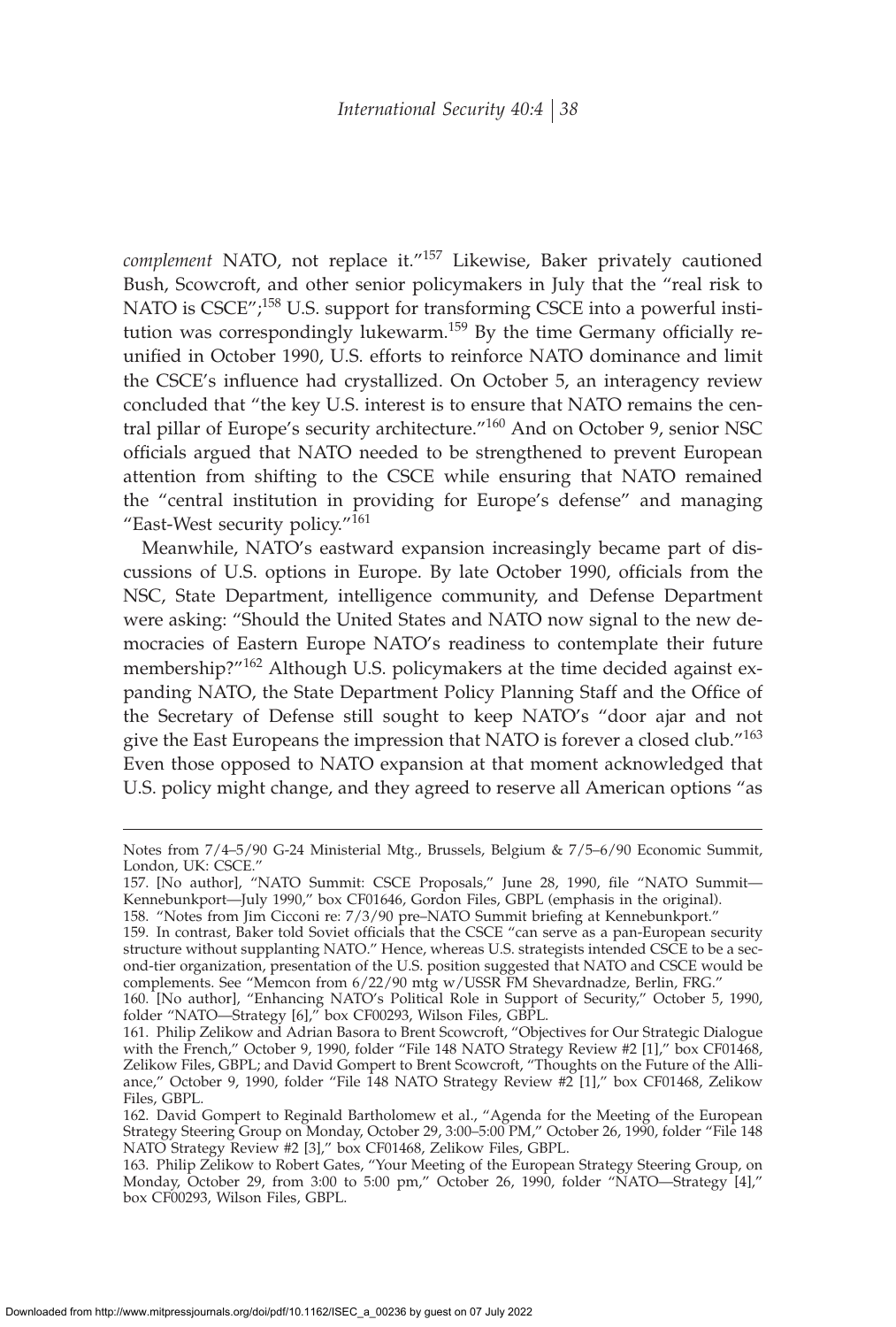*complement* NATO, not replace it."[157] Likewise, Baker privately cautioned Bush, Scowcroft, and other senior policymakers in July that the "real risk to NATO is CSCE";[158] U.S. support for transforming CSCE into a powerful institution was correspondingly lukewarm.[159] By the time Germany officially reunified in October 1990, U.S. efforts to reinforce NATO dominance and limit the CSCE's influence had crystallized. On October 5, an interagency review concluded that "the key U.S. interest is to ensure that NATO remains the central pillar of Europe's security architecture."[160] And on October 9, senior NSC officials argued that NATO needed to be strengthened to prevent European attention from shifting to the CSCE while ensuring that NATO remained the "central institution in providing for Europe's defense" and managing "East-West security policy."[161]

Meanwhile, NATO's eastward expansion increasingly became part of discussions of U.S. options in Europe. By late October 1990, officials from the NSC, State Department, intelligence community, and Defense Department were asking: "Should the United States and NATO now signal to the new democracies of Eastern Europe NATO's readiness to contemplate their future membership?"[162] Although U.S. policymakers at the time decided against expanding NATO, the State Department Policy Planning Staff and the Office of the Secretary of Defense still sought to keep NATO's "door ajar and not give the East Europeans the impression that NATO is forever a closed club."[163] Even those opposed to NATO expansion at that moment acknowledged that U.S. policy might change, and they agreed to reserve all American options "as

---

Notes from 7/4–5/90 G-24 Ministerial Mtg., Brussels, Belgium & 7/5–6/90 Economic Summit, London, UK: CSCE."

157. [No author], "NATO Summit: CSCE Proposals," June 28, 1990, file "NATO Summit—Kennebunkport—July 1990," box CF01646, Gordon Files, GBPL (emphasis in the original).

158. "Notes from Jim Cicconi re: 7/3/90 pre–NATO Summit briefing at Kennebunkport."

159. In contrast, Baker told Soviet officials that the CSCE "can serve as a pan-European security structure without supplanting NATO." Hence, whereas U.S. strategists intended CSCE to be a second-tier organization, presentation of the U.S. position suggested that NATO and CSCE would be complements. See "Memcon from 6/22/90 mtg w/USSR FM Shevardnadze, Berlin, FRG."

160. [No author], "Enhancing NATO's Political Role in Support of Security," October 5, 1990, folder "NATO—Strategy [6]," box CF00293, Wilson Files, GBPL.

161. Philip Zelikow and Adrian Basora to Brent Scowcroft, "Objectives for Our Strategic Dialogue with the French," October 9, 1990, folder "File 148 NATO Strategy Review #2 [1]," box CF01468, Zelikow Files, GBPL; and David Gompert to Brent Scowcroft, "Thoughts on the Future of the Alliance," October 9, 1990, folder "File 148 NATO Strategy Review #2 [1]," box CF01468, Zelikow Files, GBPL.

162. David Gompert to Reginald Bartholomew et al., "Agenda for the Meeting of the European Strategy Steering Group on Monday, October 29, 3:00–5:00 PM," October 26, 1990, folder "File 148 NATO Strategy Review #2 [3]," box CF01468, Zelikow Files, GBPL.

163. Philip Zelikow to Robert Gates, "Your Meeting of the European Strategy Steering Group, on Monday, October 29, from 3:00 to 5:00 pm," October 26, 1990, folder "NATO—Strategy [4]," box CF00293, Wilson Files, GBPL.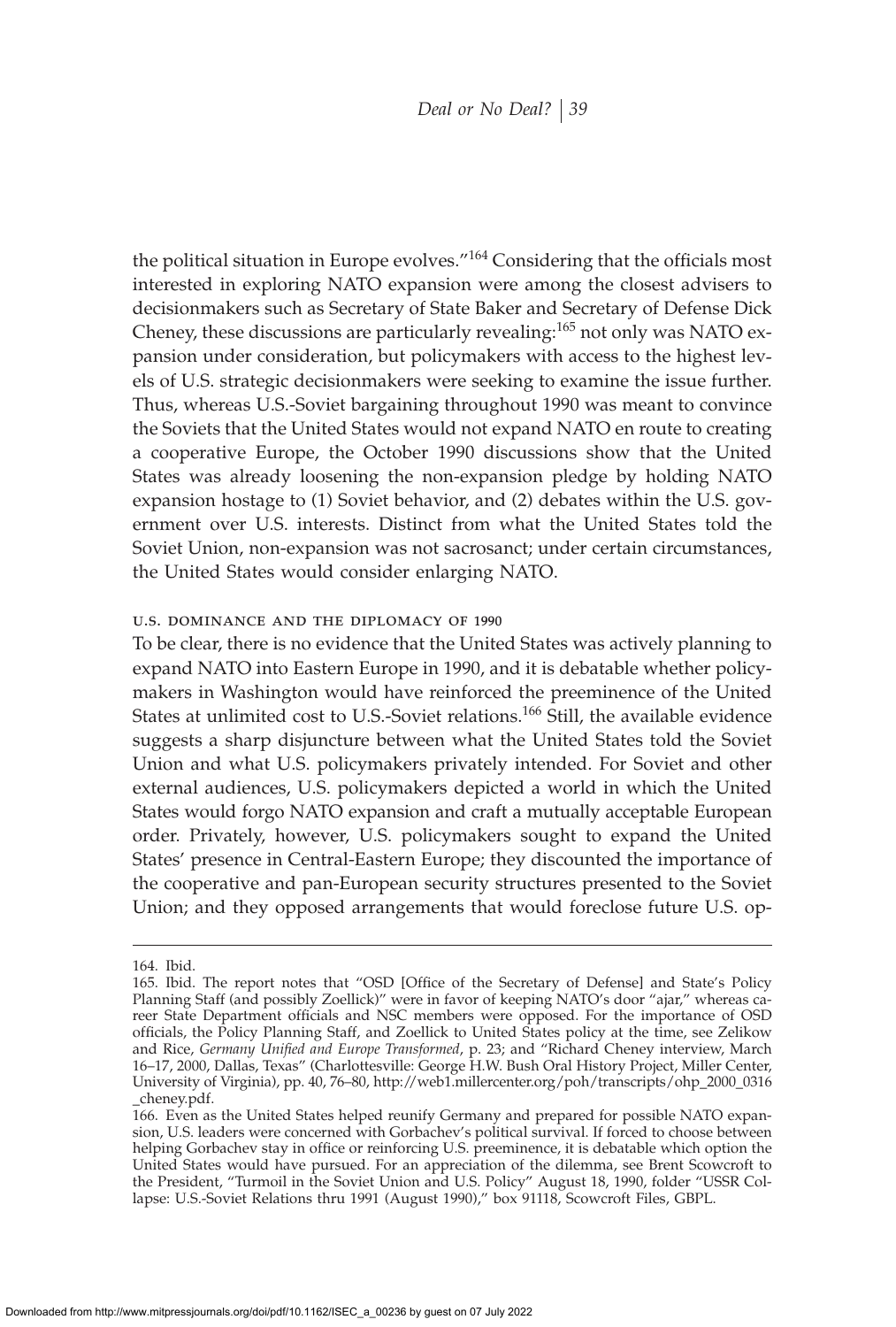the political situation in Europe evolves."[164] Considering that the officials most interested in exploring NATO expansion were among the closest advisers to decisionmakers such as Secretary of State Baker and Secretary of Defense Dick Cheney, these discussions are particularly revealing:[165] not only was NATO expansion under consideration, but policymakers with access to the highest levels of U.S. strategic decisionmakers were seeking to examine the issue further. Thus, whereas U.S.-Soviet bargaining throughout 1990 was meant to convince the Soviets that the United States would not expand NATO en route to creating a cooperative Europe, the October 1990 discussions show that the United States was already loosening the non-expansion pledge by holding NATO expansion hostage to (1) Soviet behavior, and (2) debates within the U.S. government over U.S. interests. Distinct from what the United States told the Soviet Union, non-expansion was not sacrosanct; under certain circumstances, the United States would consider enlarging NATO.

### U.S. DOMINANCE AND THE DIPLOMACY OF 1990

To be clear, there is no evidence that the United States was actively planning to expand NATO into Eastern Europe in 1990, and it is debatable whether policymakers in Washington would have reinforced the preeminence of the United States at unlimited cost to U.S.-Soviet relations.[166] Still, the available evidence suggests a sharp disjuncture between what the United States told the Soviet Union and what U.S. policymakers privately intended. For Soviet and other external audiences, U.S. policymakers depicted a world in which the United States would forgo NATO expansion and craft a mutually acceptable European order. Privately, however, U.S. policymakers sought to expand the United States' presence in Central-Eastern Europe; they discounted the importance of the cooperative and pan-European security structures presented to the Soviet Union; and they opposed arrangements that would foreclose future U.S. op-

---

164. Ibid.

165. Ibid. The report notes that "OSD [Office of the Secretary of Defense] and State's Policy Planning Staff (and possibly Zoellick)" were in favor of keeping NATO's door "ajar," whereas career State Department officials and NSC members were opposed. For the importance of OSD officials, the Policy Planning Staff, and Zoellick to United States policy at the time, see Zelikow and Rice, *Germany Unified and Europe Transformed*, p. 23; and "Richard Cheney interview, March 16–17, 2000, Dallas, Texas" (Charlottesville: George H.W. Bush Oral History Project, Miller Center, University of Virginia), pp. 40, 76–80, http://web1.millercenter.org/poh/transcripts/ohp_2000_0316_cheney.pdf.

166. Even as the United States helped reunify Germany and prepared for possible NATO expansion, U.S. leaders were concerned with Gorbachev's political survival. If forced to choose between helping Gorbachev stay in office or reinforcing U.S. preeminence, it is debatable which option the United States would have pursued. For an appreciation of the dilemma, see Brent Scowcroft to the President, "Turmoil in the Soviet Union and U.S. Policy" August 18, 1990, folder "USSR Collapse: U.S.-Soviet Relations thru 1991 (August 1990)," box 91118, Scowcroft Files, GBPL.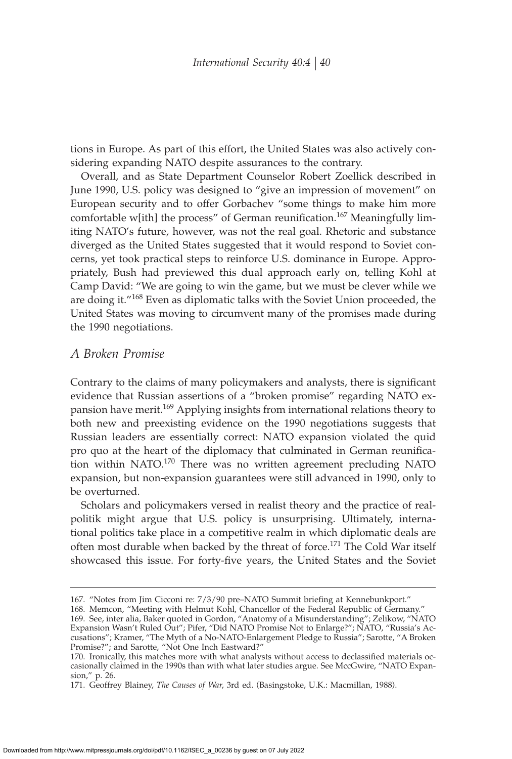tions in Europe. As part of this effort, the United States was also actively considering expanding NATO despite assurances to the contrary.

Overall, and as State Department Counselor Robert Zoellick described in June 1990, U.S. policy was designed to "give an impression of movement" on European security and to offer Gorbachev "some things to make him more comfortable w[ith] the process" of German reunification.[167] Meaningfully limiting NATO's future, however, was not the real goal. Rhetoric and substance diverged as the United States suggested that it would respond to Soviet concerns, yet took practical steps to reinforce U.S. dominance in Europe. Appropriately, Bush had previewed this dual approach early on, telling Kohl at Camp David: "We are going to win the game, but we must be clever while we are doing it."[168] Even as diplomatic talks with the Soviet Union proceeded, the United States was moving to circumvent many of the promises made during the 1990 negotiations.

## *A Broken Promise*

Contrary to the claims of many policymakers and analysts, there is significant evidence that Russian assertions of a "broken promise" regarding NATO expansion have merit.[169] Applying insights from international relations theory to both new and preexisting evidence on the 1990 negotiations suggests that Russian leaders are essentially correct: NATO expansion violated the quid pro quo at the heart of the diplomacy that culminated in German reunification within NATO.[170] There was no written agreement precluding NATO expansion, but non-expansion guarantees were still advanced in 1990, only to be overturned.

Scholars and policymakers versed in realist theory and the practice of realpolitik might argue that U.S. policy is unsurprising. Ultimately, international politics take place in a competitive realm in which diplomatic deals are often most durable when backed by the threat of force.[171] The Cold War itself showcased this issue. For forty-five years, the United States and the Soviet

---

167. "Notes from Jim Cicconi re: 7/3/90 pre–NATO Summit briefing at Kennebunkport."

168. Memcon, "Meeting with Helmut Kohl, Chancellor of the Federal Republic of Germany."

169. See, inter alia, Baker quoted in Gordon, "Anatomy of a Misunderstanding"; Zelikow, "NATO Expansion Wasn't Ruled Out"; Pifer, "Did NATO Promise Not to Enlarge?"; NATO, "Russia's Accusations"; Kramer, "The Myth of a No-NATO-Enlargement Pledge to Russia"; Sarotte, "A Broken Promise?"; and Sarotte, "Not One Inch Eastward?"

170. Ironically, this matches more with what analysts without access to declassified materials occasionally claimed in the 1990s than with what later studies argue. See MccGwire, "NATO Expansion," p. 26.

171. Geoffrey Blainey, *The Causes of War*, 3rd ed. (Basingstoke, U.K.: Macmillan, 1988).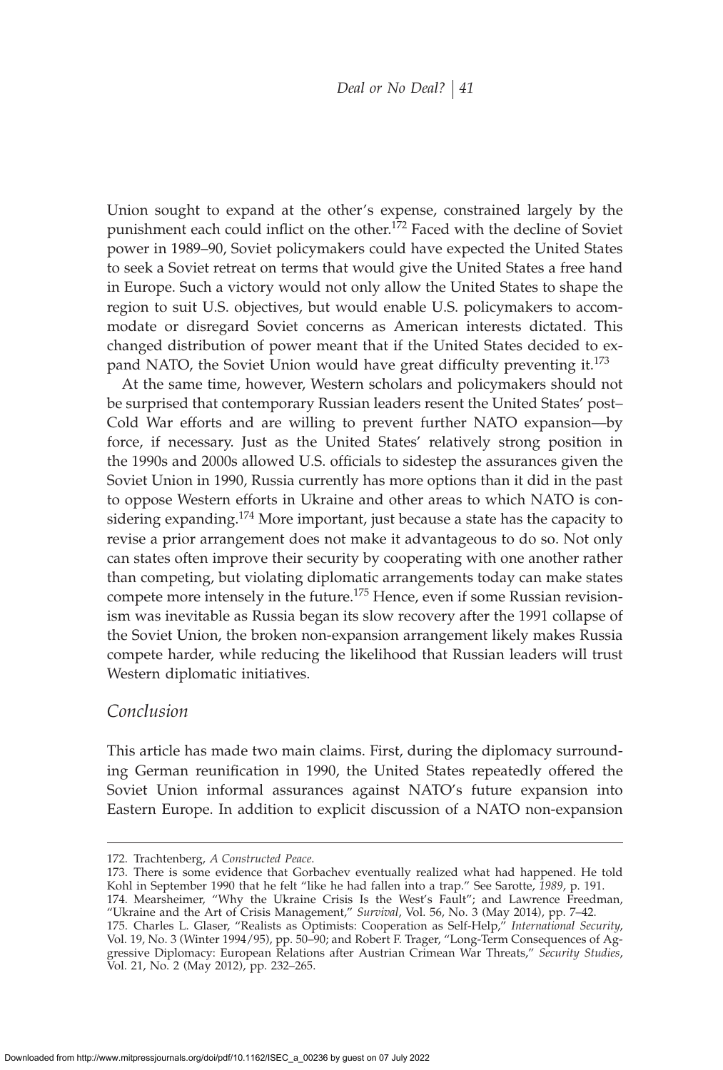Union sought to expand at the other's expense, constrained largely by the punishment each could inflict on the other.[172] Faced with the decline of Soviet power in 1989–90, Soviet policymakers could have expected the United States to seek a Soviet retreat on terms that would give the United States a free hand in Europe. Such a victory would not only allow the United States to shape the region to suit U.S. objectives, but would enable U.S. policymakers to accommodate or disregard Soviet concerns as American interests dictated. This changed distribution of power meant that if the United States decided to expand NATO, the Soviet Union would have great difficulty preventing it.[173]

At the same time, however, Western scholars and policymakers should not be surprised that contemporary Russian leaders resent the United States' post–Cold War efforts and are willing to prevent further NATO expansion—by force, if necessary. Just as the United States' relatively strong position in the 1990s and 2000s allowed U.S. officials to sidestep the assurances given the Soviet Union in 1990, Russia currently has more options than it did in the past to oppose Western efforts in Ukraine and other areas to which NATO is considering expanding.[174] More important, just because a state has the capacity to revise a prior arrangement does not make it advantageous to do so. Not only can states often improve their security by cooperating with one another rather than competing, but violating diplomatic arrangements today can make states compete more intensely in the future.[175] Hence, even if some Russian revisionism was inevitable as Russia began its slow recovery after the 1991 collapse of the Soviet Union, the broken non-expansion arrangement likely makes Russia compete harder, while reducing the likelihood that Russian leaders will trust Western diplomatic initiatives.

## *Conclusion*

This article has made two main claims. First, during the diplomacy surrounding German reunification in 1990, the United States repeatedly offered the Soviet Union informal assurances against NATO's future expansion into Eastern Europe. In addition to explicit discussion of a NATO non-expansion

---

172. Trachtenberg, *A Constructed Peace*.

173. There is some evidence that Gorbachev eventually realized what had happened. He told Kohl in September 1990 that he felt "like he had fallen into a trap." See Sarotte, *1989*, p. 191.

174. Mearsheimer, "Why the Ukraine Crisis Is the West's Fault"; and Lawrence Freedman, "Ukraine and the Art of Crisis Management," *Survival*, Vol. 56, No. 3 (May 2014), pp. 7–42.

175. Charles L. Glaser, "Realists as Optimists: Cooperation as Self-Help," *International Security*, Vol. 19, No. 3 (Winter 1994/95), pp. 50–90; and Robert F. Trager, "Long-Term Consequences of Aggressive Diplomacy: European Relations after Austrian Crimean War Threats," *Security Studies*, Vol. 21, No. 2 (May 2012), pp. 232–265.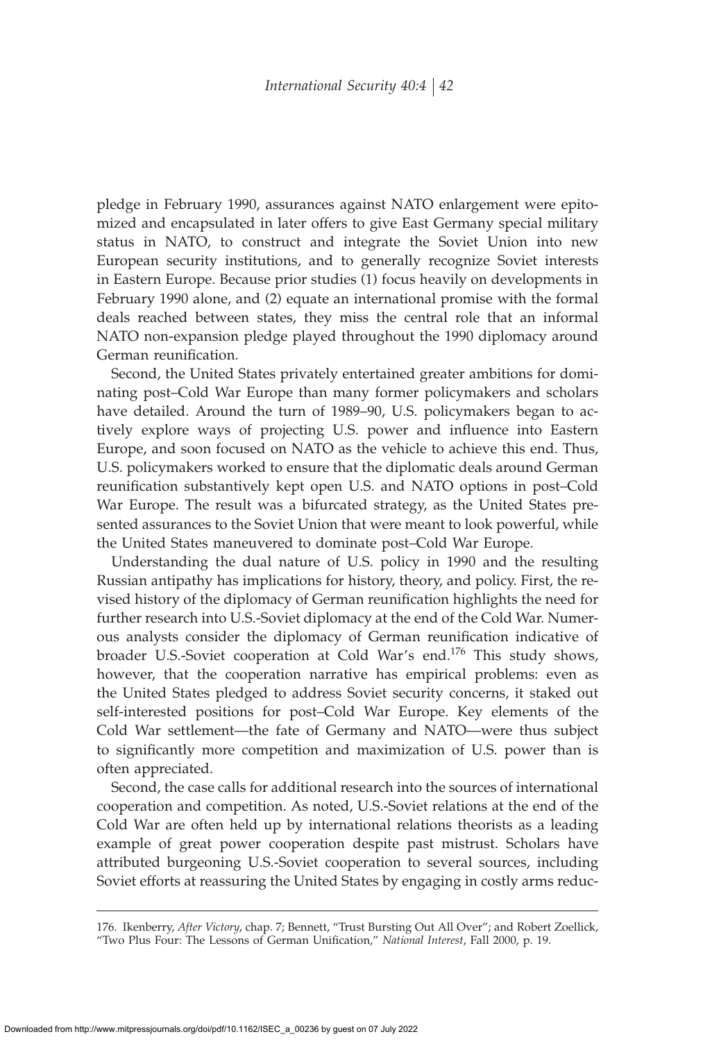pledge in February 1990, assurances against NATO enlargement were epitomized and encapsulated in later offers to give East Germany special military status in NATO, to construct and integrate the Soviet Union into new European security institutions, and to generally recognize Soviet interests in Eastern Europe. Because prior studies (1) focus heavily on developments in February 1990 alone, and (2) equate an international promise with the formal deals reached between states, they miss the central role that an informal NATO non-expansion pledge played throughout the 1990 diplomacy around German reunification.

Second, the United States privately entertained greater ambitions for dominating post–Cold War Europe than many former policymakers and scholars have detailed. Around the turn of 1989–90, U.S. policymakers began to actively explore ways of projecting U.S. power and influence into Eastern Europe, and soon focused on NATO as the vehicle to achieve this end. Thus, U.S. policymakers worked to ensure that the diplomatic deals around German reunification substantively kept open U.S. and NATO options in post–Cold War Europe. The result was a bifurcated strategy, as the United States presented assurances to the Soviet Union that were meant to look powerful, while the United States maneuvered to dominate post–Cold War Europe.

Understanding the dual nature of U.S. policy in 1990 and the resulting Russian antipathy has implications for history, theory, and policy. First, the revised history of the diplomacy of German reunification highlights the need for further research into U.S.-Soviet diplomacy at the end of the Cold War. Numerous analysts consider the diplomacy of German reunification indicative of broader U.S.-Soviet cooperation at Cold War's end.[176] This study shows, however, that the cooperation narrative has empirical problems: even as the United States pledged to address Soviet security concerns, it staked out self-interested positions for post–Cold War Europe. Key elements of the Cold War settlement—the fate of Germany and NATO—were thus subject to significantly more competition and maximization of U.S. power than is often appreciated.

Second, the case calls for additional research into the sources of international cooperation and competition. As noted, U.S.-Soviet relations at the end of the Cold War are often held up by international relations theorists as a leading example of great power cooperation despite past mistrust. Scholars have attributed burgeoning U.S.-Soviet cooperation to several sources, including Soviet efforts at reassuring the United States by engaging in costly arms reduc-

176. Ikenberry, *After Victory*, chap. 7; Bennett, "Trust Bursting Out All Over"; and Robert Zoellick, "Two Plus Four: The Lessons of German Unification," *National Interest*, Fall 2000, p. 19.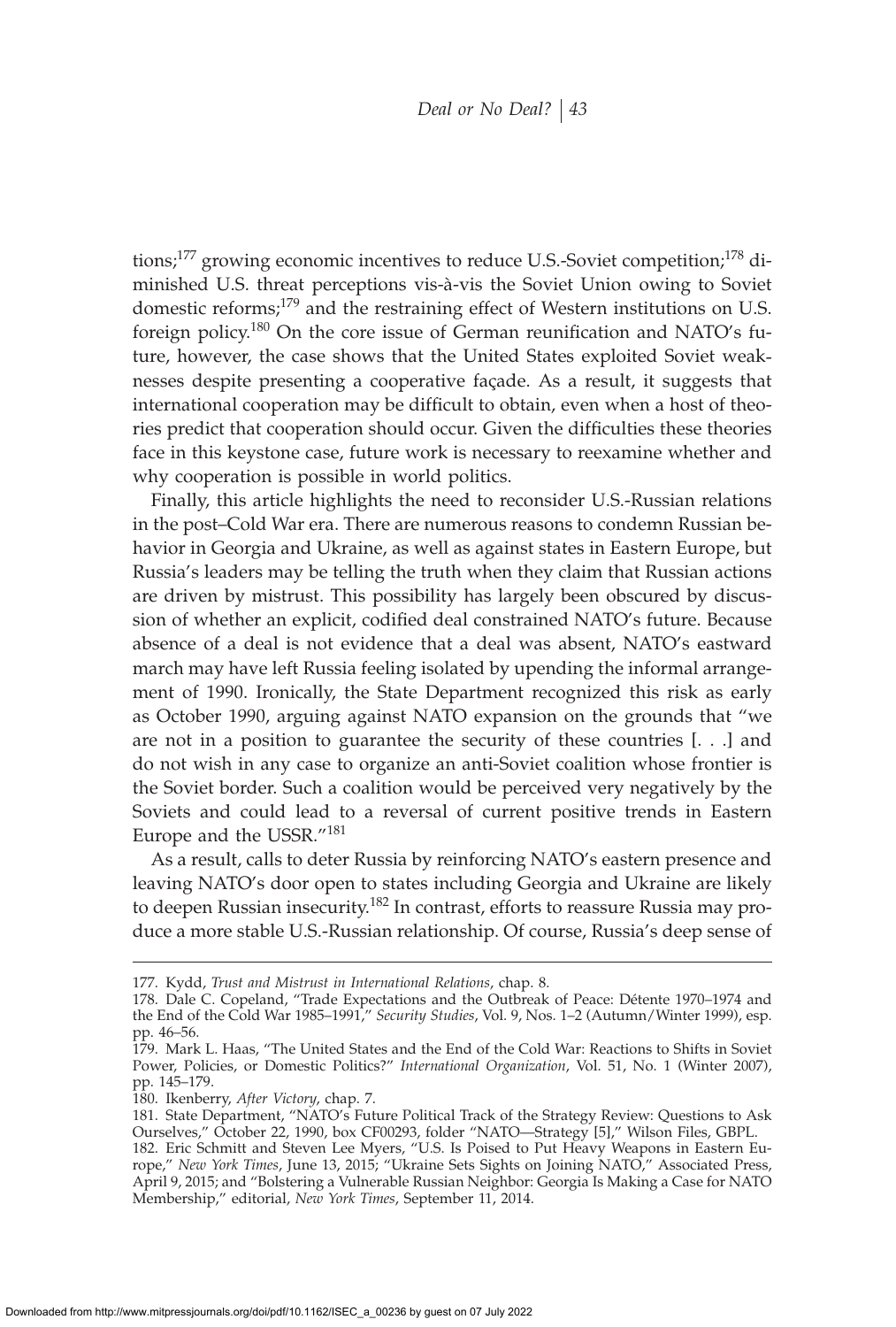tions;[177] growing economic incentives to reduce U.S.-Soviet competition;[178] diminished U.S. threat perceptions vis-à-vis the Soviet Union owing to Soviet domestic reforms;[179] and the restraining effect of Western institutions on U.S. foreign policy.[180] On the core issue of German reunification and NATO's future, however, the case shows that the United States exploited Soviet weaknesses despite presenting a cooperative façade. As a result, it suggests that international cooperation may be difficult to obtain, even when a host of theories predict that cooperation should occur. Given the difficulties these theories face in this keystone case, future work is necessary to reexamine whether and why cooperation is possible in world politics.

Finally, this article highlights the need to reconsider U.S.-Russian relations in the post–Cold War era. There are numerous reasons to condemn Russian behavior in Georgia and Ukraine, as well as against states in Eastern Europe, but Russia's leaders may be telling the truth when they claim that Russian actions are driven by mistrust. This possibility has largely been obscured by discussion of whether an explicit, codified deal constrained NATO's future. Because absence of a deal is not evidence that a deal was absent, NATO's eastward march may have left Russia feeling isolated by upending the informal arrangement of 1990. Ironically, the State Department recognized this risk as early as October 1990, arguing against NATO expansion on the grounds that "we are not in a position to guarantee the security of these countries [. . .] and do not wish in any case to organize an anti-Soviet coalition whose frontier is the Soviet border. Such a coalition would be perceived very negatively by the Soviets and could lead to a reversal of current positive trends in Eastern Europe and the USSR."[181]

As a result, calls to deter Russia by reinforcing NATO's eastern presence and leaving NATO's door open to states including Georgia and Ukraine are likely to deepen Russian insecurity.[182] In contrast, efforts to reassure Russia may produce a more stable U.S.-Russian relationship. Of course, Russia's deep sense of

---

177. Kydd, *Trust and Mistrust in International Relations*, chap. 8.

178. Dale C. Copeland, "Trade Expectations and the Outbreak of Peace: Détente 1970–1974 and the End of the Cold War 1985–1991," *Security Studies*, Vol. 9, Nos. 1–2 (Autumn/Winter 1999), esp. pp. 46–56.

179. Mark L. Haas, "The United States and the End of the Cold War: Reactions to Shifts in Soviet Power, Policies, or Domestic Politics?" *International Organization*, Vol. 51, No. 1 (Winter 2007), pp. 145–179.

180. Ikenberry, *After Victory*, chap. 7.

181. State Department, "NATO's Future Political Track of the Strategy Review: Questions to Ask Ourselves," October 22, 1990, box CF00293, folder "NATO—Strategy [5]," Wilson Files, GBPL.

182. Eric Schmitt and Steven Lee Myers, "U.S. Is Poised to Put Heavy Weapons in Eastern Europe," *New York Times*, June 13, 2015; "Ukraine Sets Sights on Joining NATO," Associated Press, April 9, 2015; and "Bolstering a Vulnerable Russian Neighbor: Georgia Is Making a Case for NATO Membership," editorial, *New York Times*, September 11, 2014.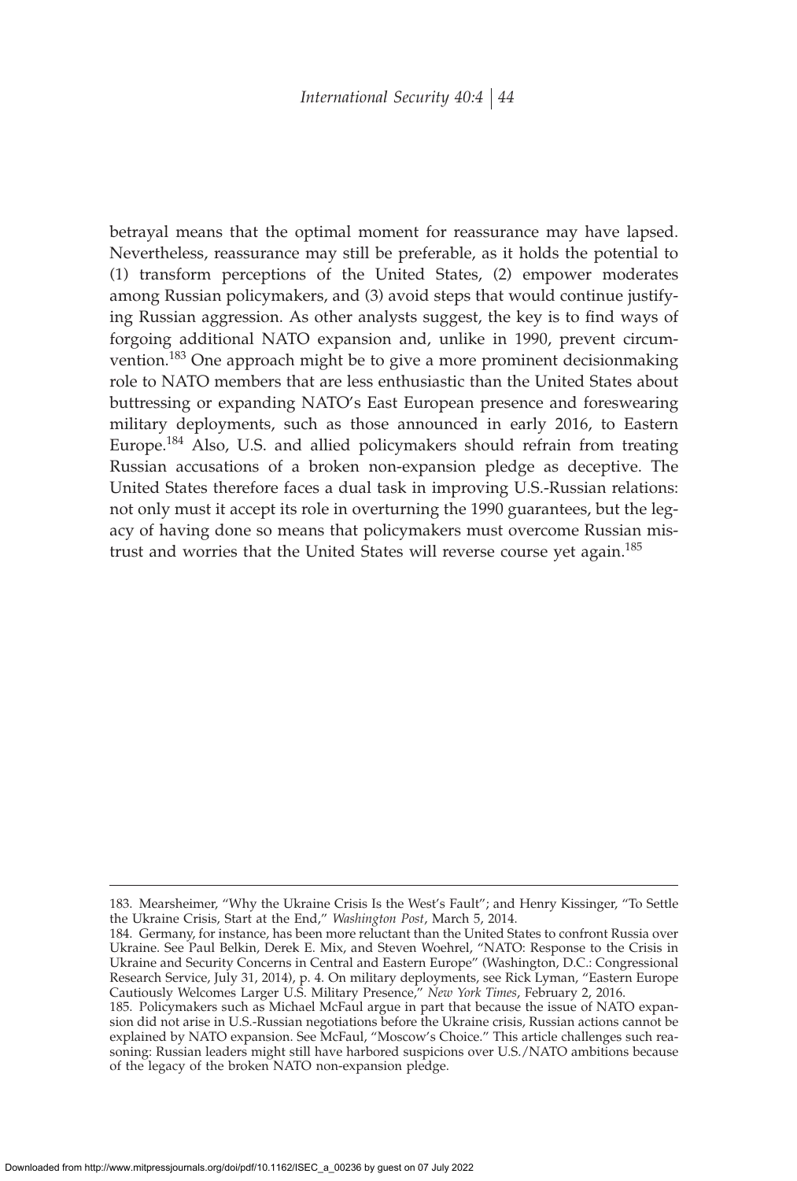betrayal means that the optimal moment for reassurance may have lapsed. Nevertheless, reassurance may still be preferable, as it holds the potential to (1) transform perceptions of the United States, (2) empower moderates among Russian policymakers, and (3) avoid steps that would continue justifying Russian aggression. As other analysts suggest, the key is to find ways of forgoing additional NATO expansion and, unlike in 1990, prevent circumvention.[183] One approach might be to give a more prominent decisionmaking role to NATO members that are less enthusiastic than the United States about buttressing or expanding NATO's East European presence and foreswearing military deployments, such as those announced in early 2016, to Eastern Europe.[184] Also, U.S. and allied policymakers should refrain from treating Russian accusations of a broken non-expansion pledge as deceptive. The United States therefore faces a dual task in improving U.S.-Russian relations: not only must it accept its role in overturning the 1990 guarantees, but the legacy of having done so means that policymakers must overcome Russian mistrust and worries that the United States will reverse course yet again.[185]

---

183. Mearsheimer, "Why the Ukraine Crisis Is the West's Fault"; and Henry Kissinger, "To Settle the Ukraine Crisis, Start at the End," *Washington Post*, March 5, 2014.

184. Germany, for instance, has been more reluctant than the United States to confront Russia over Ukraine. See Paul Belkin, Derek E. Mix, and Steven Woehrel, "NATO: Response to the Crisis in Ukraine and Security Concerns in Central and Eastern Europe" (Washington, D.C.: Congressional Research Service, July 31, 2014), p. 4. On military deployments, see Rick Lyman, "Eastern Europe Cautiously Welcomes Larger U.S. Military Presence," *New York Times*, February 2, 2016.

185. Policymakers such as Michael McFaul argue in part that because the issue of NATO expansion did not arise in U.S.-Russian negotiations before the Ukraine crisis, Russian actions cannot be explained by NATO expansion. See McFaul, "Moscow's Choice." This article challenges such reasoning: Russian leaders might still have harbored suspicions over U.S./NATO ambitions because of the legacy of the broken NATO non-expansion pledge.